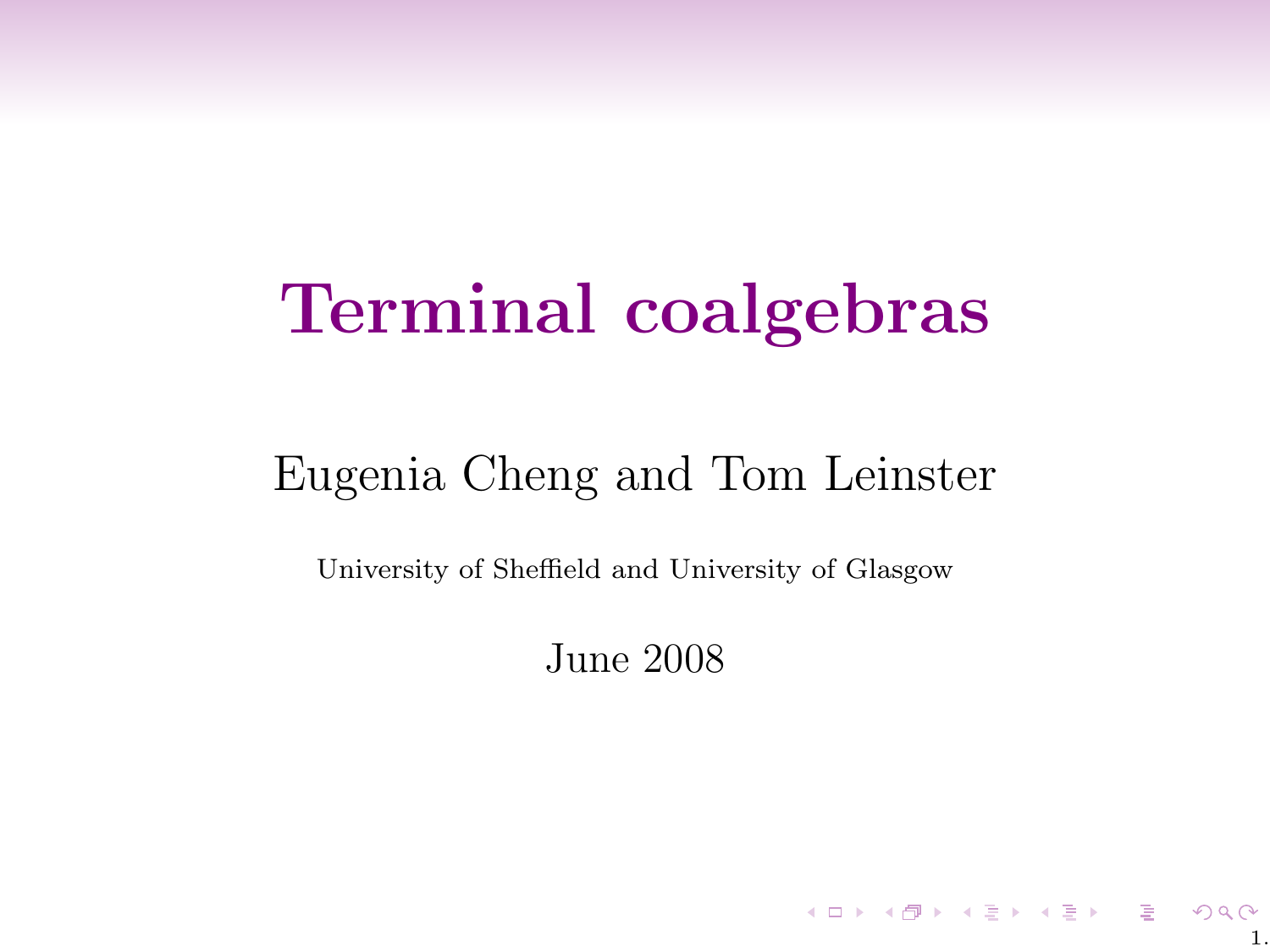# Terminal coalgebras

Eugenia Cheng and Tom Leinster

University of Sheffield and University of Glasgow

June 2008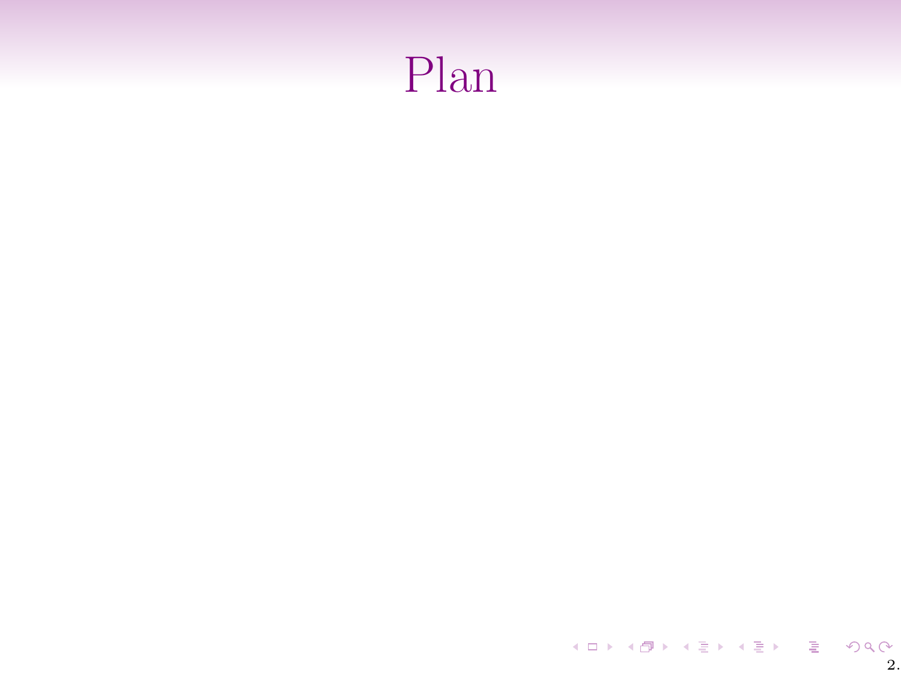# Plan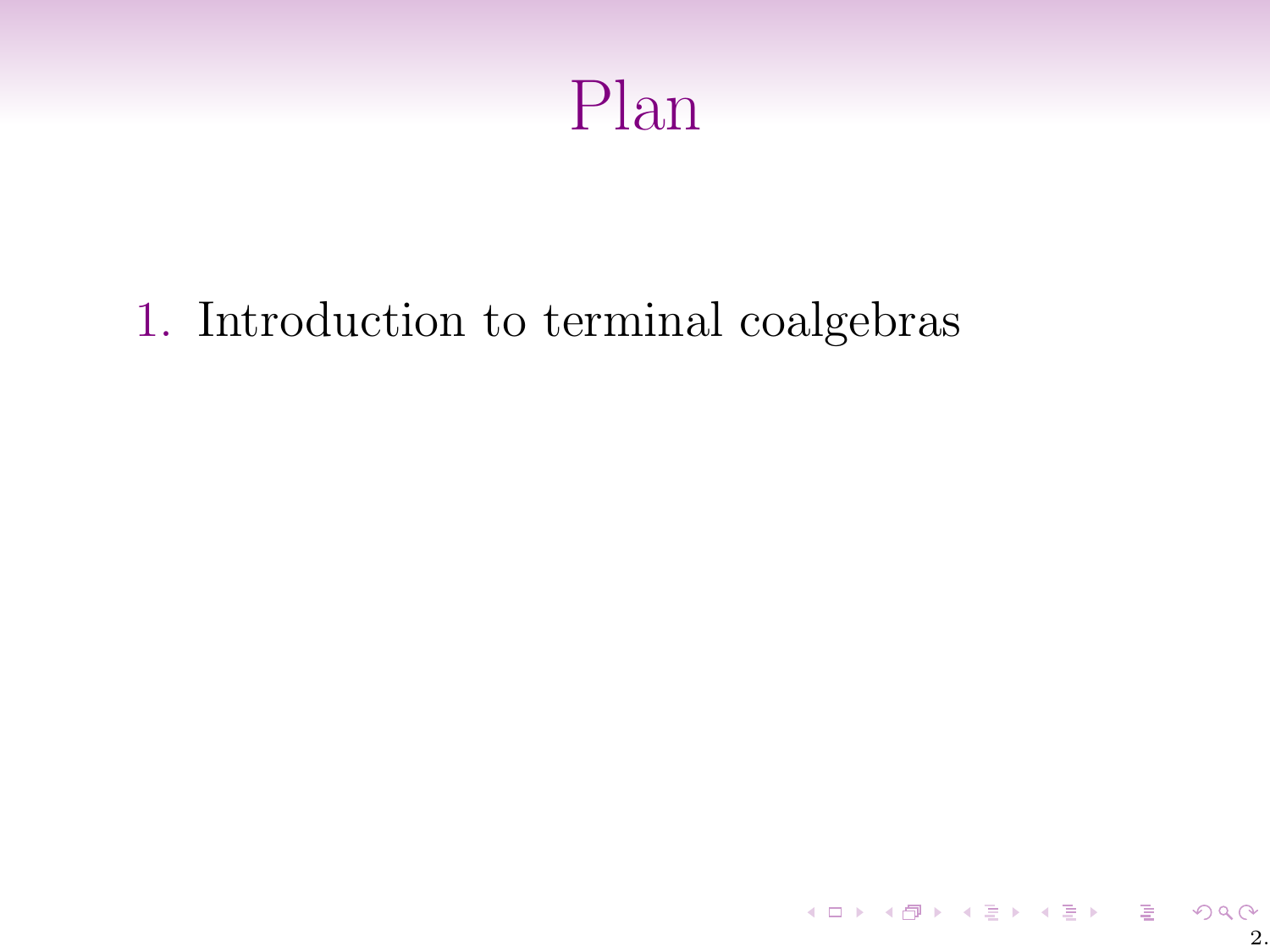# Plan

1. Introduction to terminal coalgebras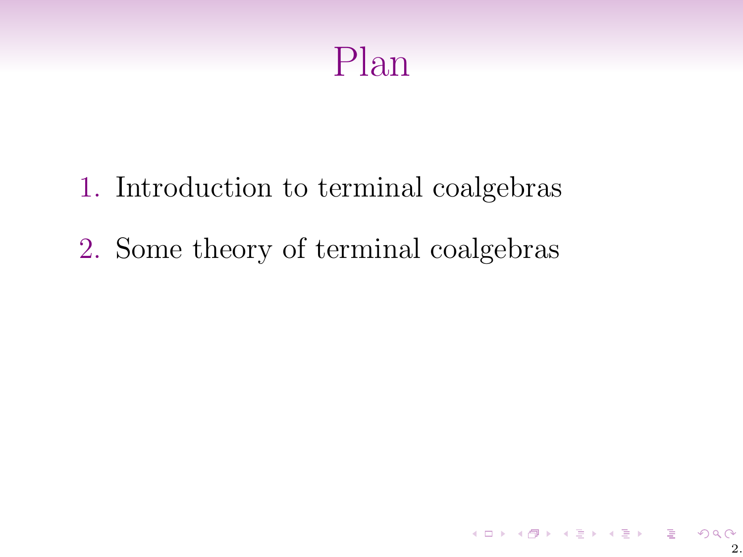# Plan

1. Introduction to terminal coalgebras
2. Some theory of terminal coalgebras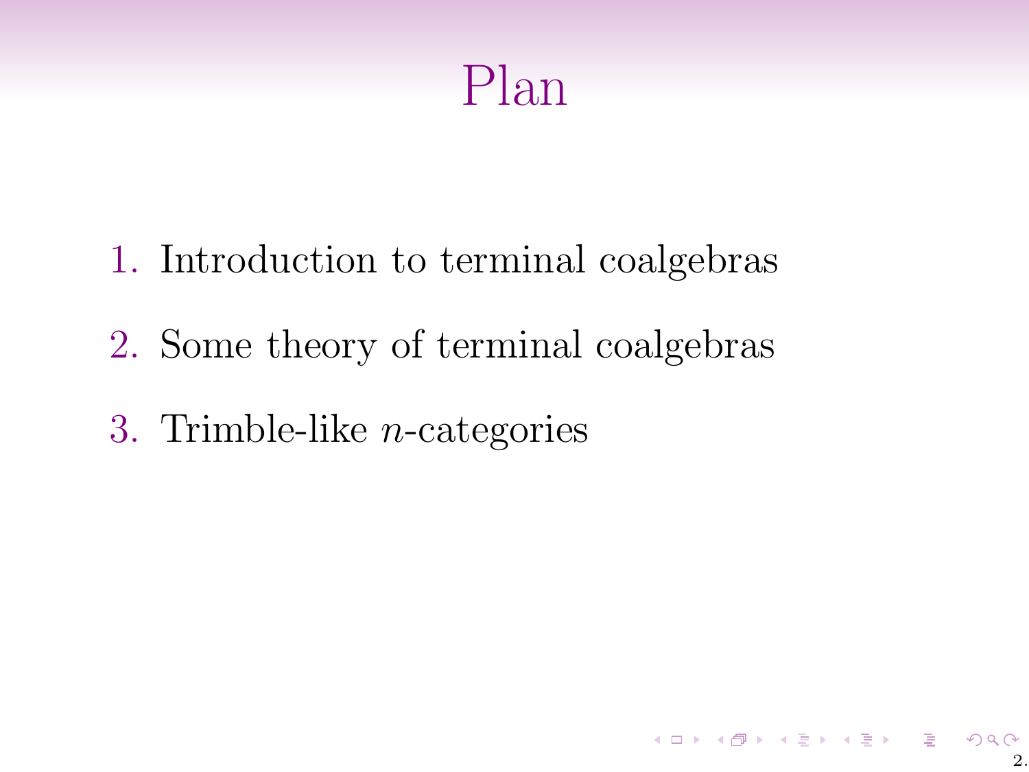# Plan

1. Introduction to terminal coalgebras
2. Some theory of terminal coalgebras
3. Trimble-like $n$-categories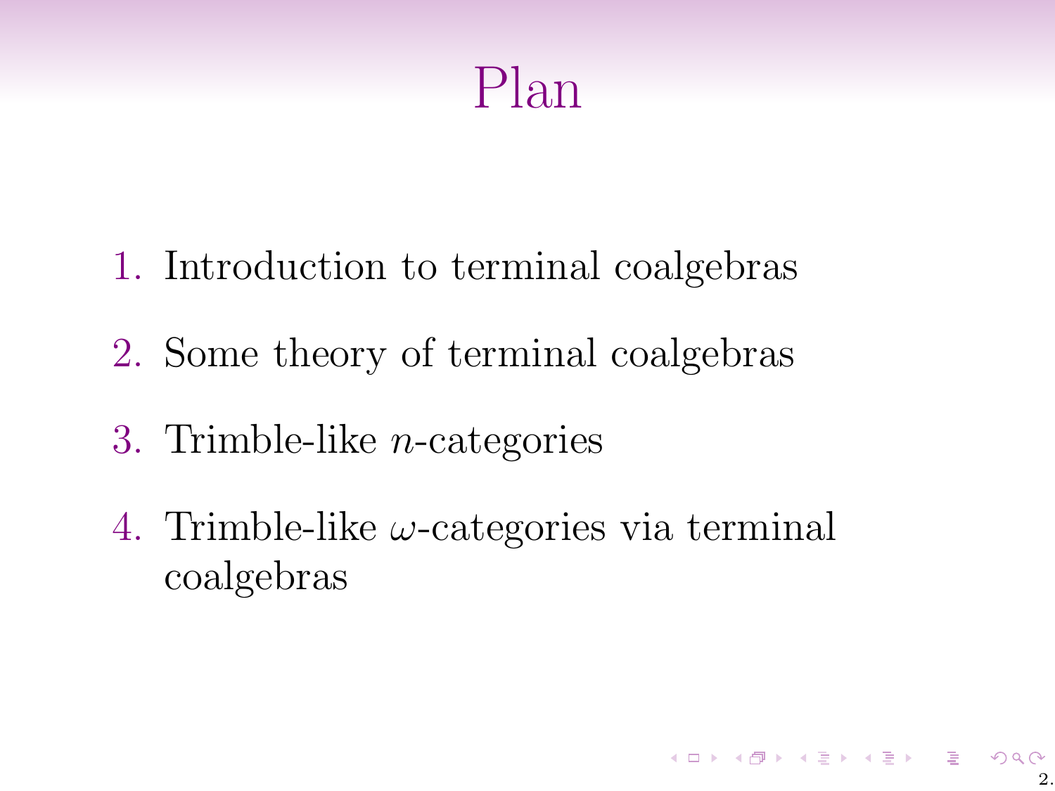# Plan

1. Introduction to terminal coalgebras
2. Some theory of terminal coalgebras
3. Trimble-like $n$-categories
4. Trimble-like $\omega$-categories via terminal coalgebras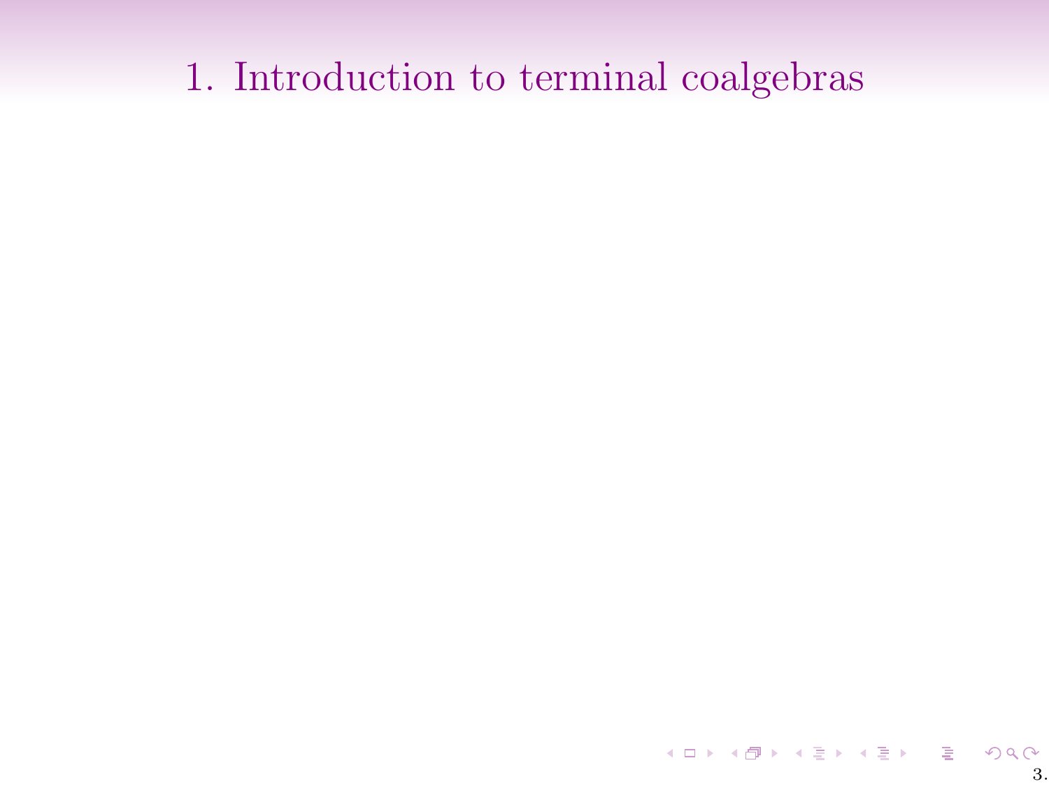# 1. Introduction to terminal coalgebras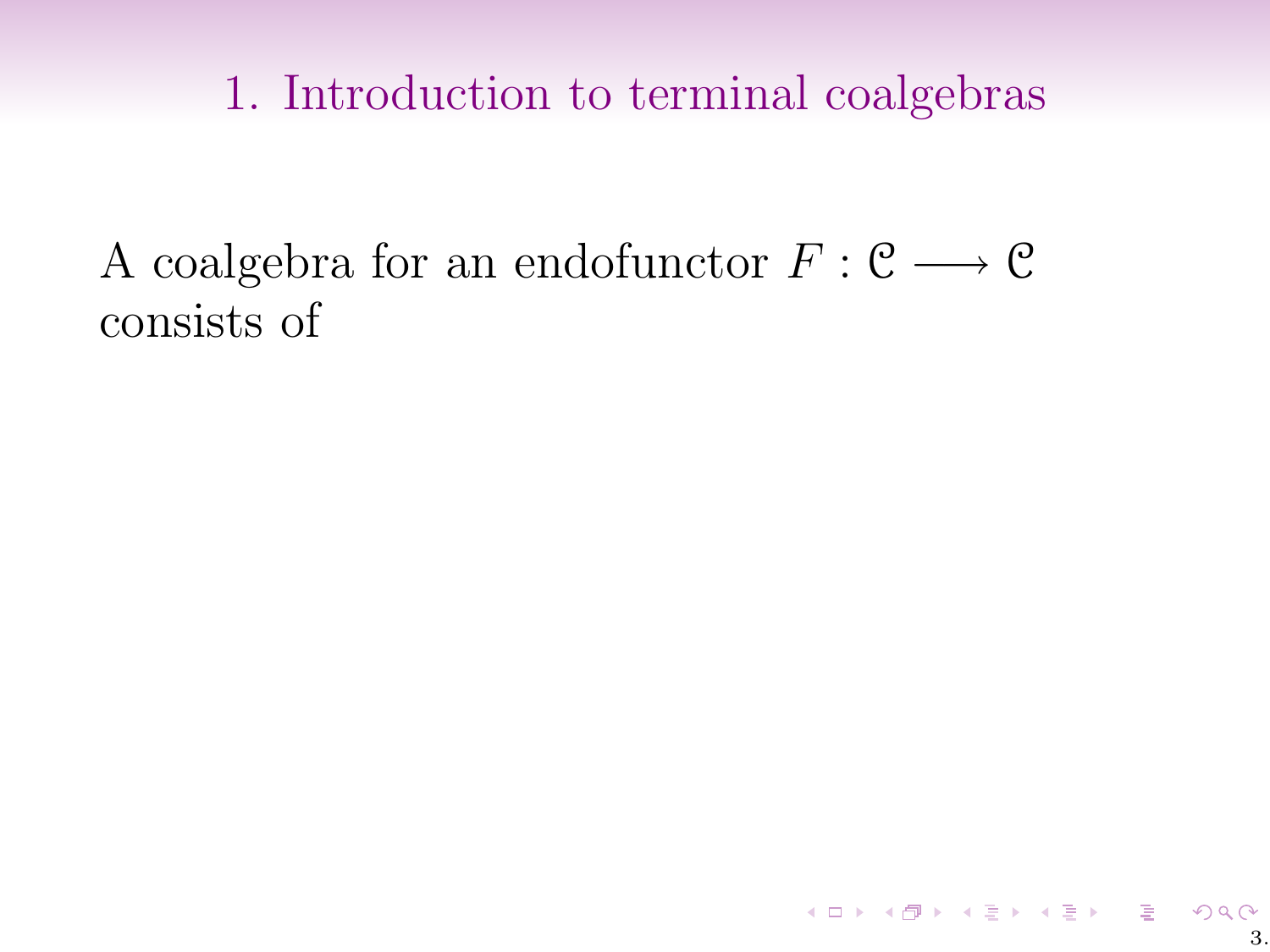## 1. Introduction to terminal coalgebras

A coalgebra for an endofunctor $F : \mathcal{C} \longrightarrow \mathcal{C}$ consists of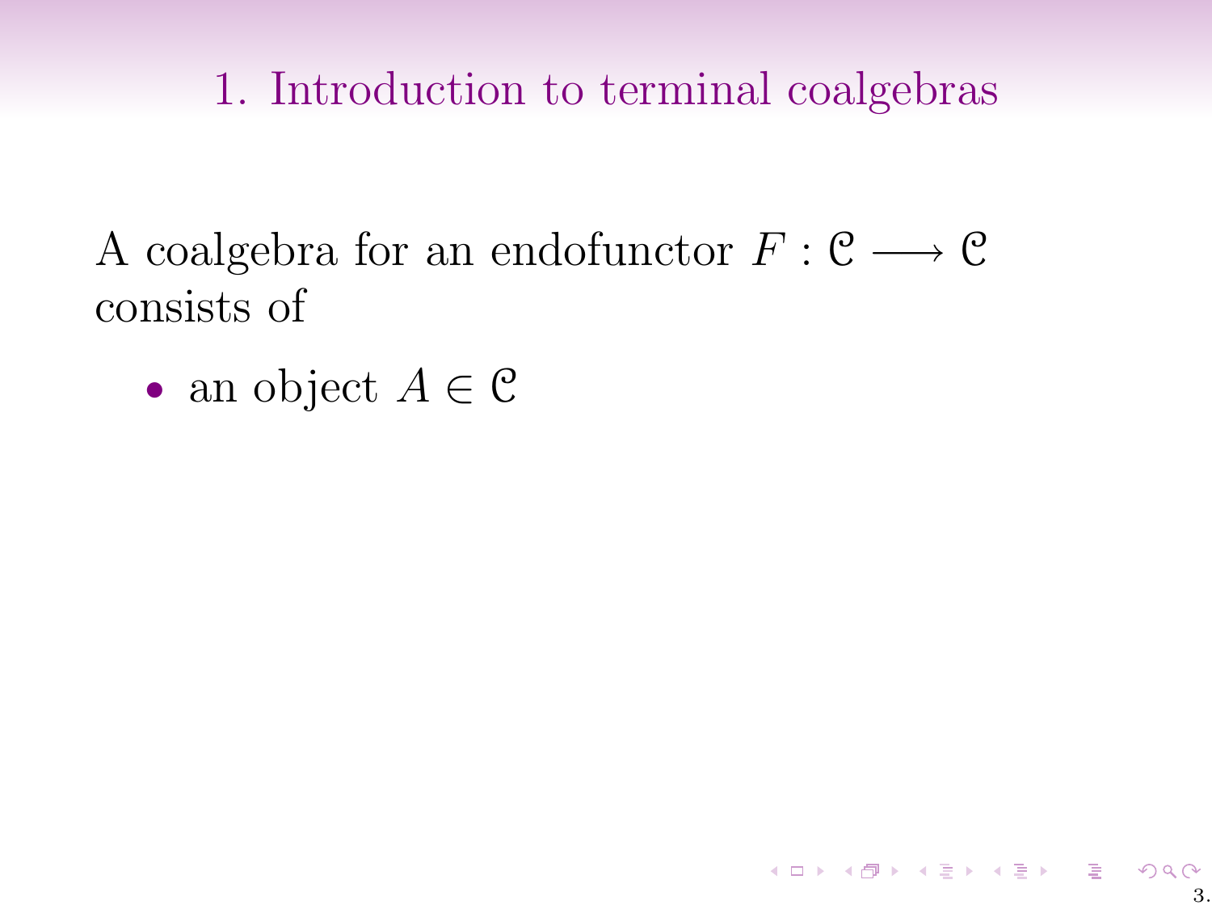# 1. Introduction to terminal coalgebras

A coalgebra for an endofunctor $F : \mathcal{C} \longrightarrow \mathcal{C}$ consists of

- an object $A \in \mathcal{C}$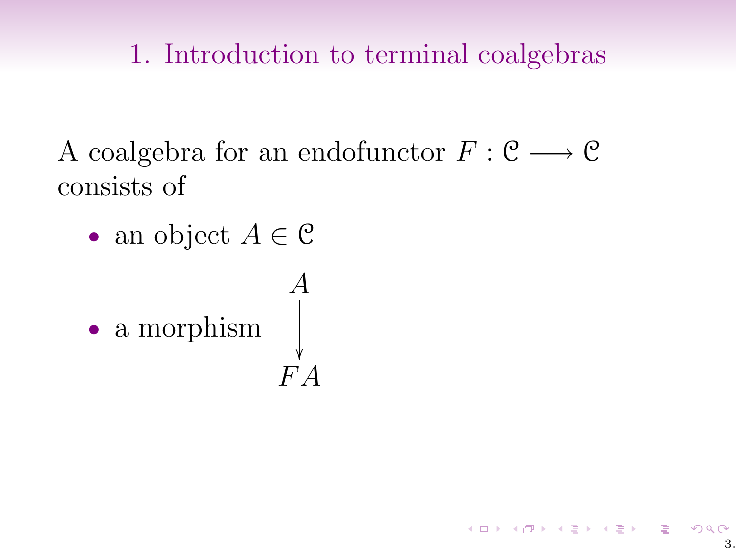# 1. Introduction to terminal coalgebras

A coalgebra for an endofunctor $F : \mathcal{C} \longrightarrow \mathcal{C}$ consists of

- an object $A \in \mathcal{C}$
- a morphism $\begin{array}{c} A \\ \big\downarrow \\ FA \end{array}$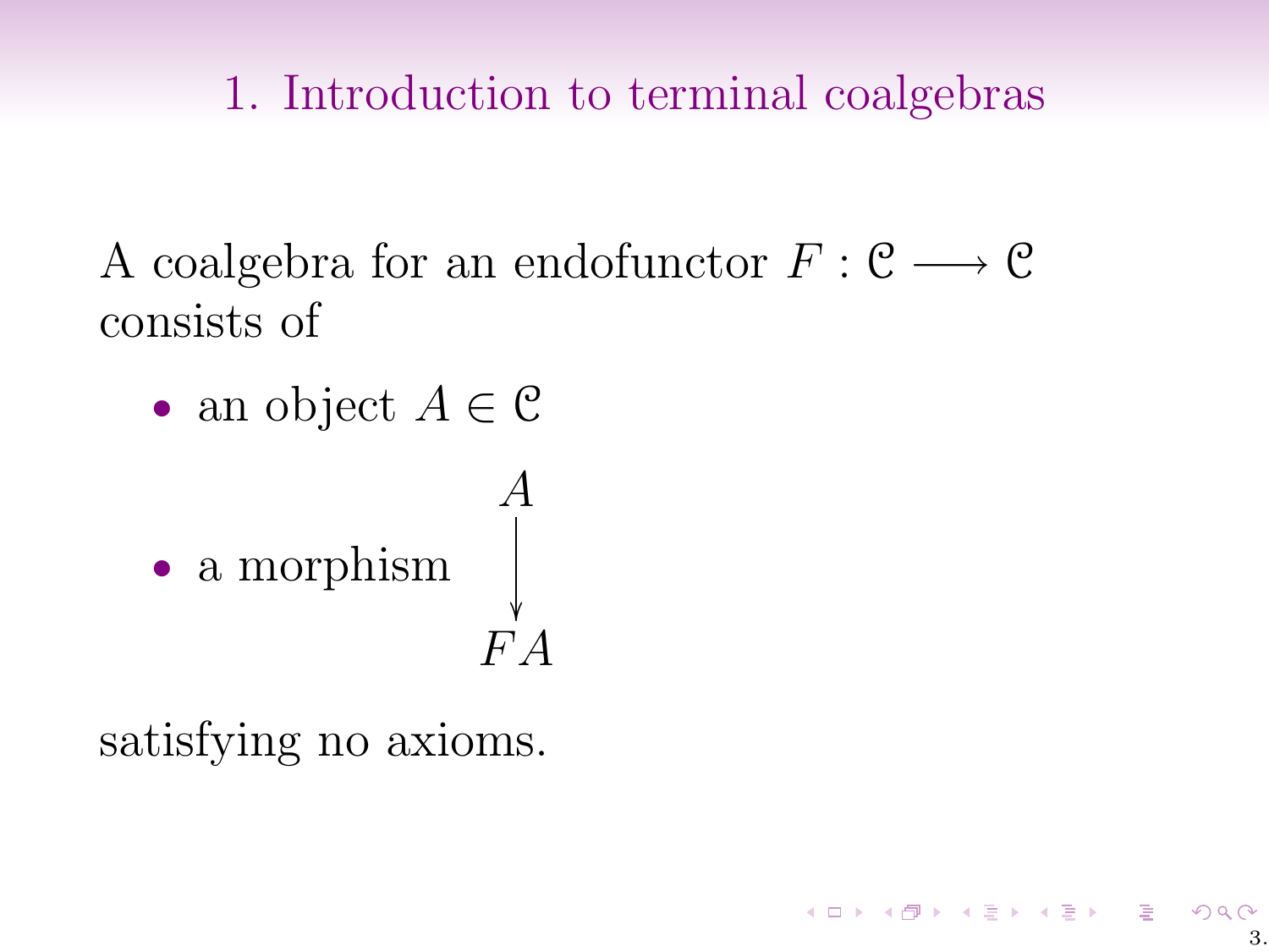# 1. Introduction to terminal coalgebras

A coalgebra for an endofunctor $F : \mathcal{C} \longrightarrow \mathcal{C}$ consists of

- an object $A \in \mathcal{C}$
- a morphism $\begin{array}{c} A \\ \downarrow \\ FA \end{array}$

satisfying no axioms.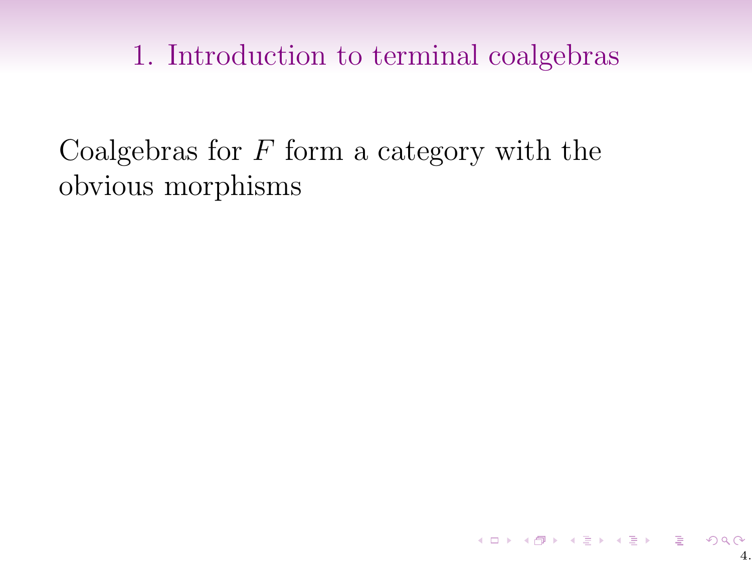## 1. Introduction to terminal coalgebras

Coalgebras for $F$ form a category with the obvious morphisms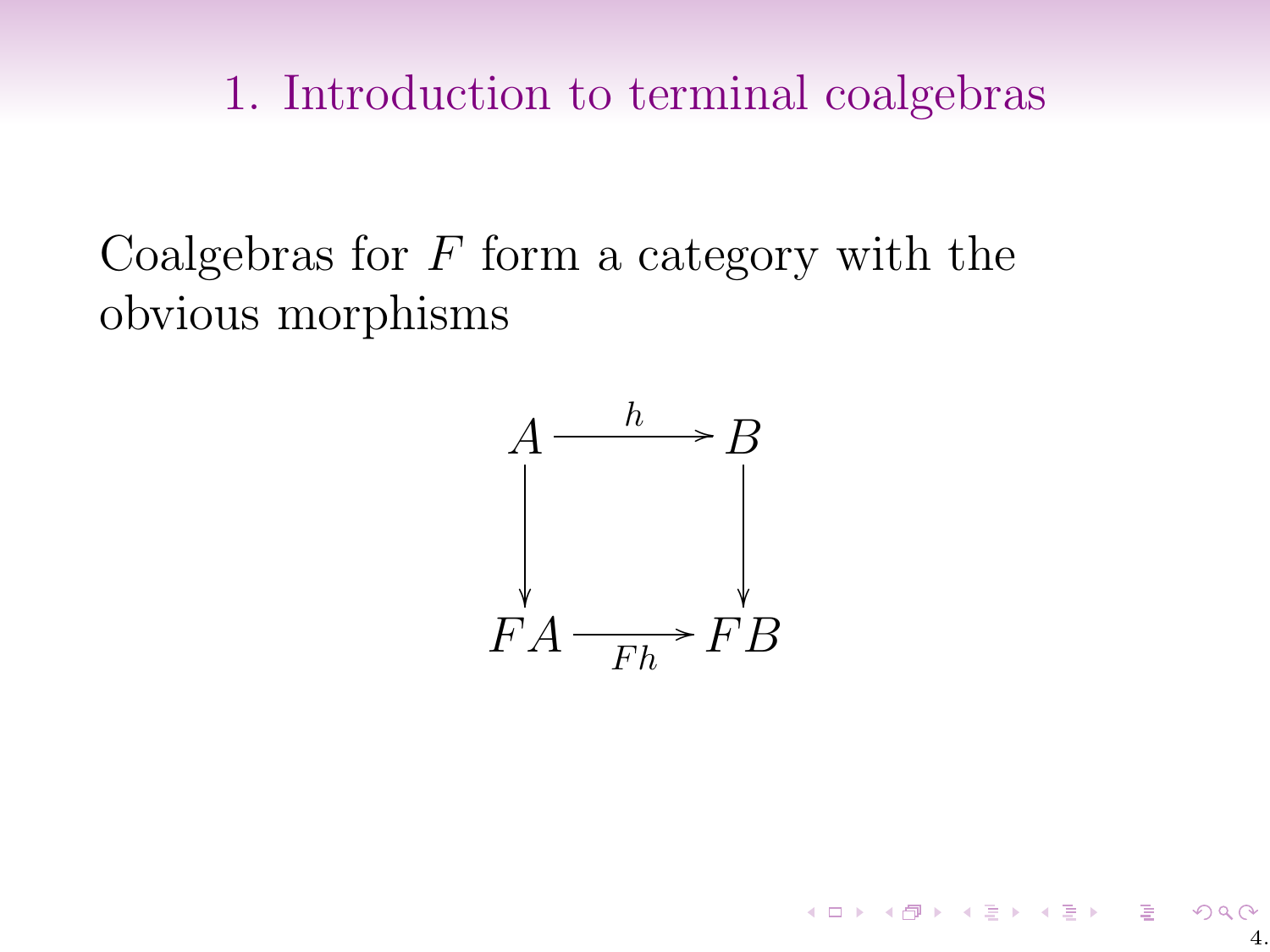## 1. Introduction to terminal coalgebras

Coalgebras for $F$ form a category with the obvious morphisms

$$
\begin{array}{ccc}
A & \xrightarrow{\;h\;} & B \\
\downarrow & & \downarrow \\
FA & \xrightarrow[\;Fh\;]{} & FB
\end{array}
$$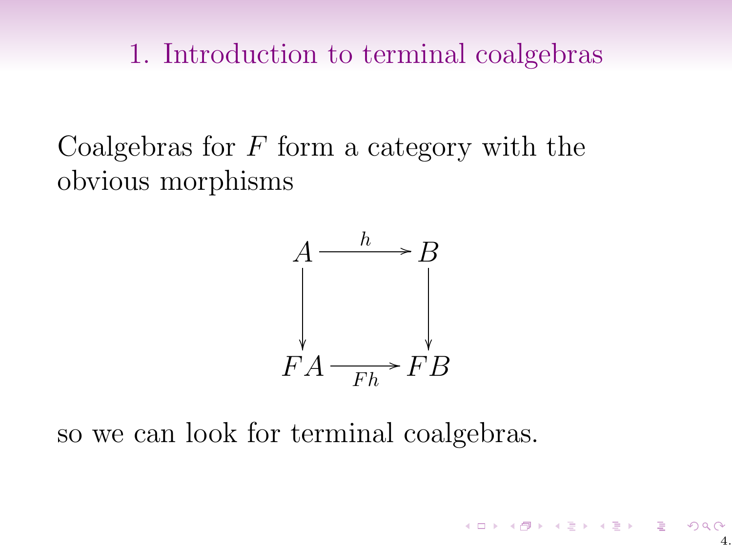# 1. Introduction to terminal coalgebras

Coalgebras for $F$ form a category with the obvious morphisms

$$
\begin{array}{ccc}
A & \xrightarrow{h} & B \\
\downarrow & & \downarrow \\
FA & \xrightarrow[Fh]{} & FB
\end{array}
$$

so we can look for terminal coalgebras.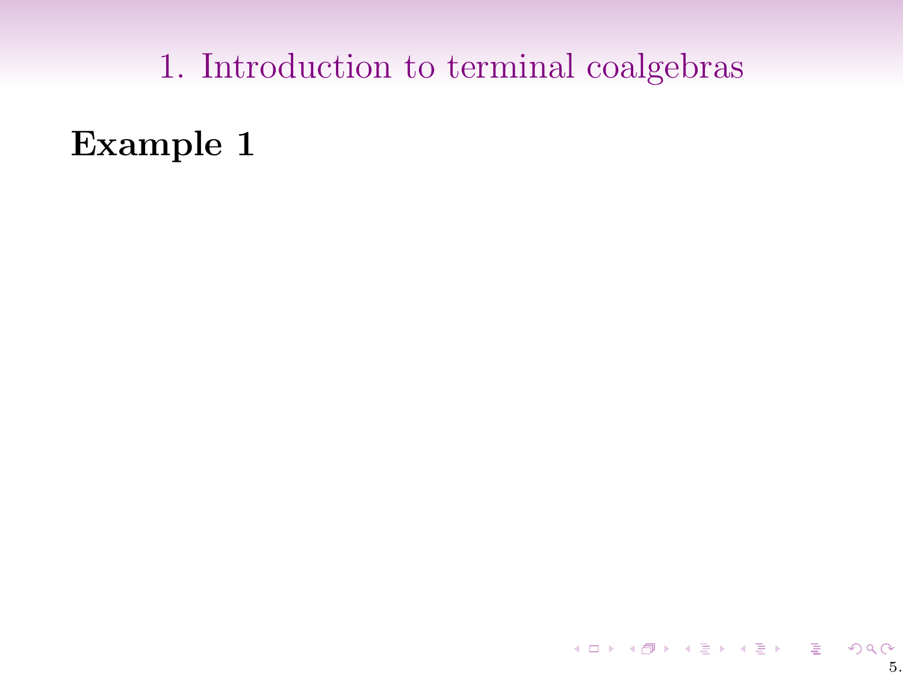# 1. Introduction to terminal coalgebras

**Example 1**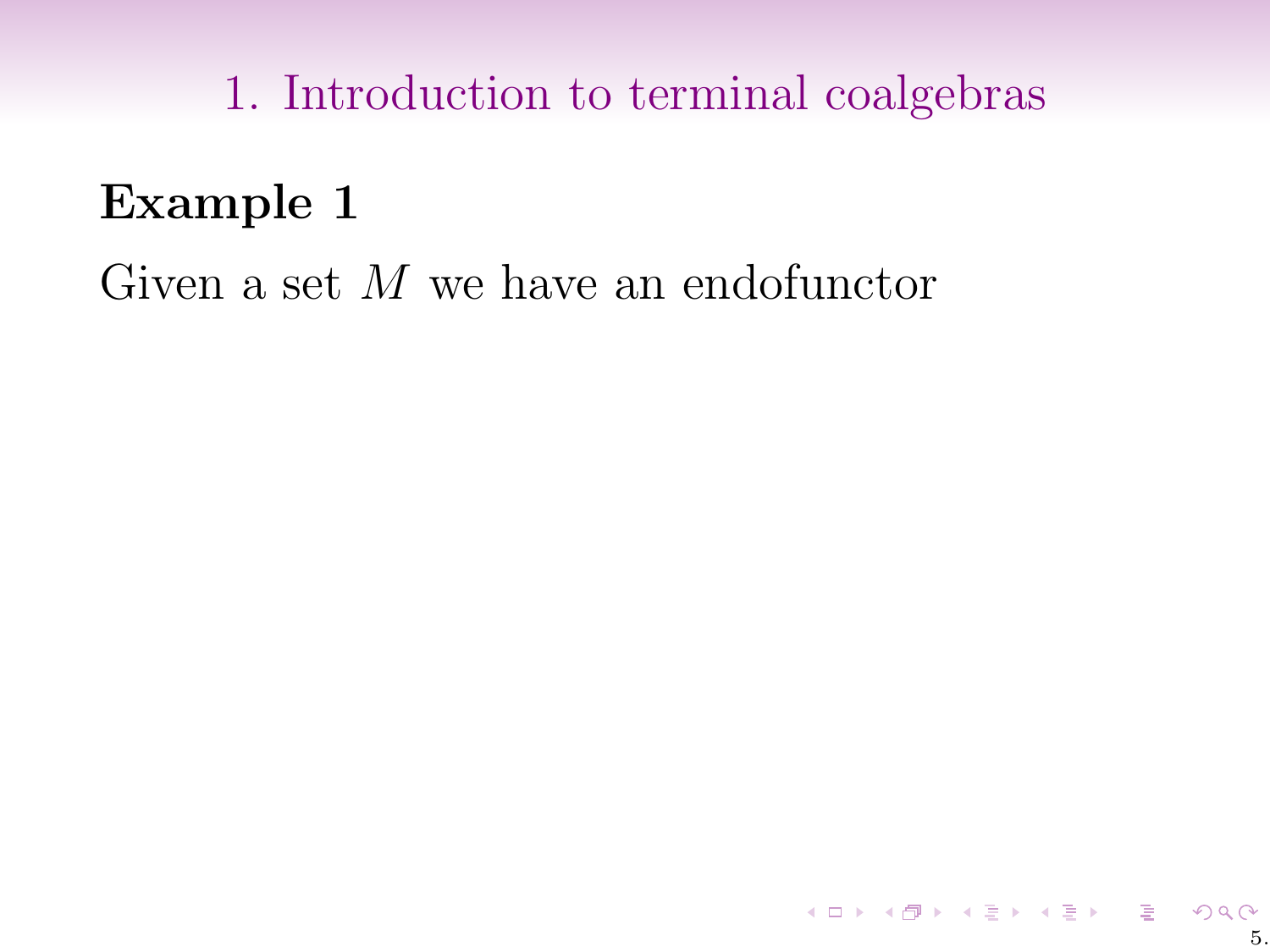## 1. Introduction to terminal coalgebras

### Example 1

Given a set $M$ we have an endofunctor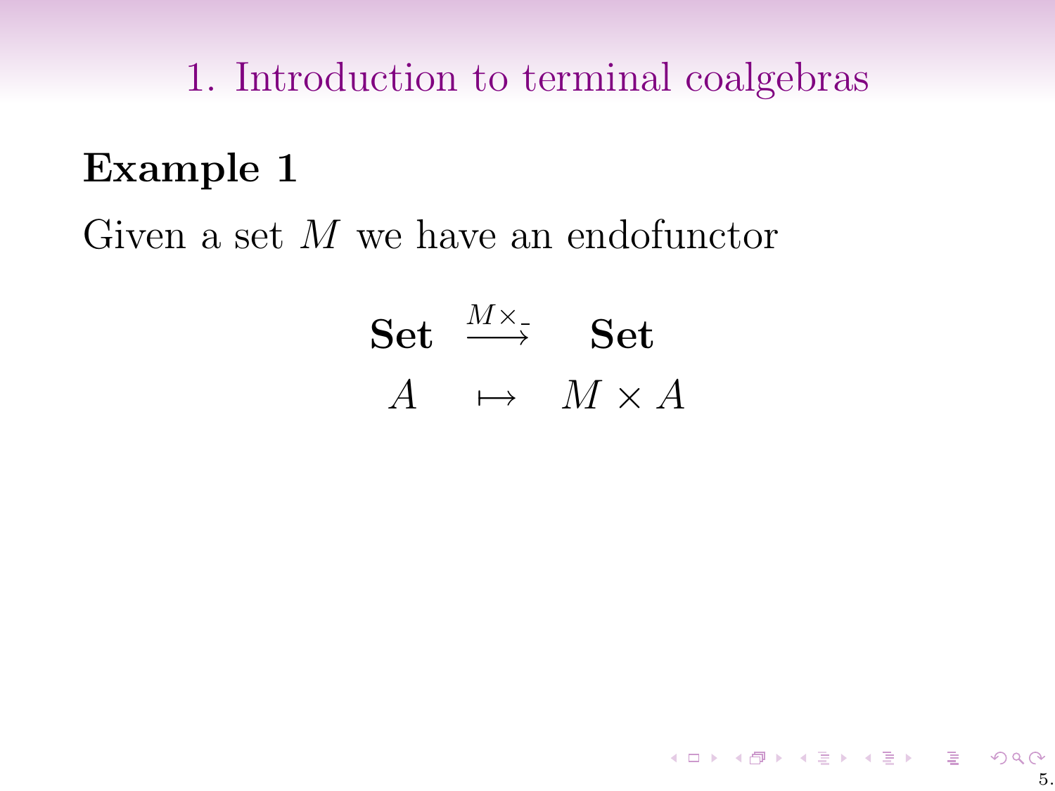# 1. Introduction to terminal coalgebras

## Example 1

Given a set $M$ we have an endofunctor

$$
\begin{array}{ccc}
\mathbf{Set} & \xrightarrow{M\times\_} & \mathbf{Set} \\
A & \mapsto & M \times A
\end{array}
$$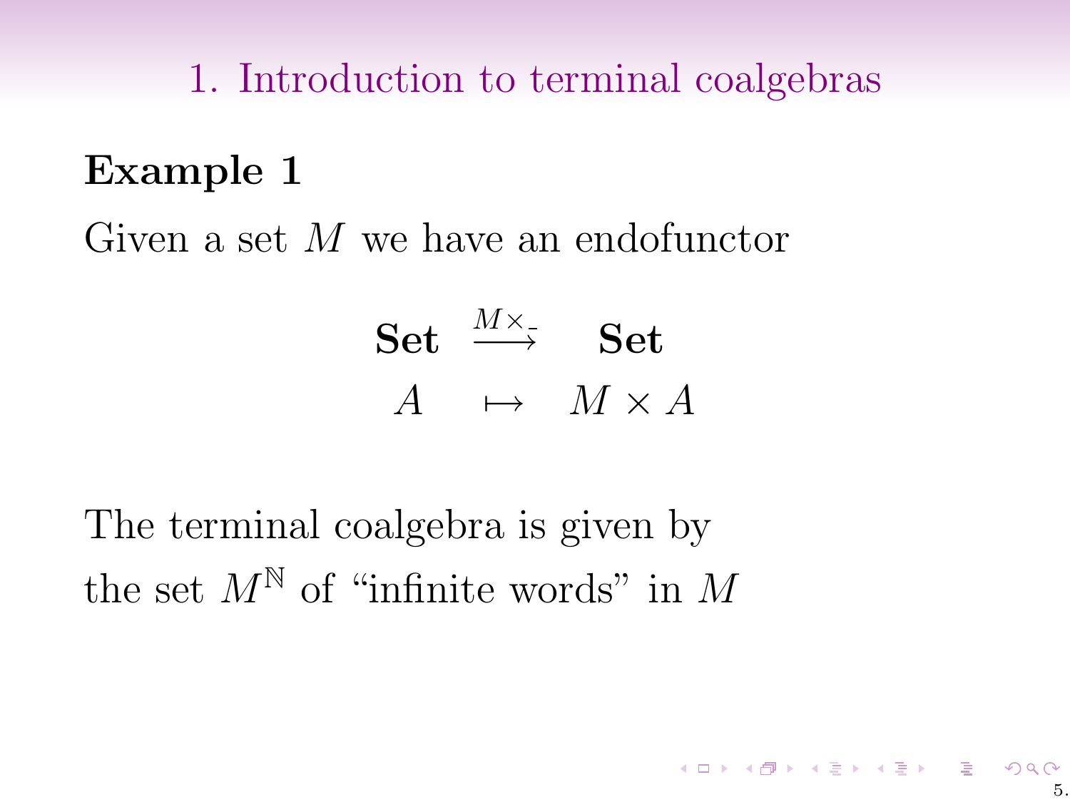# 1. Introduction to terminal coalgebras

**Example 1**

Given a set $M$ we have an endofunctor

$$\begin{array}{ccc} \mathbf{Set} & \xrightarrow{M\times\_} & \mathbf{Set} \\ A & \mapsto & M \times A \end{array}$$

The terminal coalgebra is given by the set $M^{\mathbb{N}}$ of "infinite words" in $M$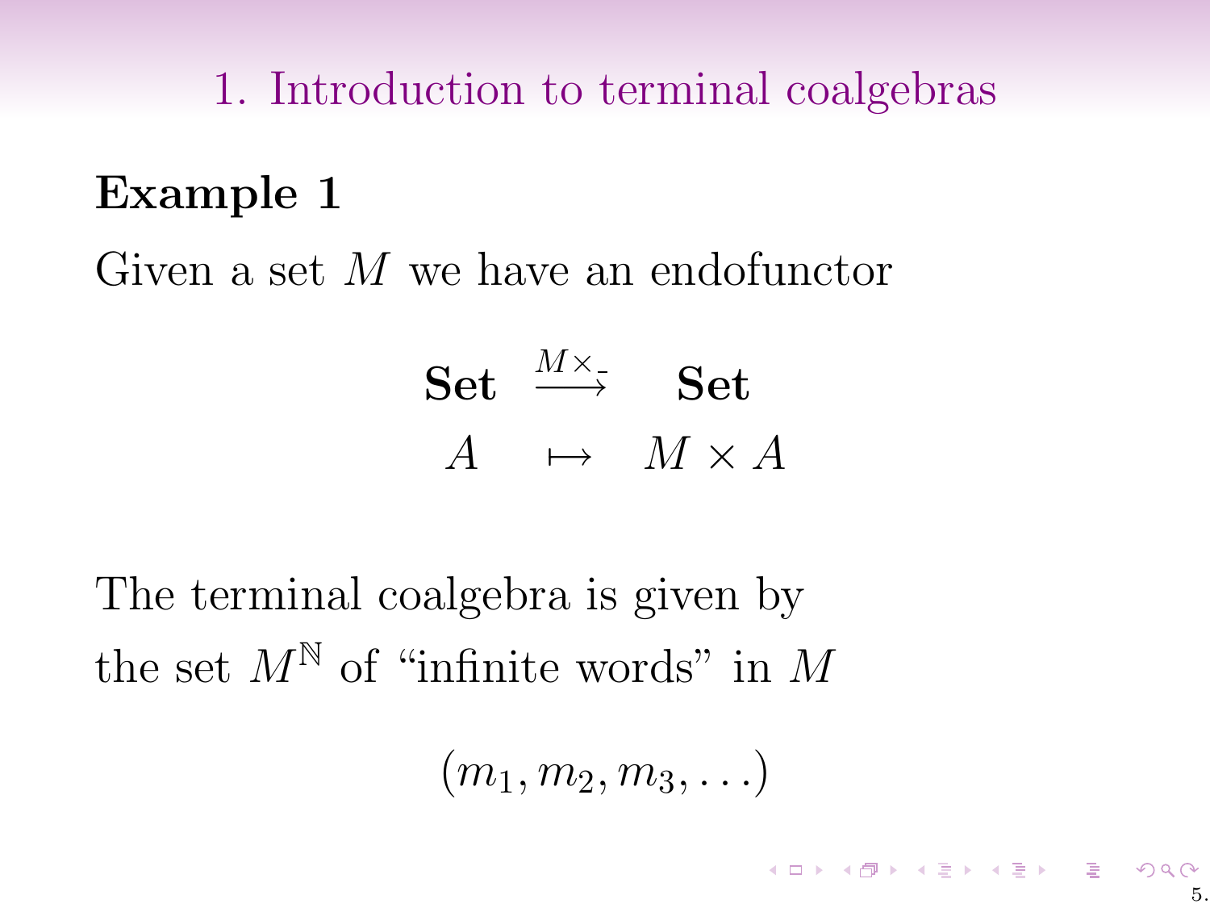# 1. Introduction to terminal coalgebras

**Example 1**

Given a set $M$ we have an endofunctor

$$\begin{array}{ccc} \mathbf{Set} & \xrightarrow{M\times \_} & \mathbf{Set} \\ A & \mapsto & M \times A \end{array}$$

The terminal coalgebra is given by the set $M^{\mathbb{N}}$ of "infinite words" in $M$

$$(m_1, m_2, m_3, \dots)$$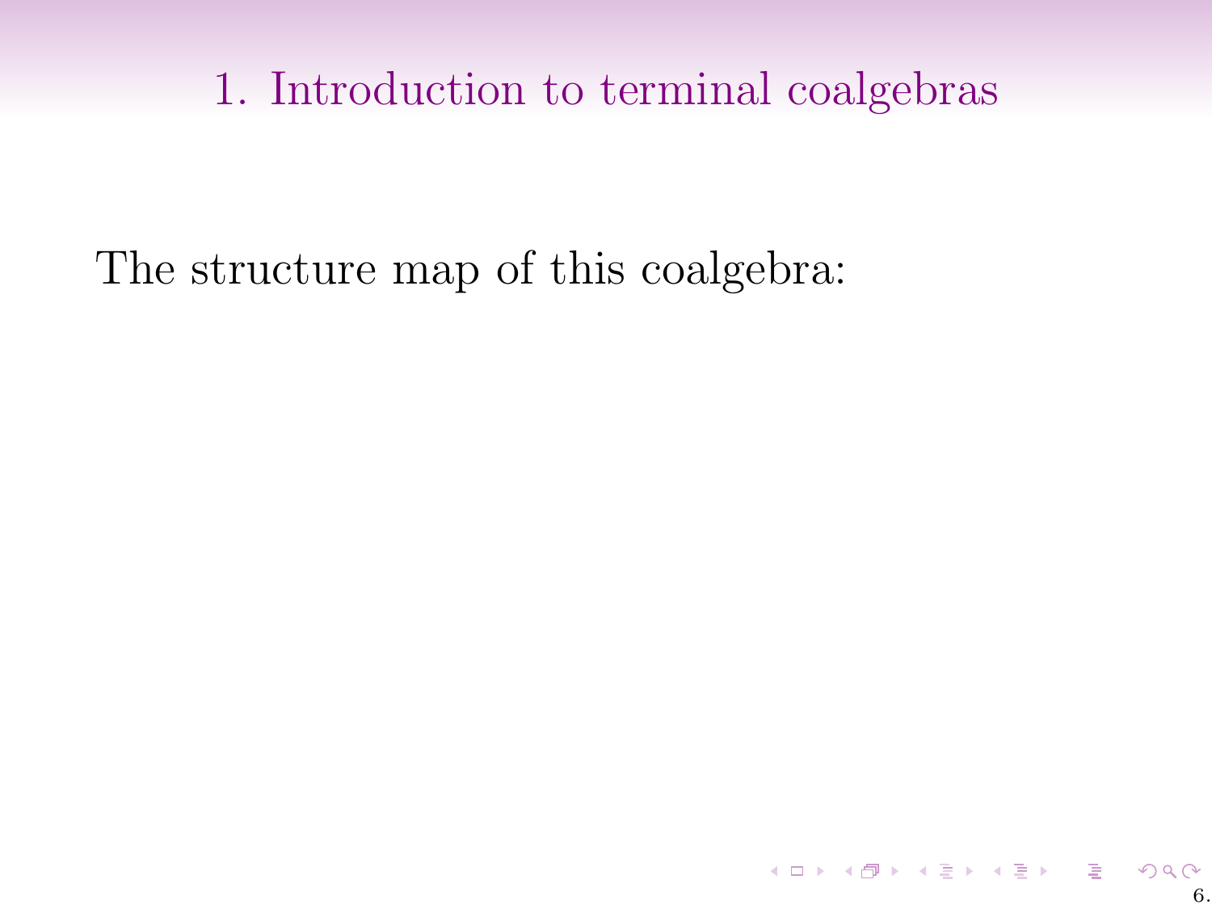# 1. Introduction to terminal coalgebras

The structure map of this coalgebra: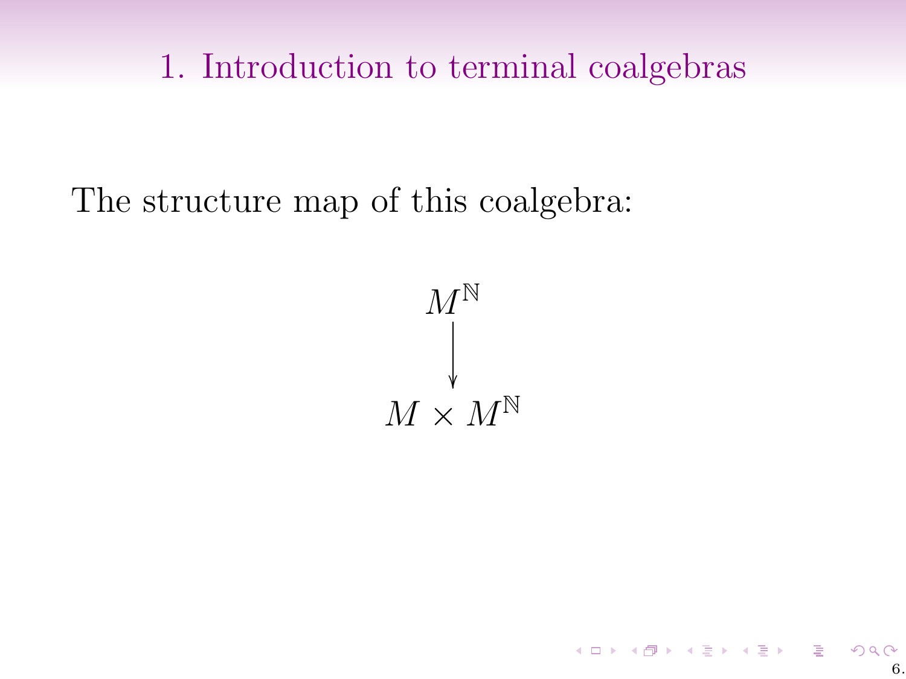# 1. Introduction to terminal coalgebras

The structure map of this coalgebra:

$$\begin{array}{c} M^{\mathbb{N}} \\ \downarrow \\ M \times M^{\mathbb{N}} \end{array}$$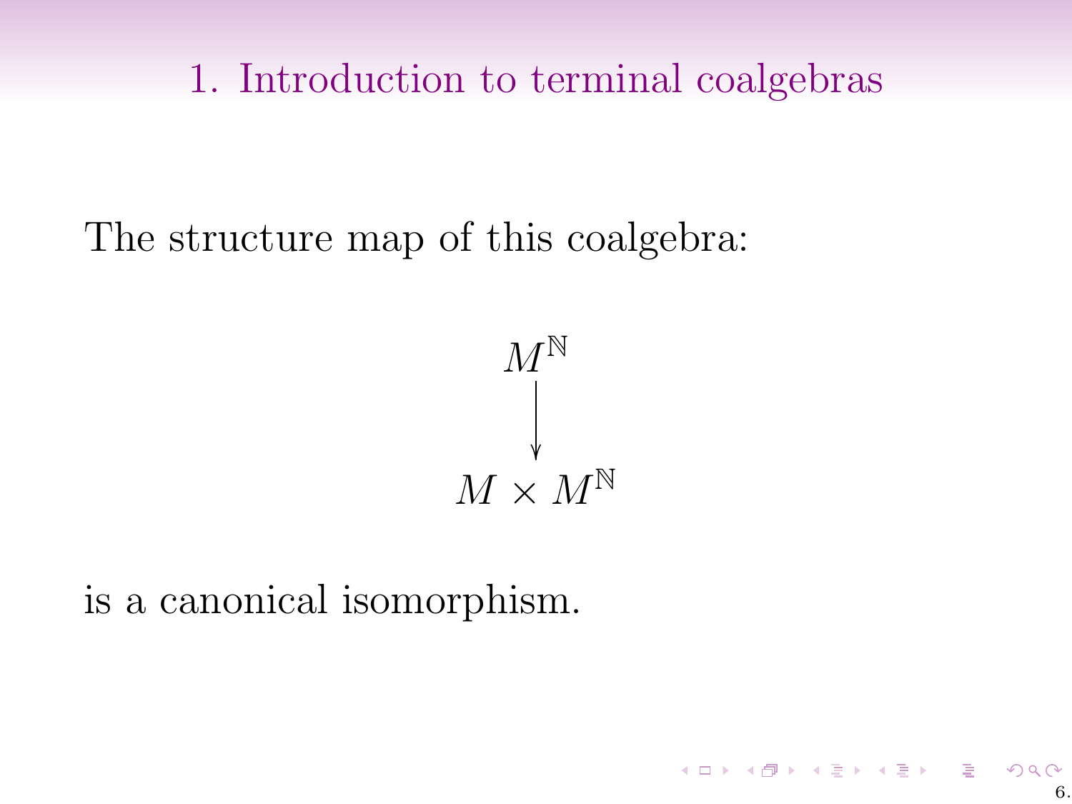# 1. Introduction to terminal coalgebras

The structure map of this coalgebra:

$$\begin{array}{c} M^{\mathbb{N}} \\ \big\downarrow \\ M \times M^{\mathbb{N}} \end{array}$$

is a canonical isomorphism.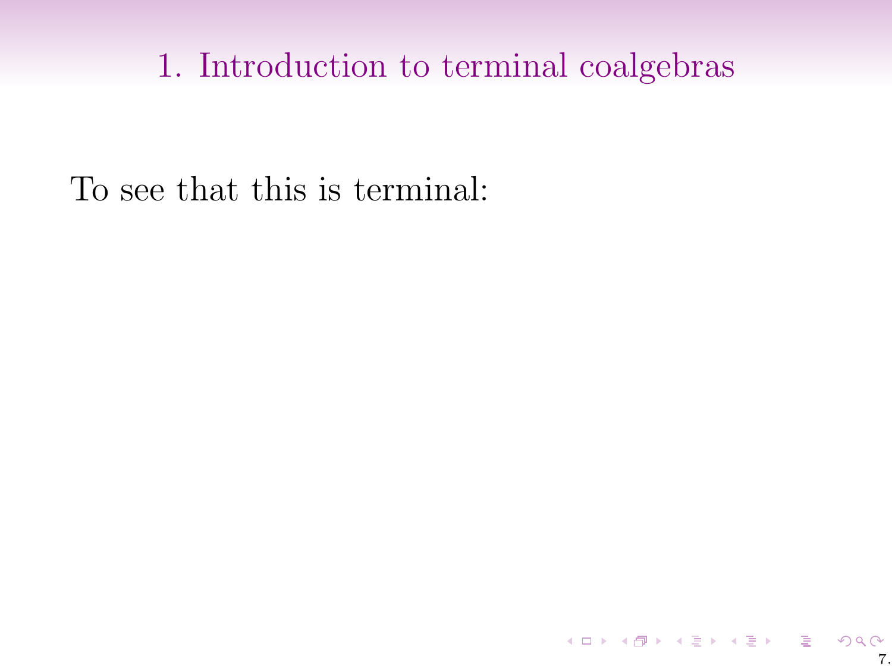# 1. Introduction to terminal coalgebras

To see that this is terminal: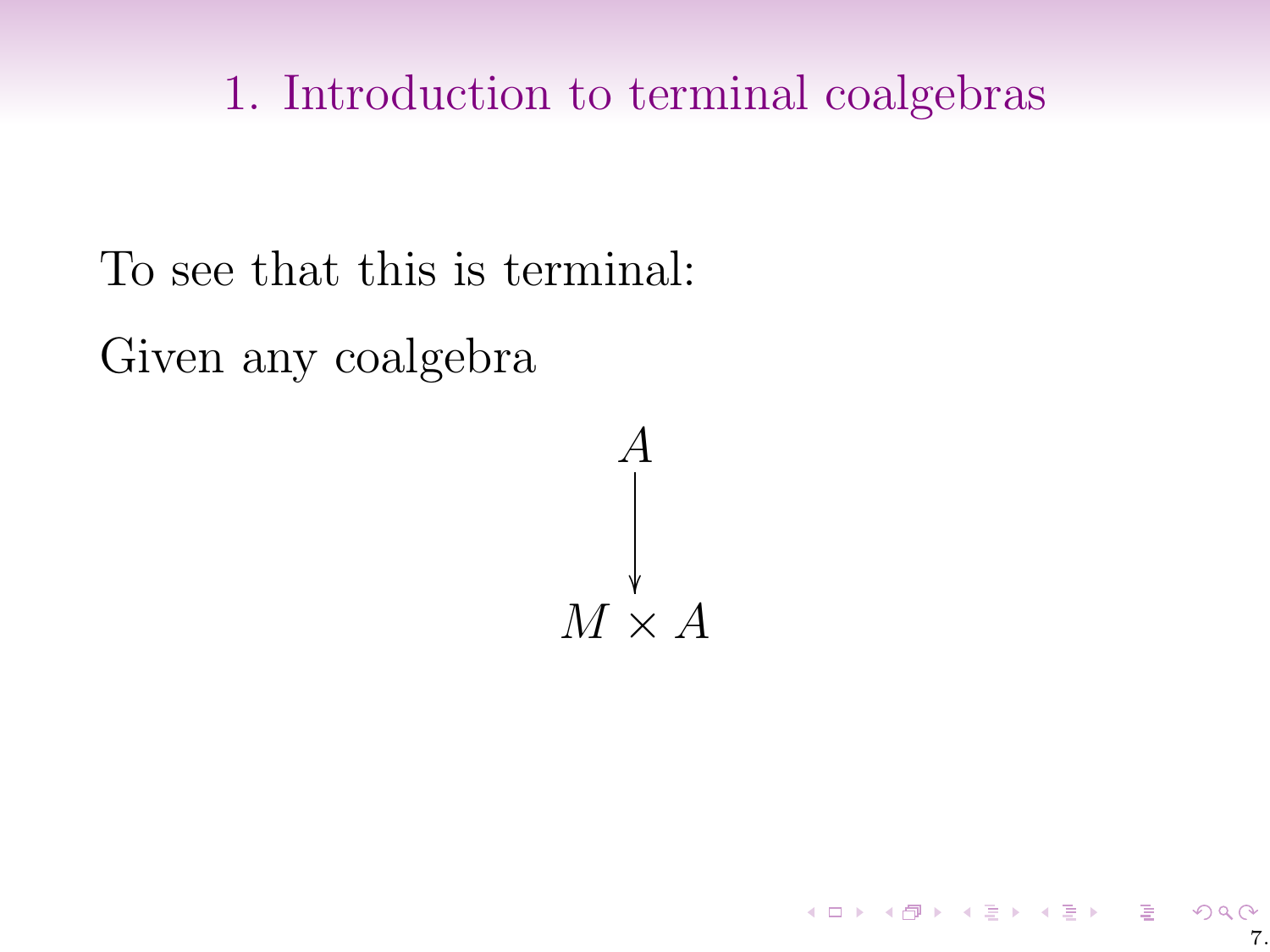# 1. Introduction to terminal coalgebras

To see that this is terminal:

Given any coalgebra

$$\begin{array}{c} A \\ \big\downarrow \\ M \times A \end{array}$$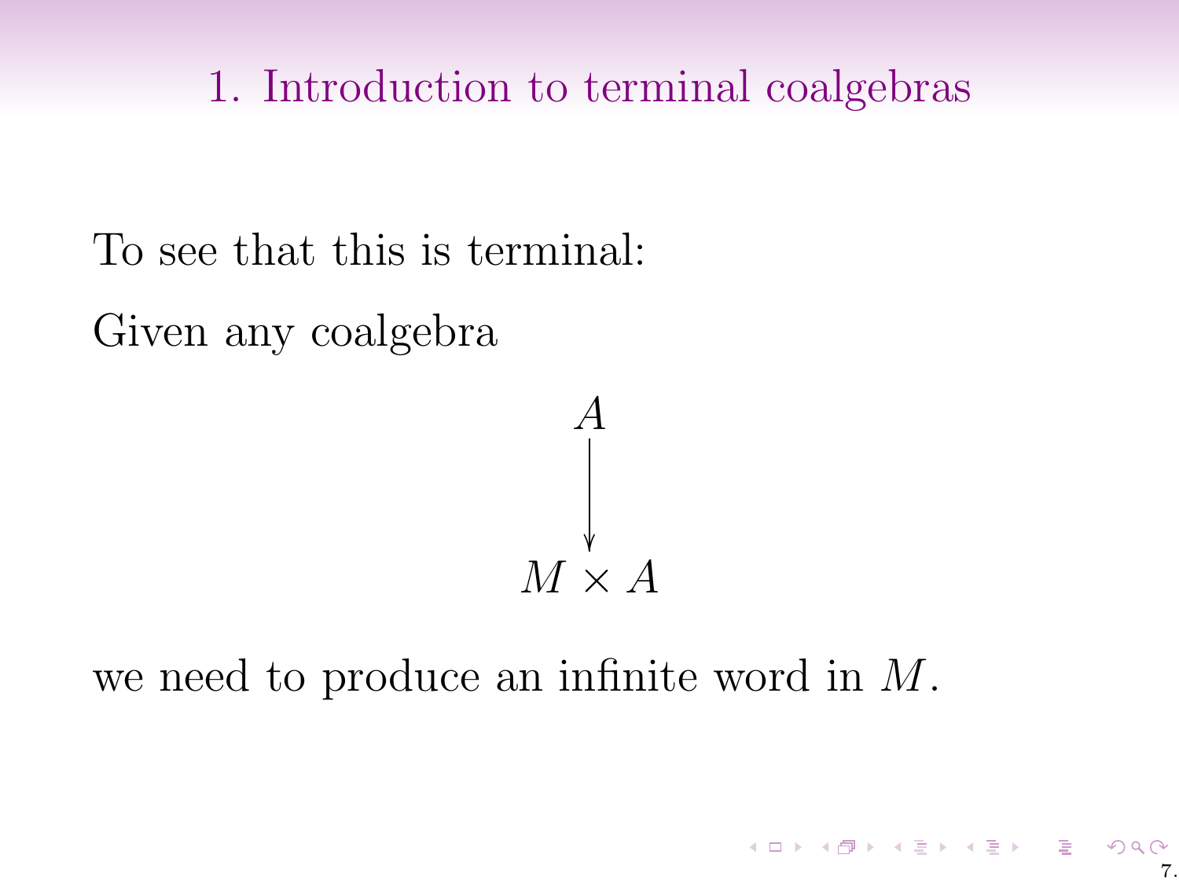## 1. Introduction to terminal coalgebras

To see that this is terminal:

Given any coalgebra

$$
\begin{array}{c}
A \\
\big\downarrow \\
M \times A
\end{array}
$$

we need to produce an infinite word in $M$.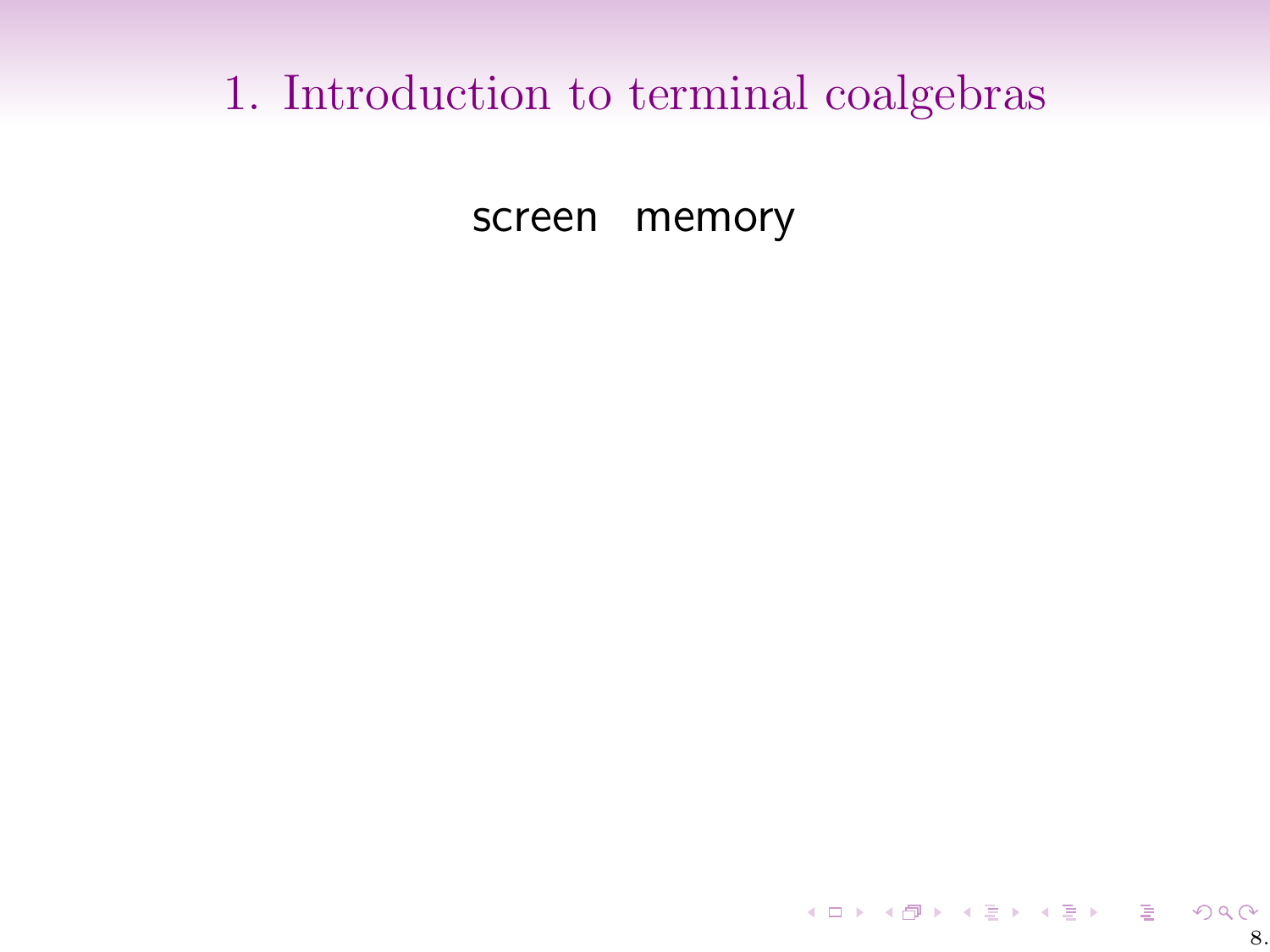# 1. Introduction to terminal coalgebras

screen memory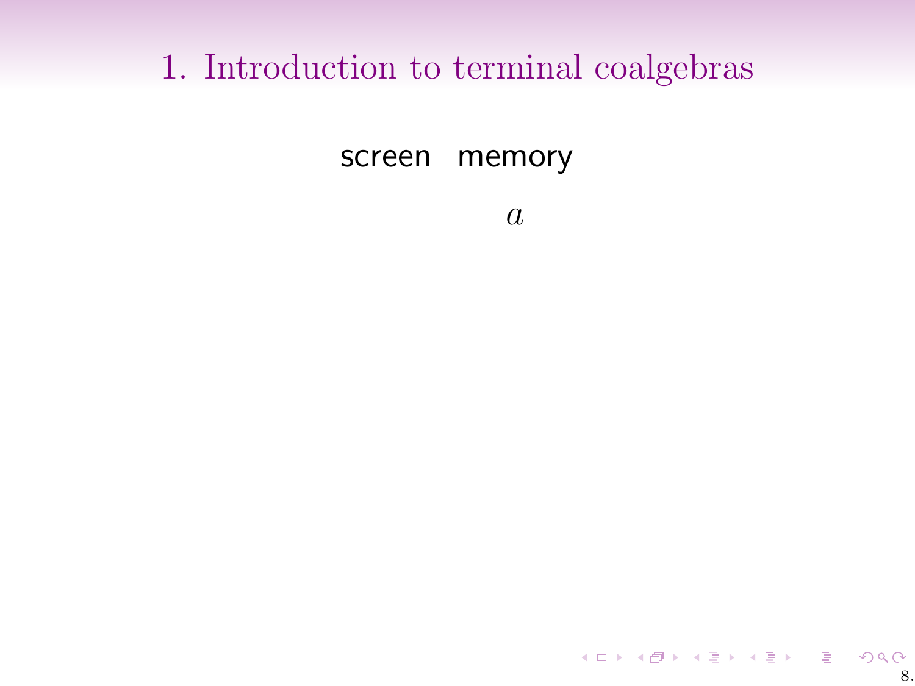# 1. Introduction to terminal coalgebras

| screen | memory |
| --- | --- |
| | $a$ |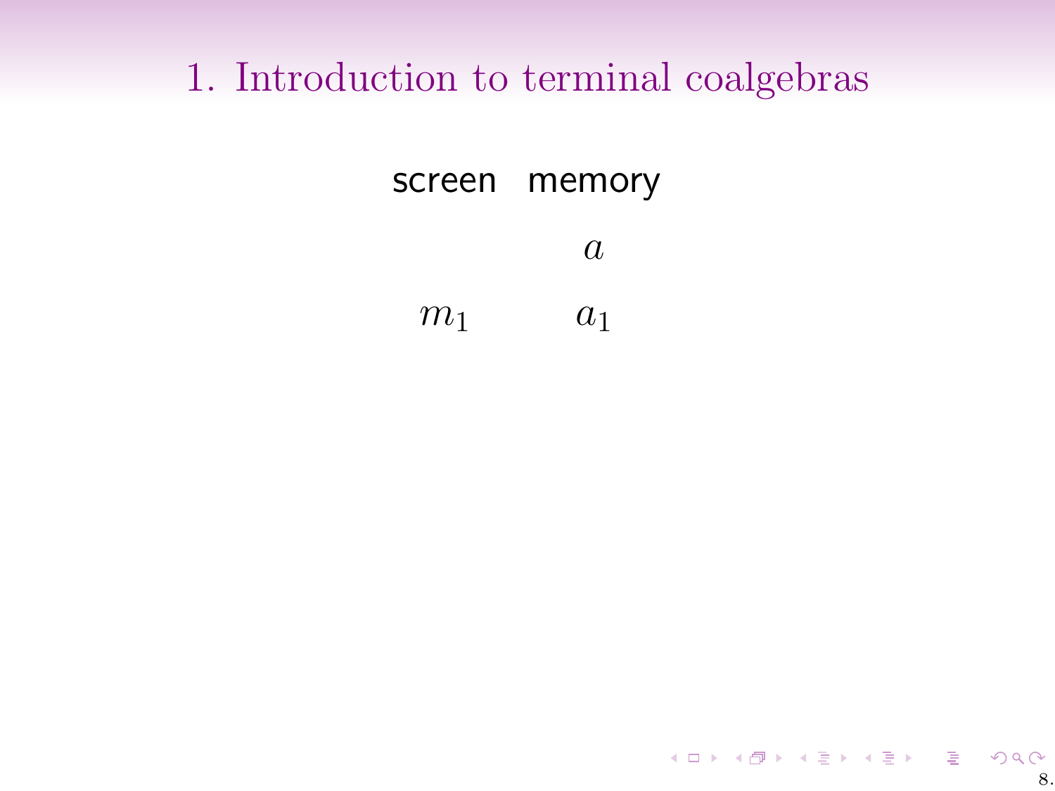# 1. Introduction to terminal coalgebras

| screen | memory |
| --- | --- |
| | $a$ |
| $m_1$ | $a_1$ |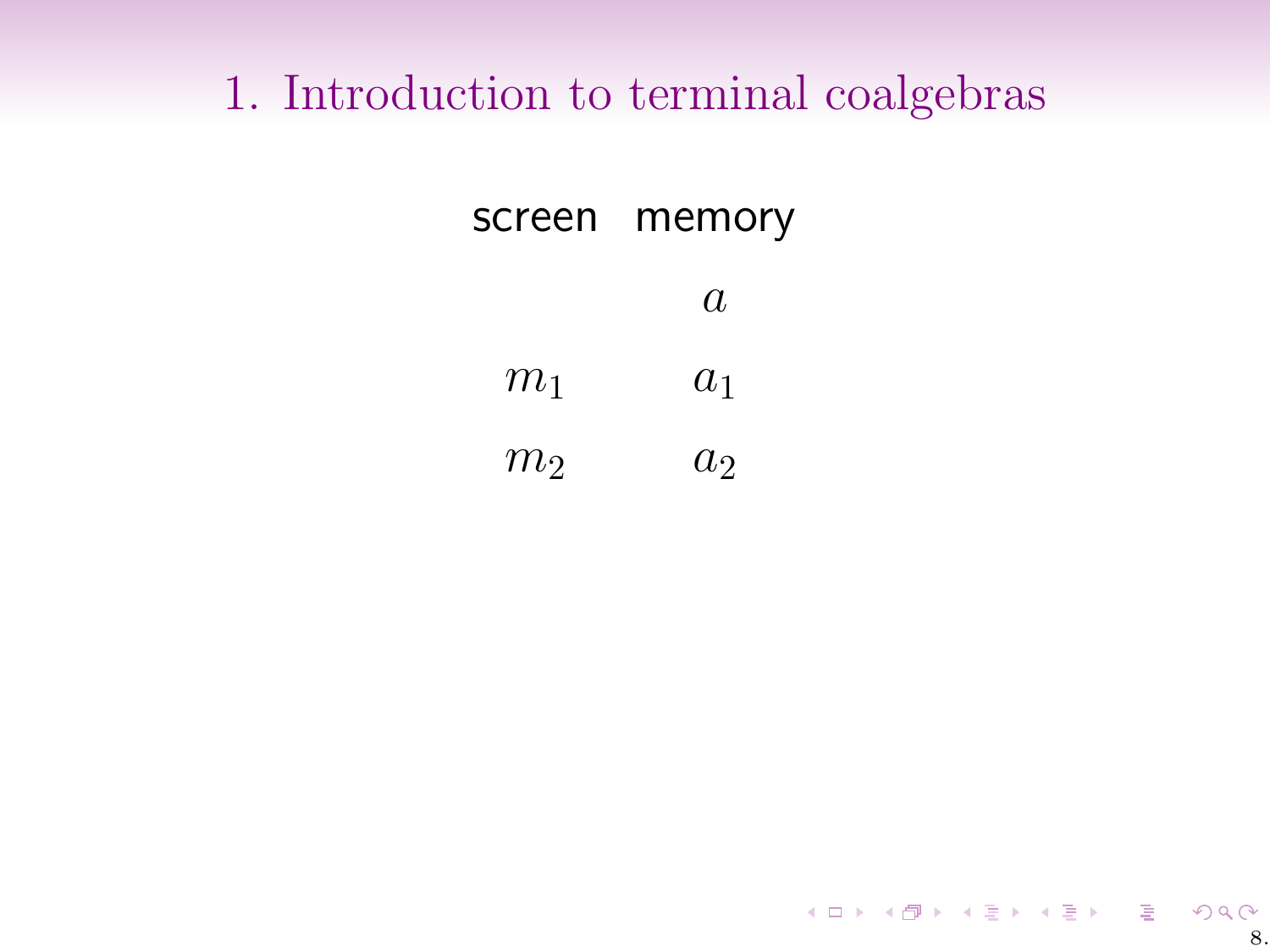# 1. Introduction to terminal coalgebras

| screen | memory |
|---|---|
| | $a$ |
| $m_1$ | $a_1$ |
| $m_2$ | $a_2$ |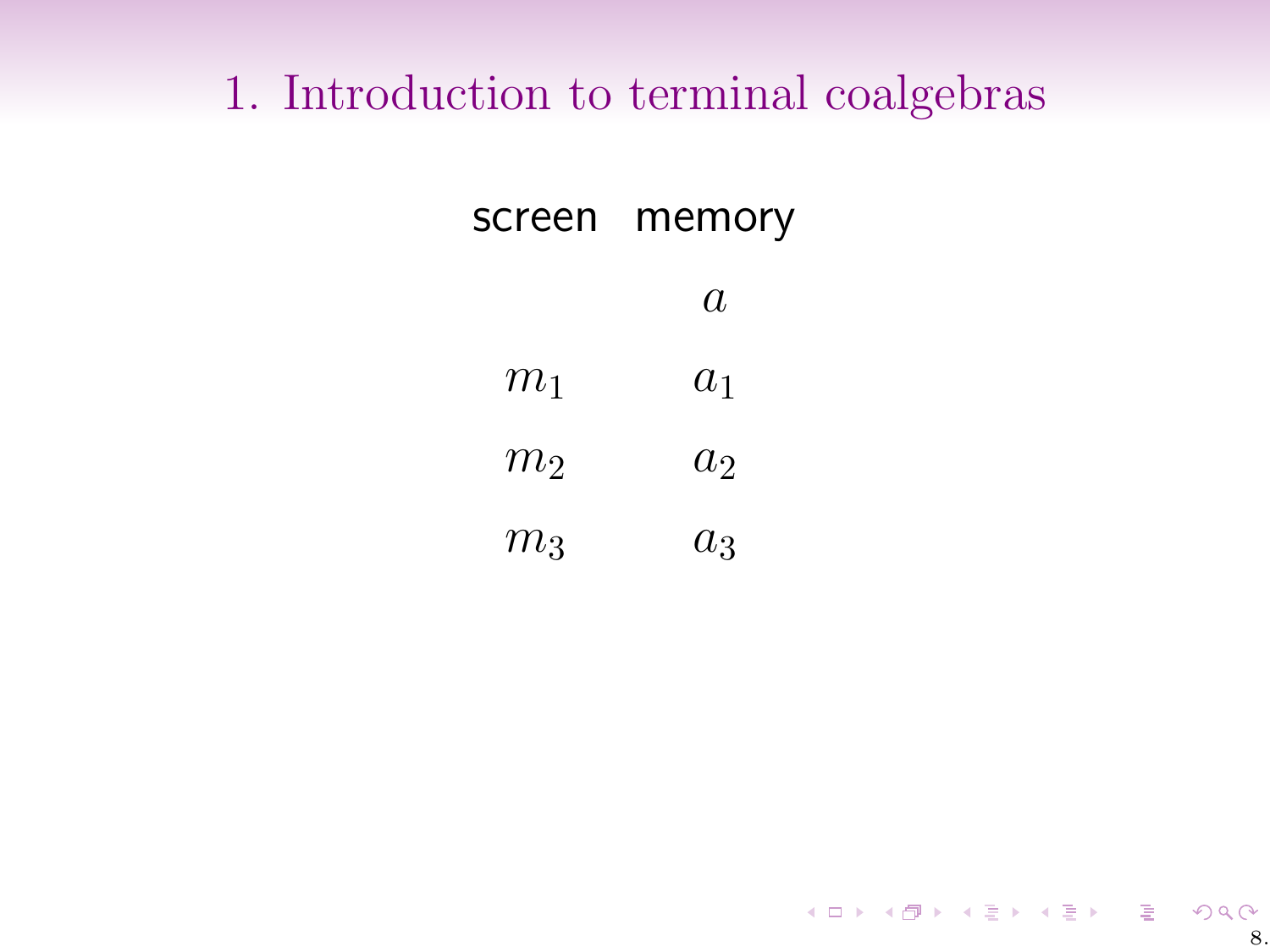# 1. Introduction to terminal coalgebras

| screen | memory |
|---|---|
| | $a$ |
| $m_1$ | $a_1$ |
| $m_2$ | $a_2$ |
| $m_3$ | $a_3$ |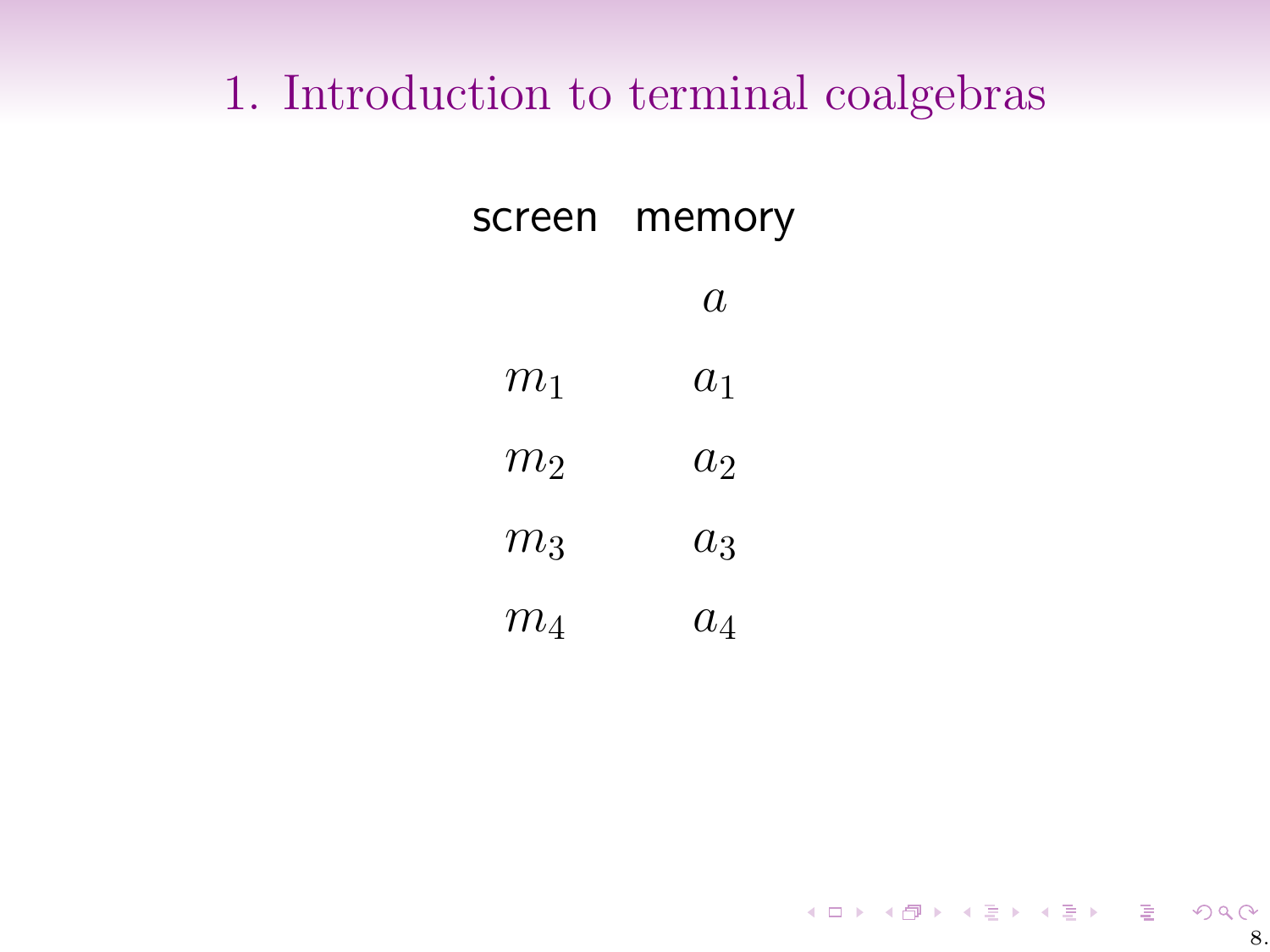# 1. Introduction to terminal coalgebras

| screen | memory |
| --- | --- |
| | $a$ |
| $m_1$ | $a_1$ |
| $m_2$ | $a_2$ |
| $m_3$ | $a_3$ |
| $m_4$ | $a_4$ |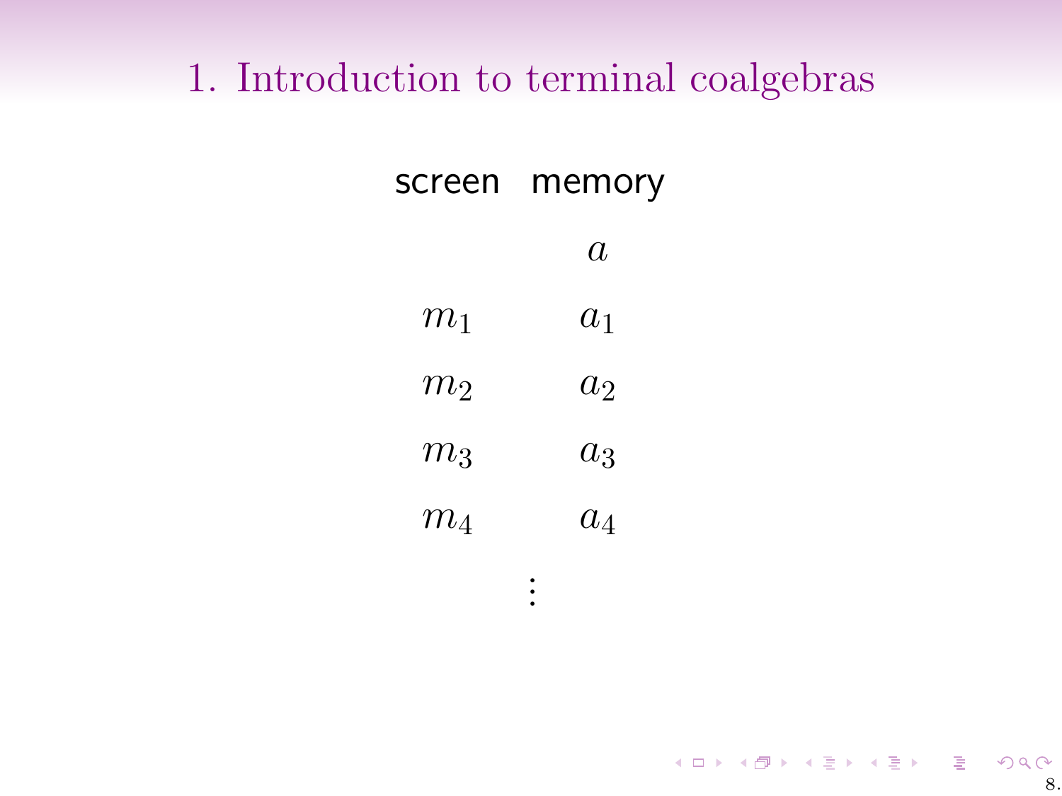# 1. Introduction to terminal coalgebras

| screen | memory |
|---|---|
| | $a$ |
| $m_1$ | $a_1$ |
| $m_2$ | $a_2$ |
| $m_3$ | $a_3$ |
| $m_4$ | $a_4$ |

$$\vdots$$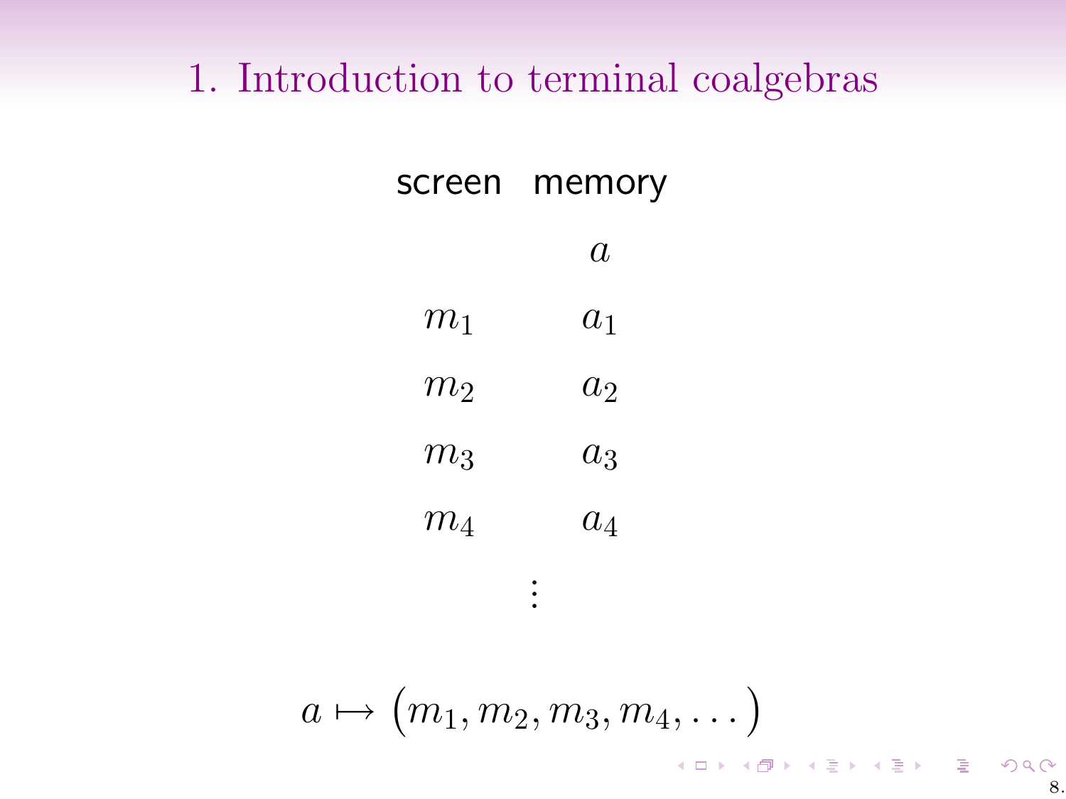# 1. Introduction to terminal coalgebras

| screen | memory |
|---|---|
| | $a$ |
| $m_1$ | $a_1$ |
| $m_2$ | $a_2$ |
| $m_3$ | $a_3$ |
| $m_4$ | $a_4$ |

$$\vdots$$

$$a \mapsto (m_1, m_2, m_3, m_4, \dots)$$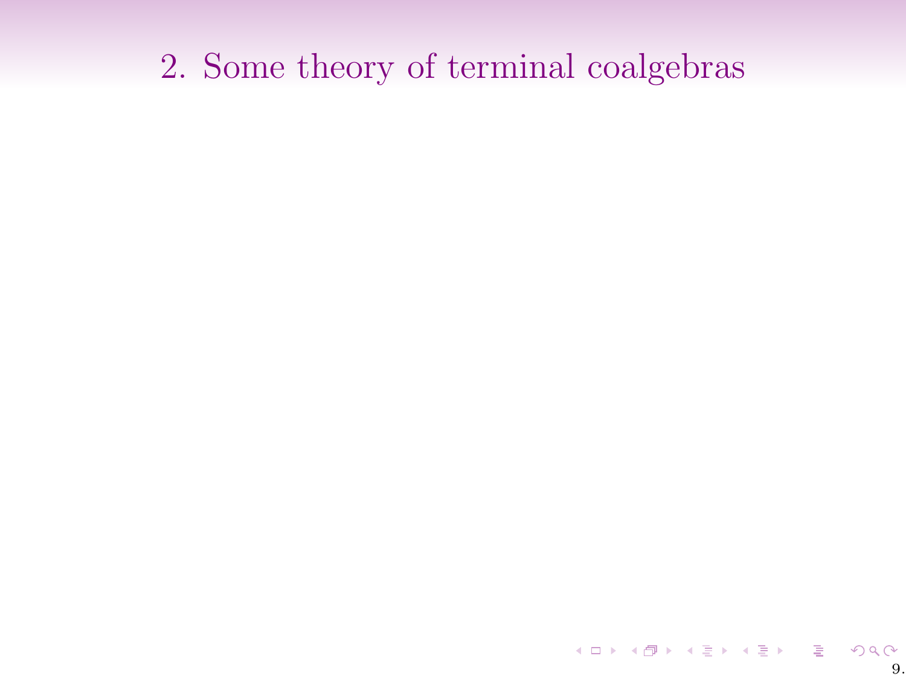# 2. Some theory of terminal coalgebras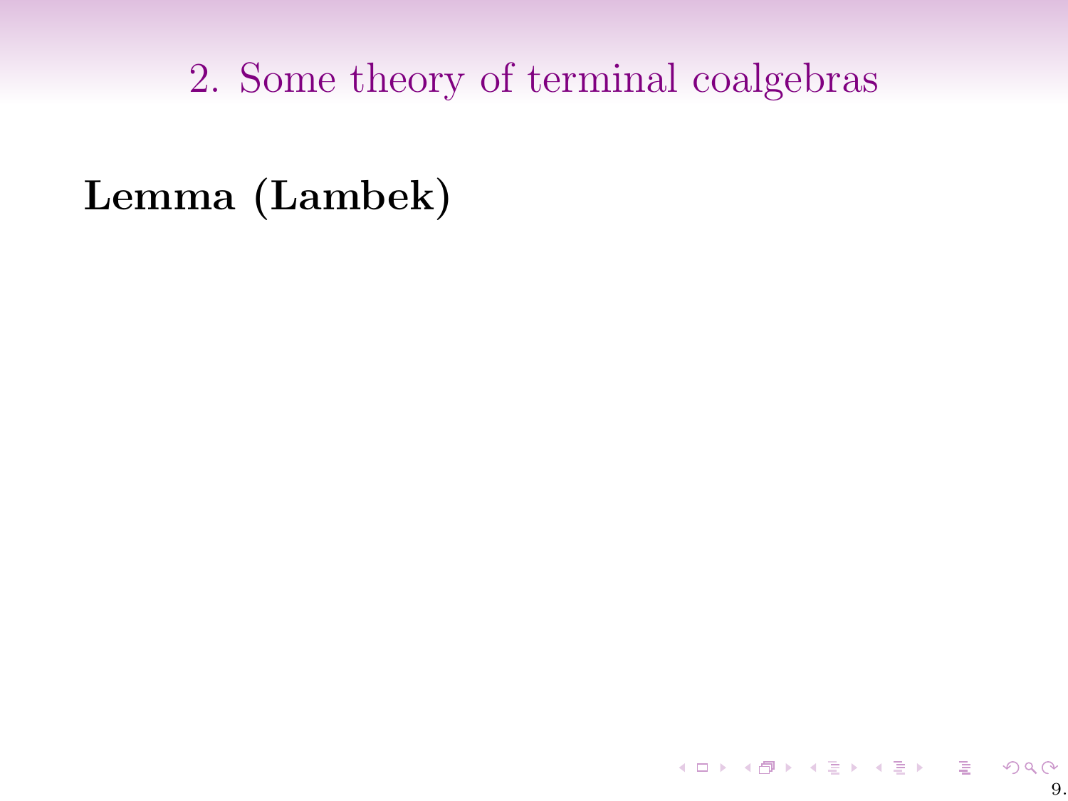## 2. Some theory of terminal coalgebras

**Lemma (Lambek)**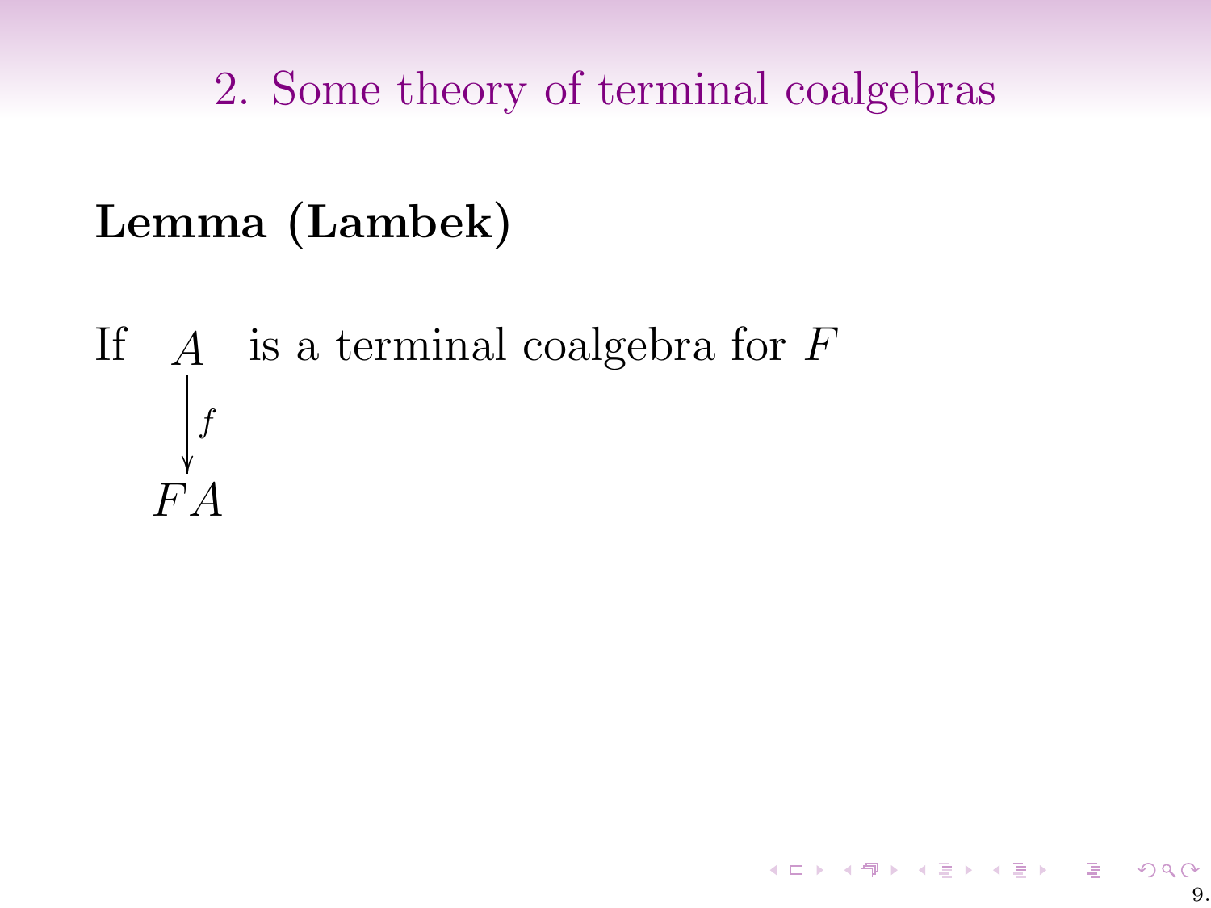## 2. Some theory of terminal coalgebras

**Lemma (Lambek)**

If $\begin{array}{c} A \\ \downarrow{\scriptstyle f} \\ FA \end{array}$ is a terminal coalgebra for $F$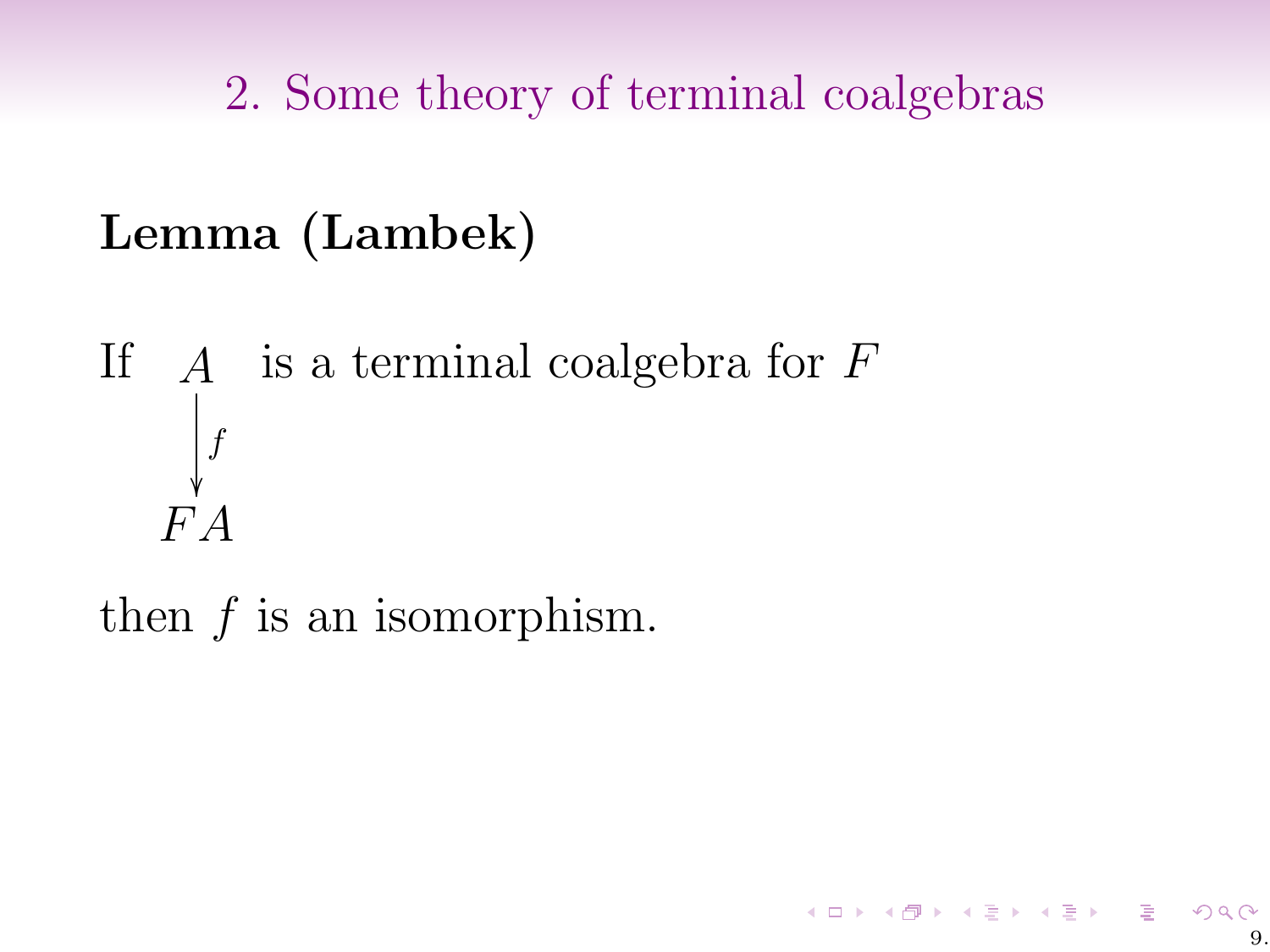## 2. Some theory of terminal coalgebras

**Lemma (Lambek)**

If $\begin{array}{c} A \\ \downarrow{\scriptstyle f} \\ FA \end{array}$ is a terminal coalgebra for $F$

then $f$ is an isomorphism.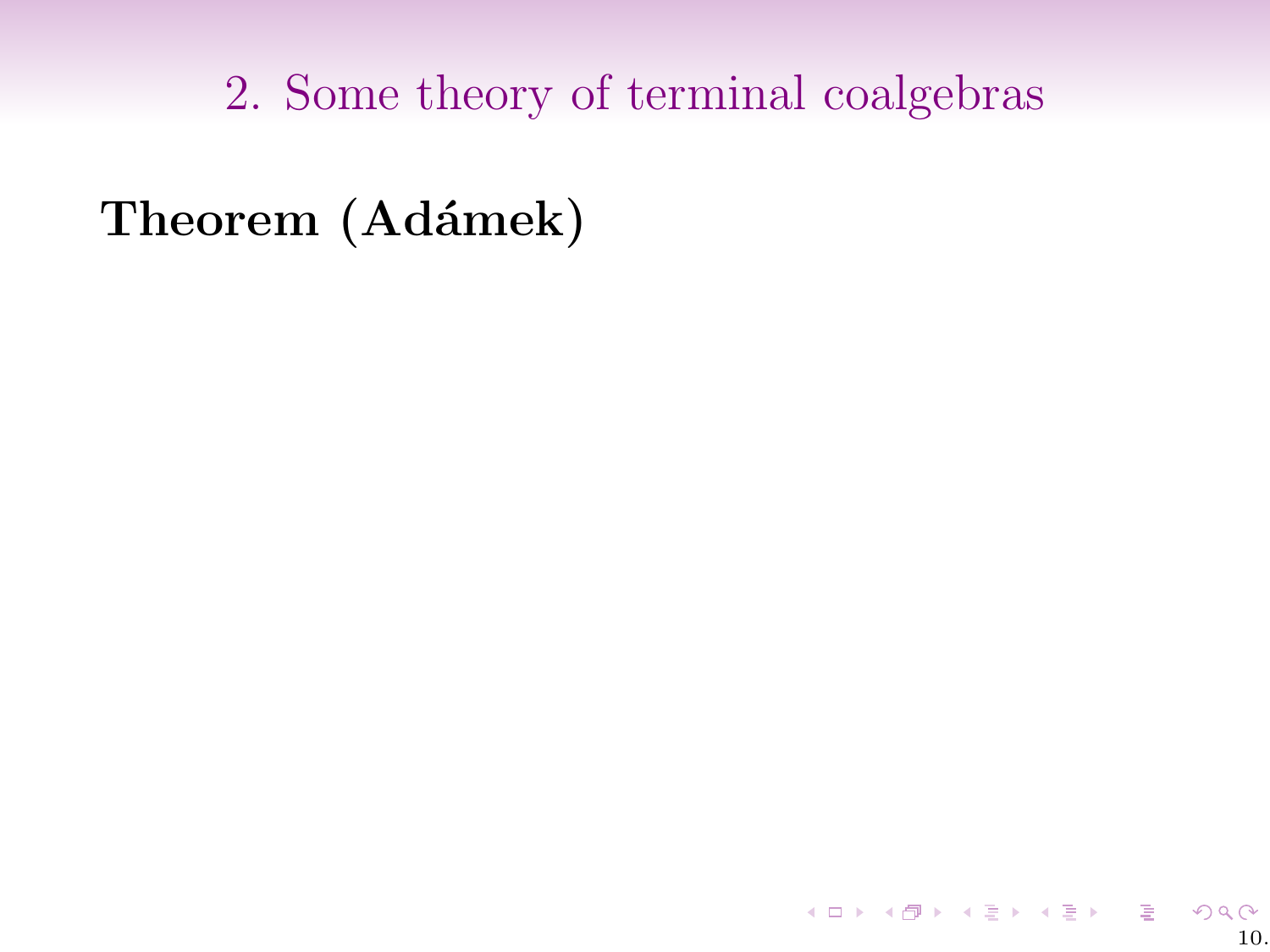## 2. Some theory of terminal coalgebras

**Theorem (Adámek)**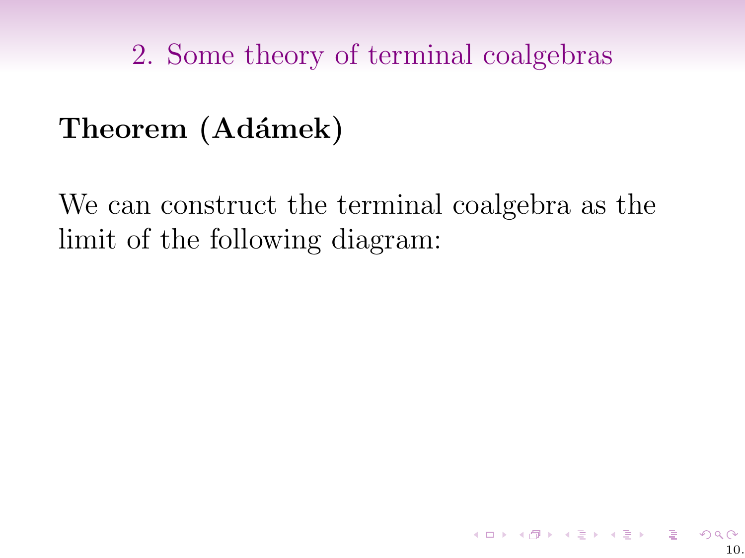## 2. Some theory of terminal coalgebras

**Theorem (Adámek)**

We can construct the terminal coalgebra as the limit of the following diagram: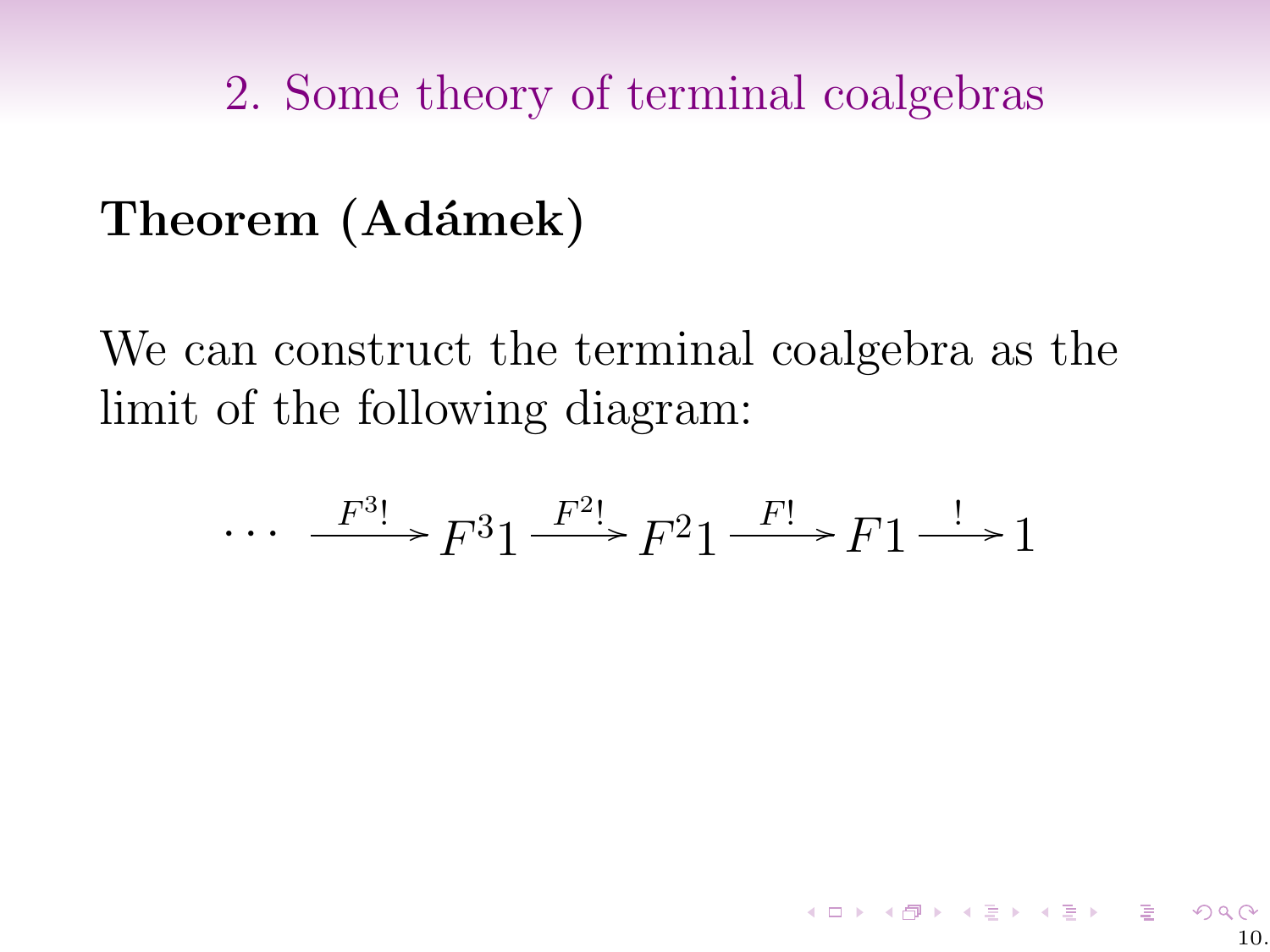## 2. Some theory of terminal coalgebras

**Theorem (Adámek)**

We can construct the terminal coalgebra as the limit of the following diagram:

$$\cdots \xrightarrow{F^3!} F^3 1 \xrightarrow{F^2!} F^2 1 \xrightarrow{F!} F1 \xrightarrow{!} 1$$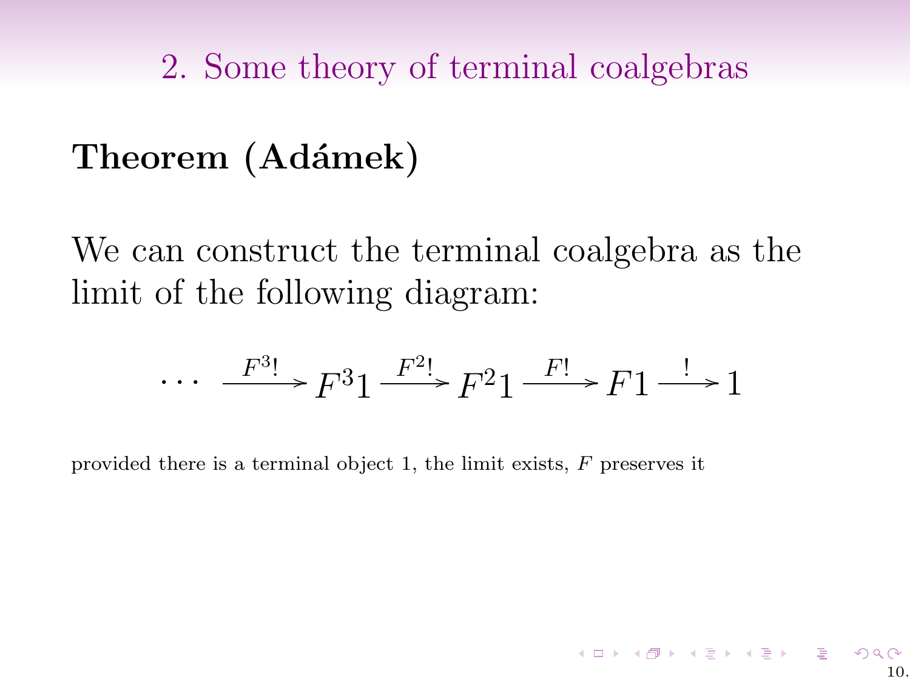## 2. Some theory of terminal coalgebras

**Theorem (Adámek)**

We can construct the terminal coalgebra as the limit of the following diagram:

$$\cdots \xrightarrow{F^3!} F^3 1 \xrightarrow{F^2!} F^2 1 \xrightarrow{F!} F1 \xrightarrow{!} 1$$

provided there is a terminal object 1, the limit exists, $F$ preserves it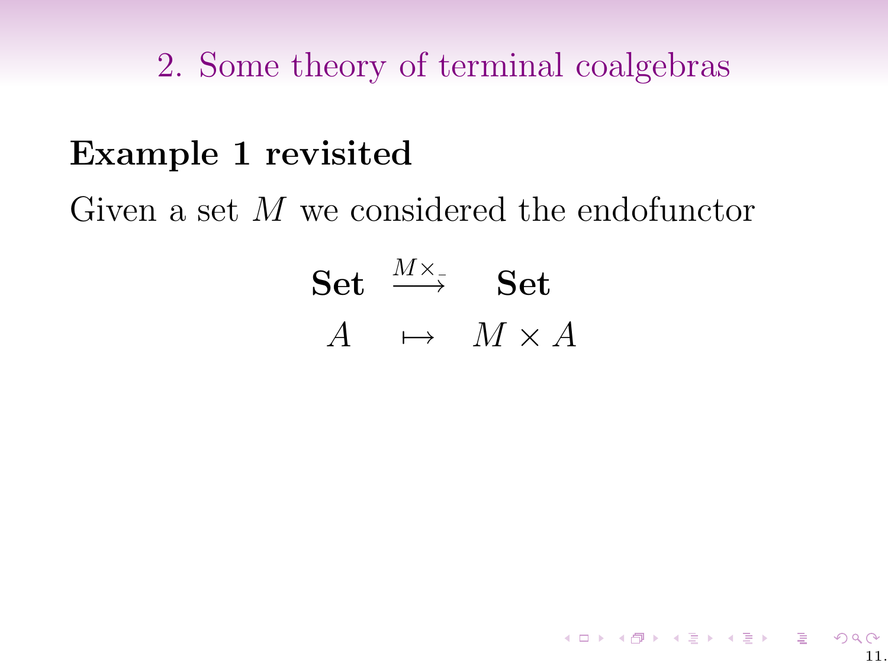## 2. Some theory of terminal coalgebras

### Example 1 revisited

Given a set $M$ we considered the endofunctor

$$
\begin{array}{ccc}
\mathbf{Set} & \xrightarrow{M\times\_} & \mathbf{Set} \\
A & \mapsto & M \times A
\end{array}
$$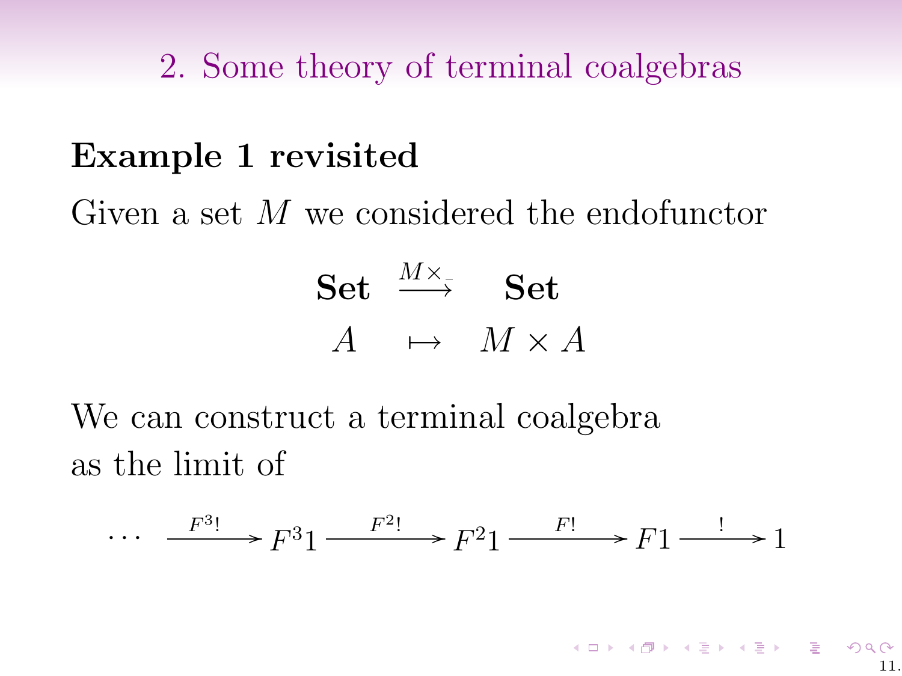## 2. Some theory of terminal coalgebras

**Example 1 revisited**

Given a set $M$ we considered the endofunctor

$$\begin{array}{ccc} \mathbf{Set} & \xrightarrow{M\times\_} & \mathbf{Set} \\ A & \mapsto & M \times A \end{array}$$

We can construct a terminal coalgebra as the limit of

$$\cdots \xrightarrow{F^3!} F^3 1 \xrightarrow{F^2!} F^2 1 \xrightarrow{F!} F1 \xrightarrow{!} 1$$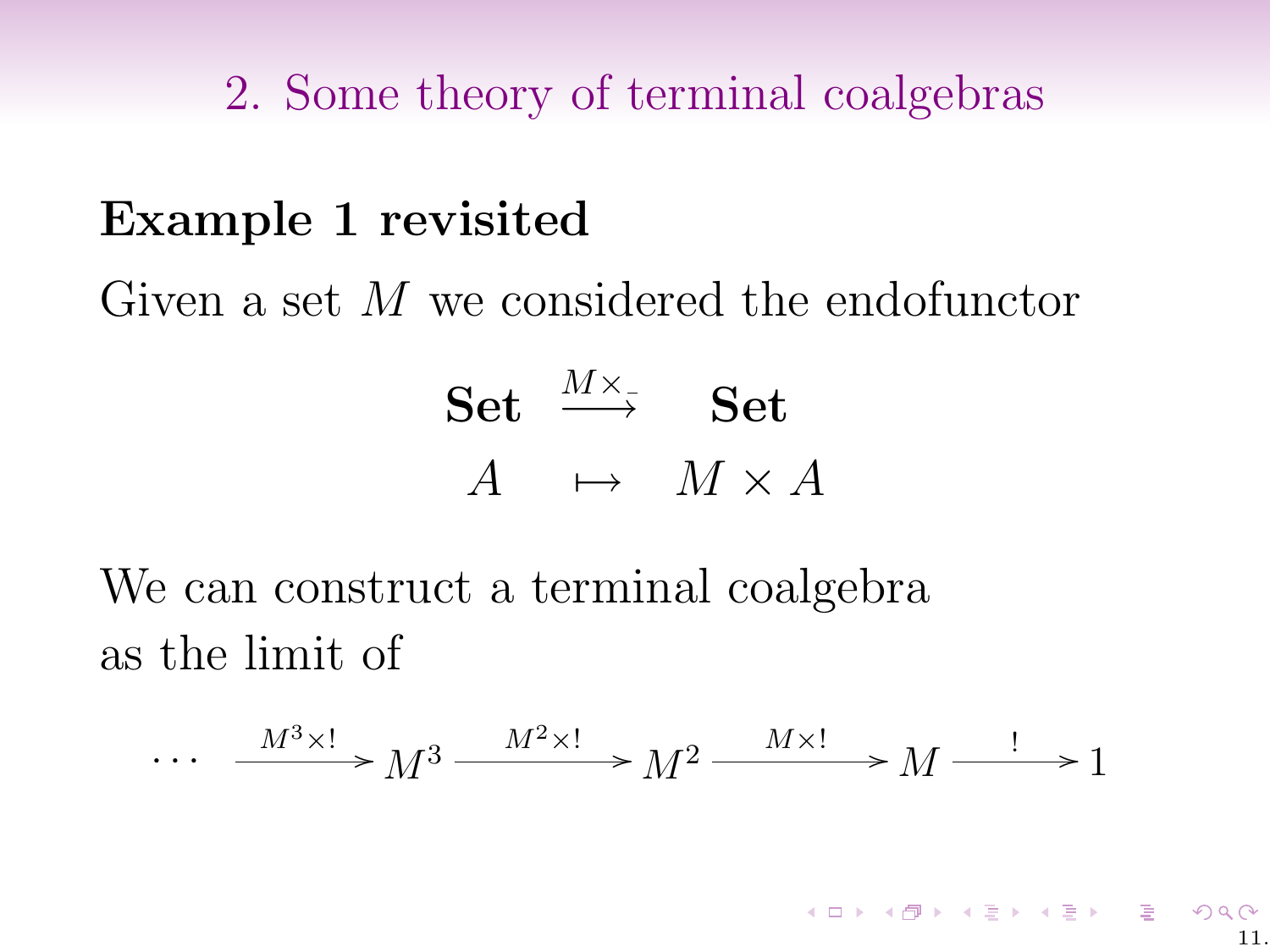## 2. Some theory of terminal coalgebras

### Example 1 revisited

Given a set $M$ we considered the endofunctor

$$
\begin{array}{ccc}
\mathbf{Set} & \xrightarrow{M\times\_} & \mathbf{Set} \\
A & \mapsto & M \times A
\end{array}
$$

We can construct a terminal coalgebra as the limit of

$$
\cdots \xrightarrow{M^3\times !} M^3 \xrightarrow{M^2\times !} M^2 \xrightarrow{M\times !} M \xrightarrow{!} 1
$$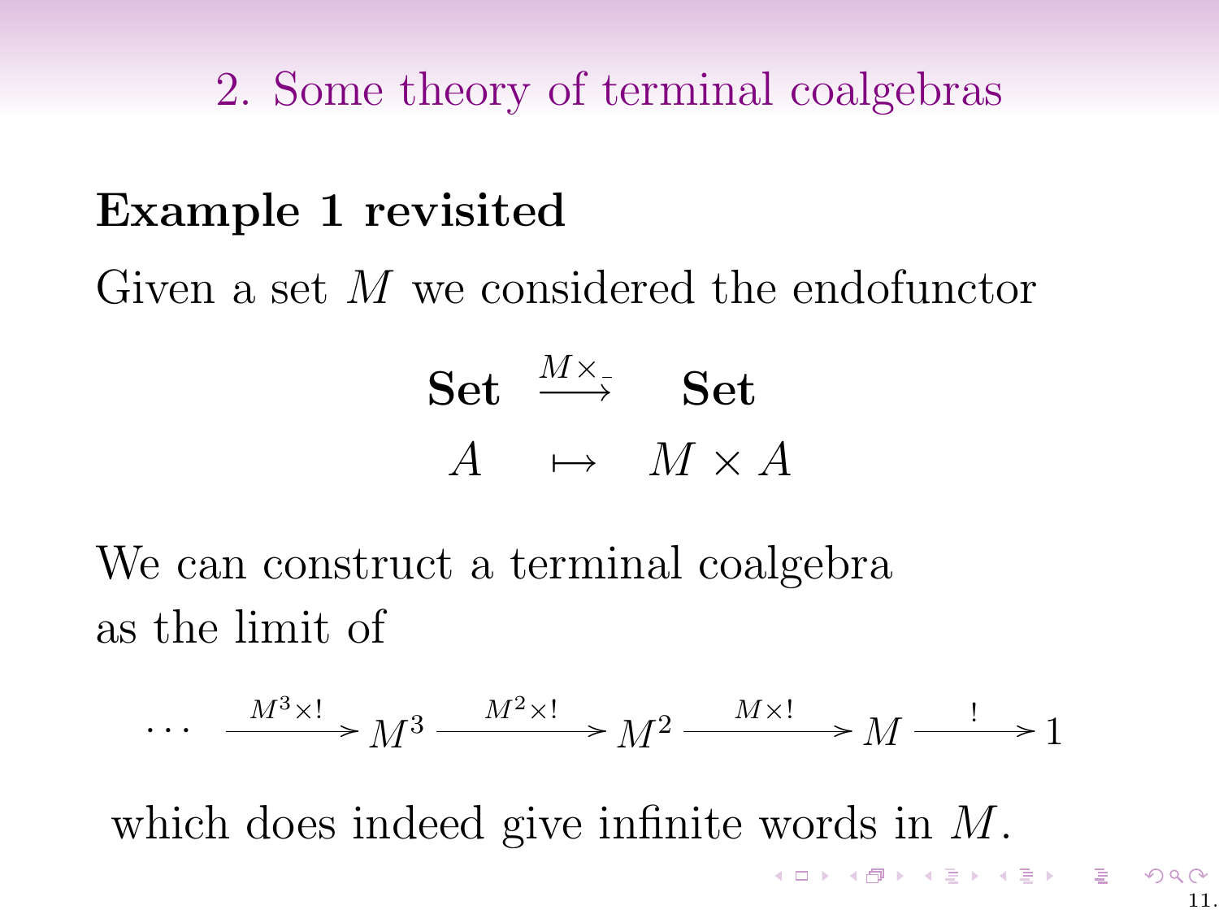## 2. Some theory of terminal coalgebras

### Example 1 revisited

Given a set $M$ we considered the endofunctor

$$\begin{array}{ccc} \mathbf{Set} & \xrightarrow{M\times\_} & \mathbf{Set} \\ A & \mapsto & M \times A \end{array}$$

We can construct a terminal coalgebra as the limit of

$$\cdots \xrightarrow{M^3\times !} M^3 \xrightarrow{M^2\times !} M^2 \xrightarrow{M\times !} M \xrightarrow{!} 1$$

which does indeed give infinite words in $M$.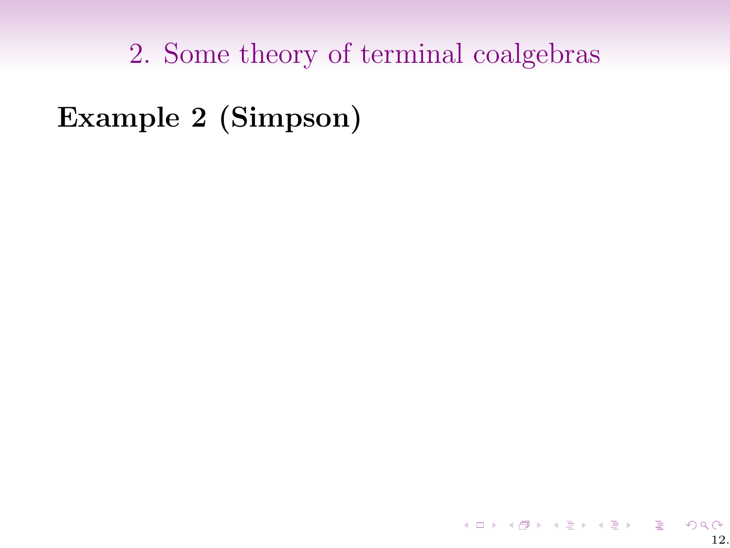## 2. Some theory of terminal coalgebras

**Example 2 (Simpson)**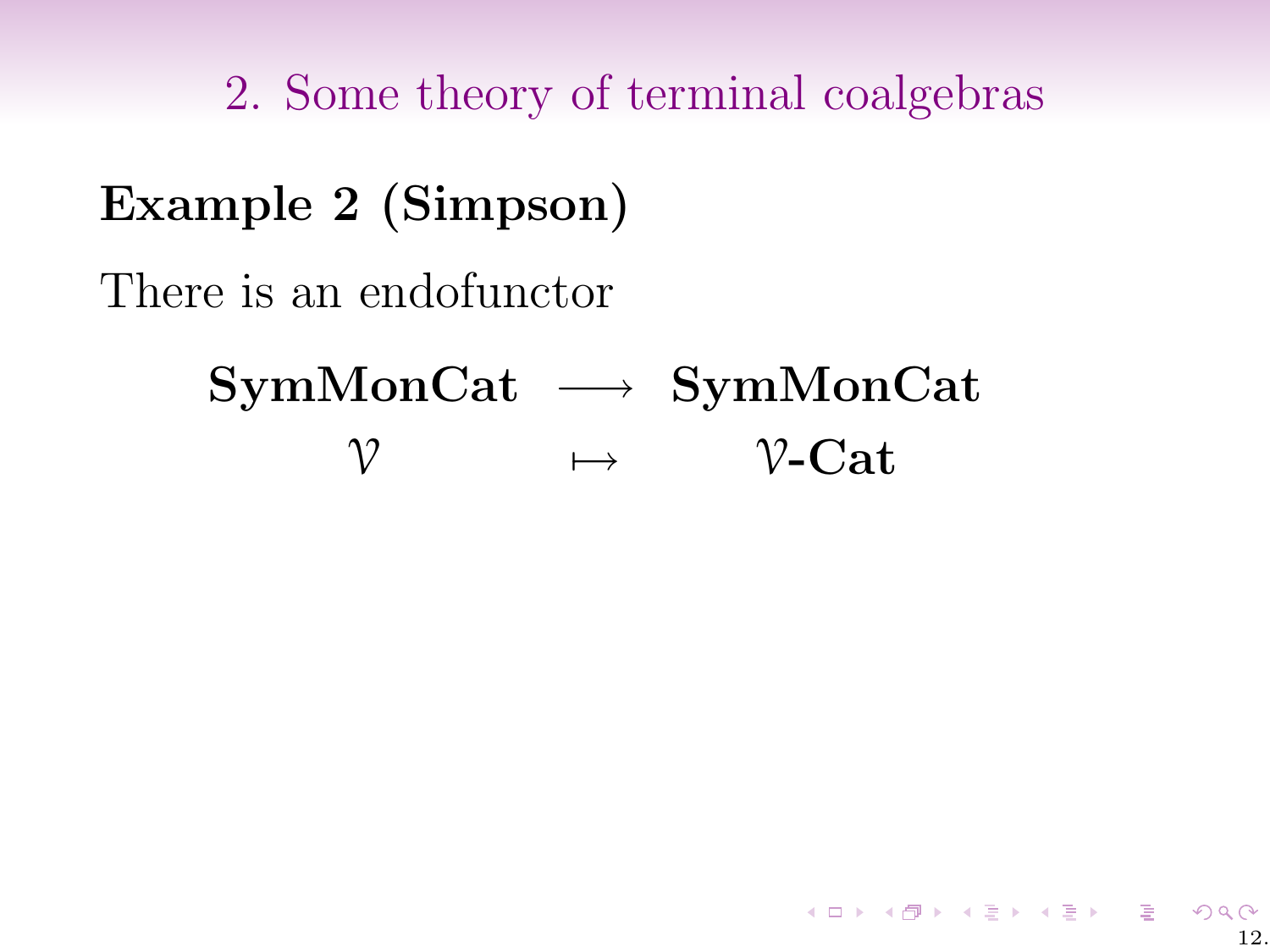## 2. Some theory of terminal coalgebras

**Example 2 (Simpson)**

There is an endofunctor

$$
\begin{array}{ccc}
\mathbf{SymMonCat} & \longrightarrow & \mathbf{SymMonCat} \\
\mathcal{V} & \longmapsto & \mathcal{V}\textbf{-Cat}
\end{array}
$$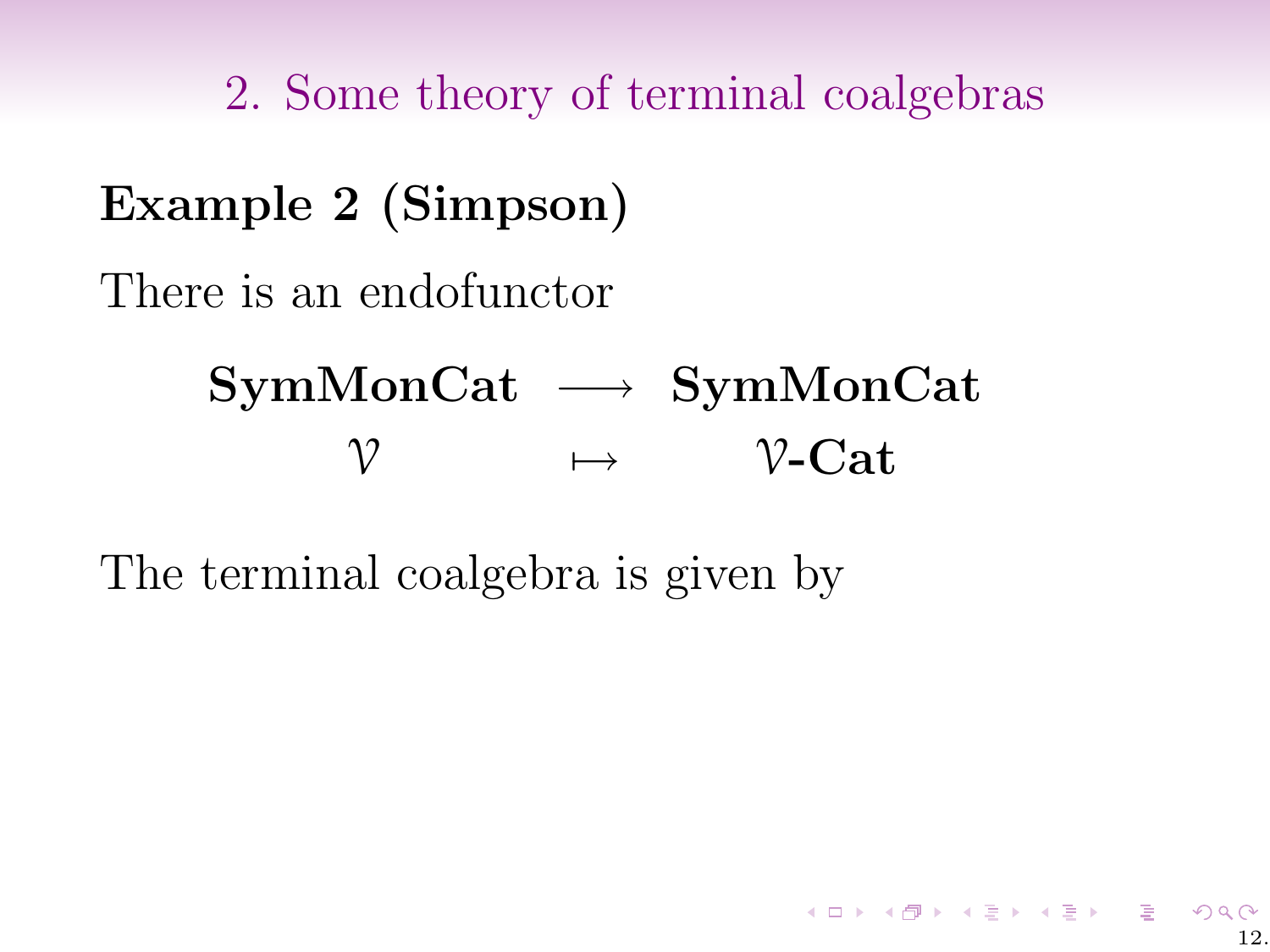## 2. Some theory of terminal coalgebras

**Example 2 (Simpson)**

There is an endofunctor

$$
\begin{array}{ccc}
\mathbf{SymMonCat} & \longrightarrow & \mathbf{SymMonCat} \\
\mathcal{V} & \mapsto & \mathcal{V}\text{-}\mathbf{Cat}
\end{array}
$$

The terminal coalgebra is given by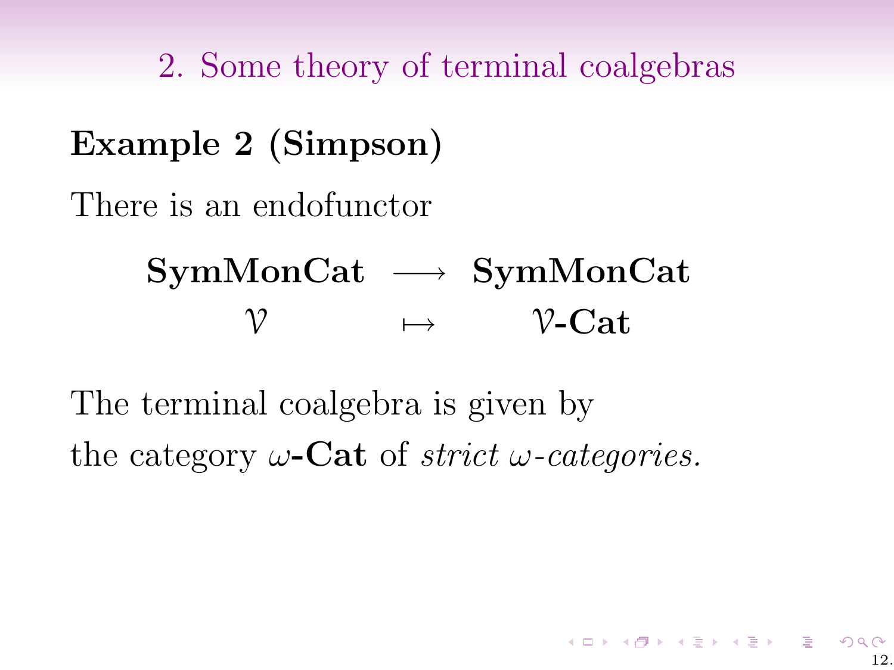## 2. Some theory of terminal coalgebras

**Example 2 (Simpson)**

There is an endofunctor

$$\begin{array}{ccc} \mathbf{SymMonCat} & \longrightarrow & \mathbf{SymMonCat} \\ \mathcal{V} & \mapsto & \mathcal{V}\text{-}\mathbf{Cat} \end{array}$$

The terminal coalgebra is given by the category $\omega$-**Cat** of *strict* $\omega$*-categories.*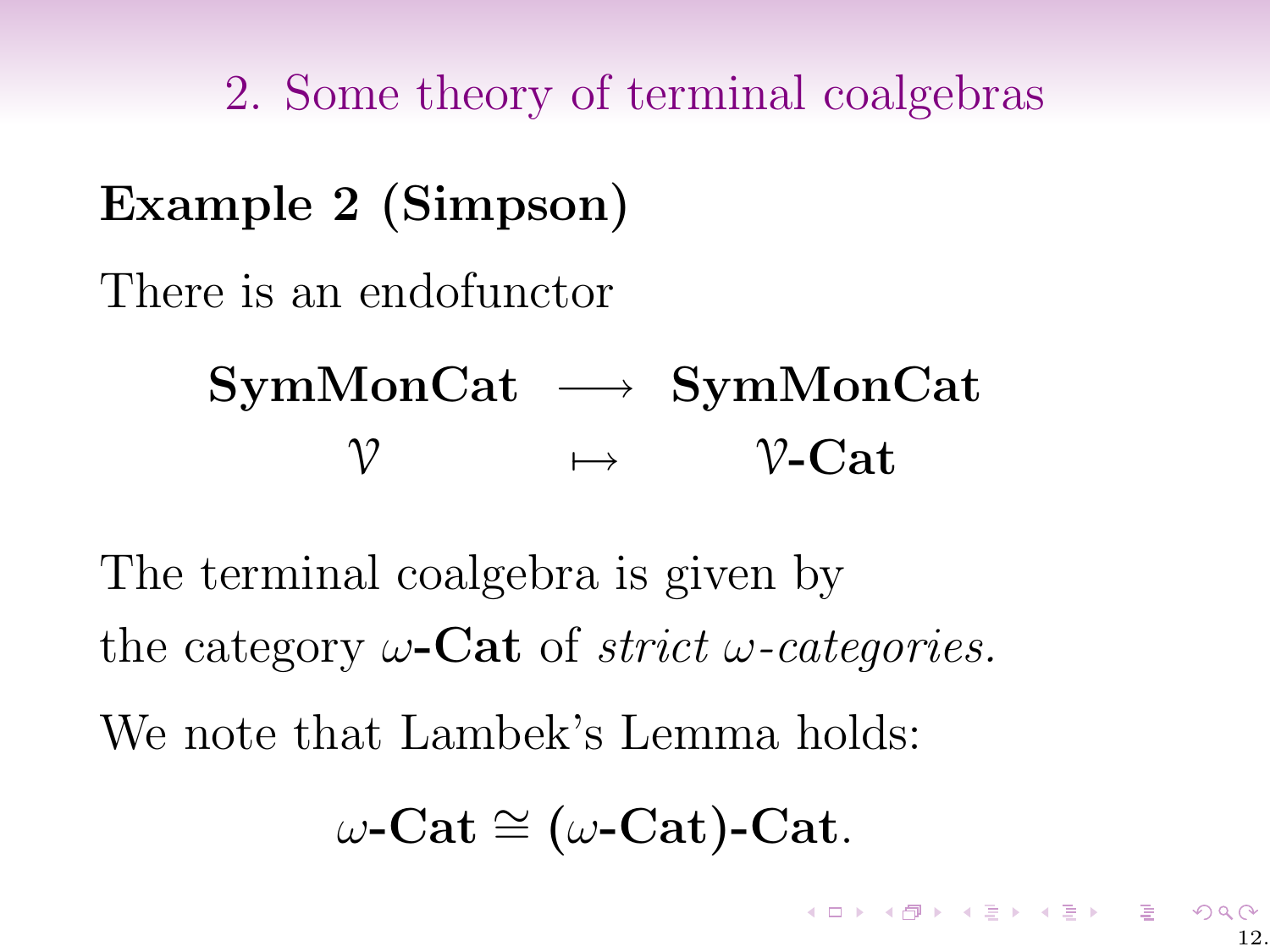## 2. Some theory of terminal coalgebras

**Example 2 (Simpson)**

There is an endofunctor

$$\begin{array}{ccc} \mathbf{SymMonCat} & \longrightarrow & \mathbf{SymMonCat} \\ \mathcal{V} & \mapsto & \mathcal{V}\textbf{-Cat} \end{array}$$

The terminal coalgebra is given by the category $\omega$**-Cat** of *strict $\omega$-categories.*

We note that Lambek's Lemma holds:

$$\omega\textbf{-Cat} \cong (\omega\textbf{-Cat})\textbf{-Cat}.$$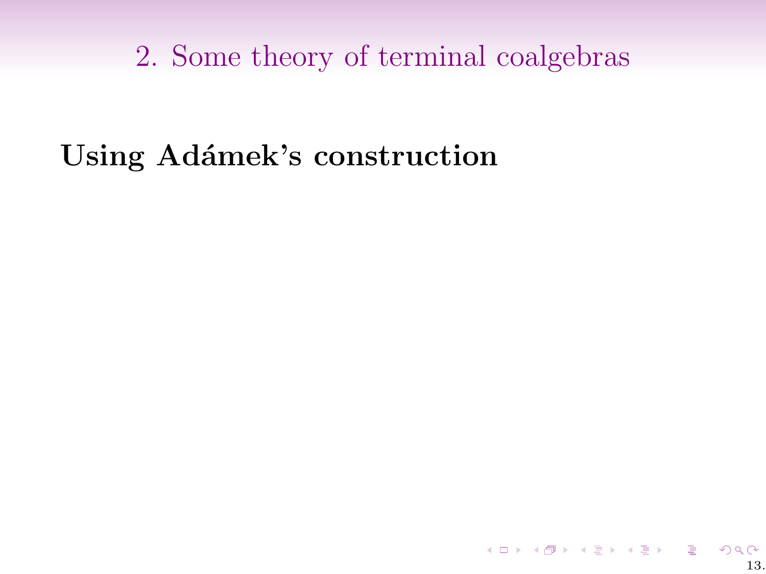## 2. Some theory of terminal coalgebras

**Using Adámek's construction**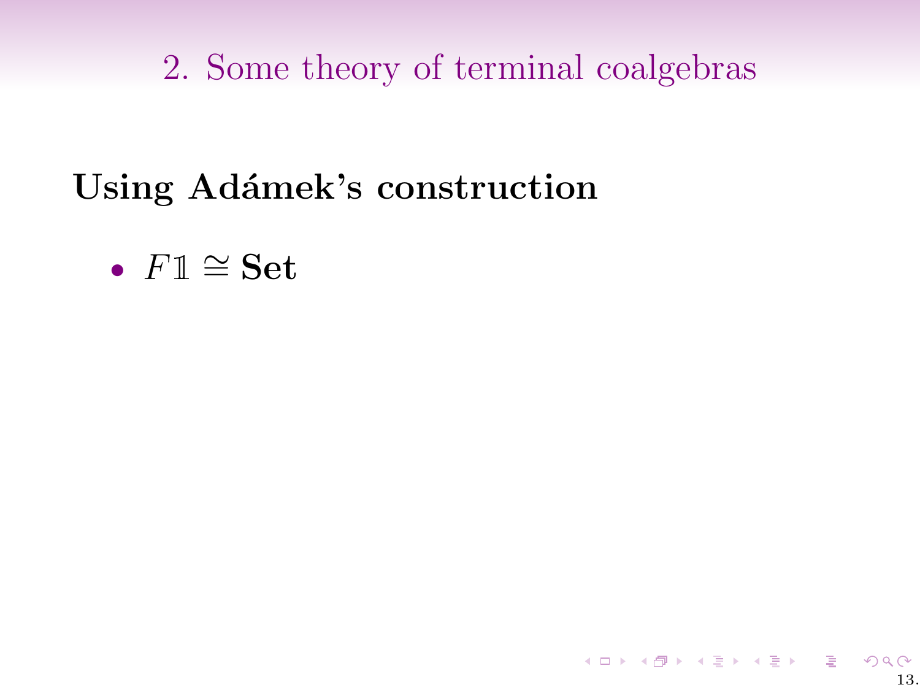## 2. Some theory of terminal coalgebras

### Using Adámek's construction

- $F\mathbb{1} \cong \mathbf{Set}$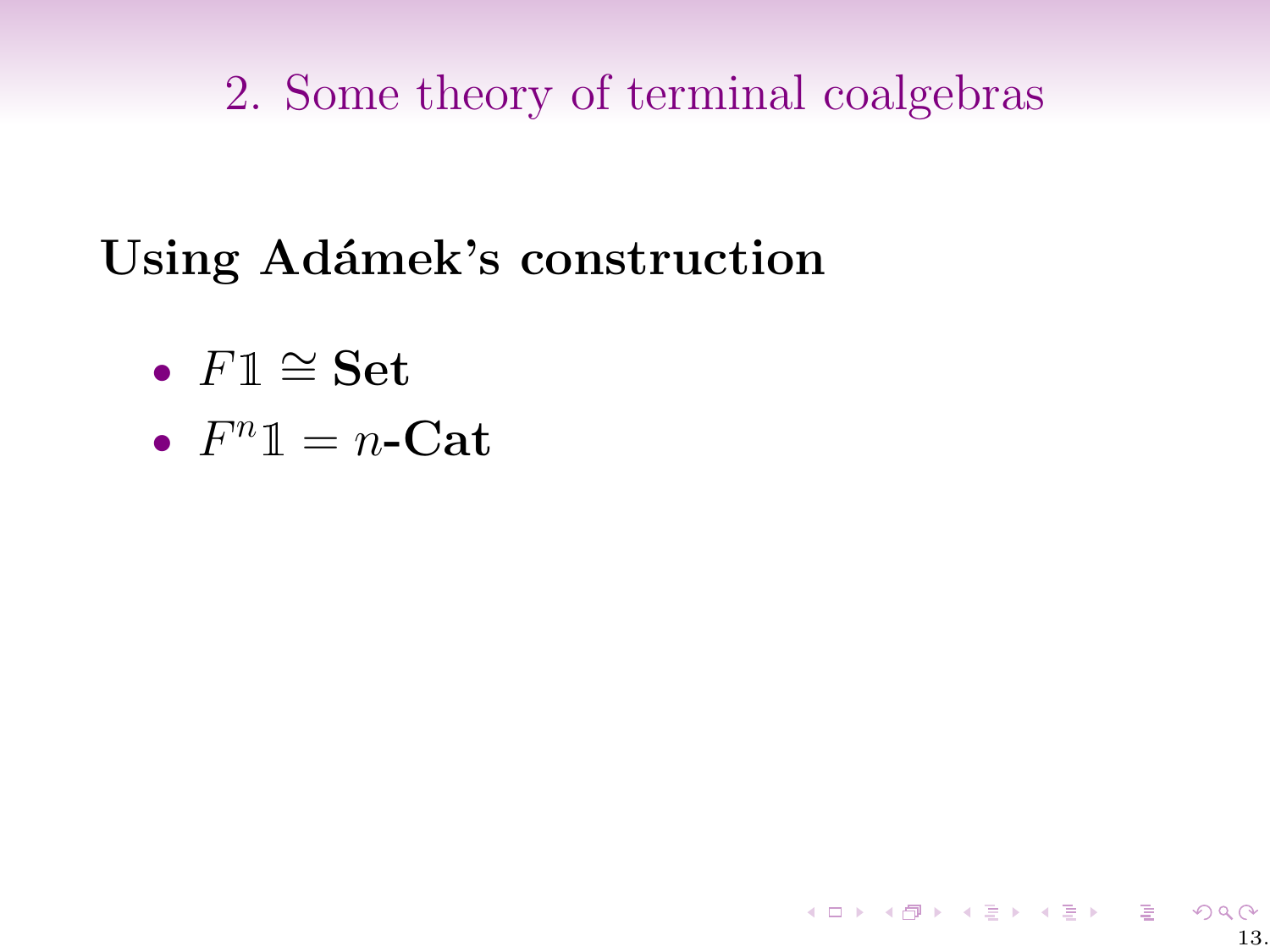## 2. Some theory of terminal coalgebras

### Using Adámek's construction

- $F\mathbb{1} \cong \mathbf{Set}$
- $F^n\mathbb{1} = n\text{-}\mathbf{Cat}$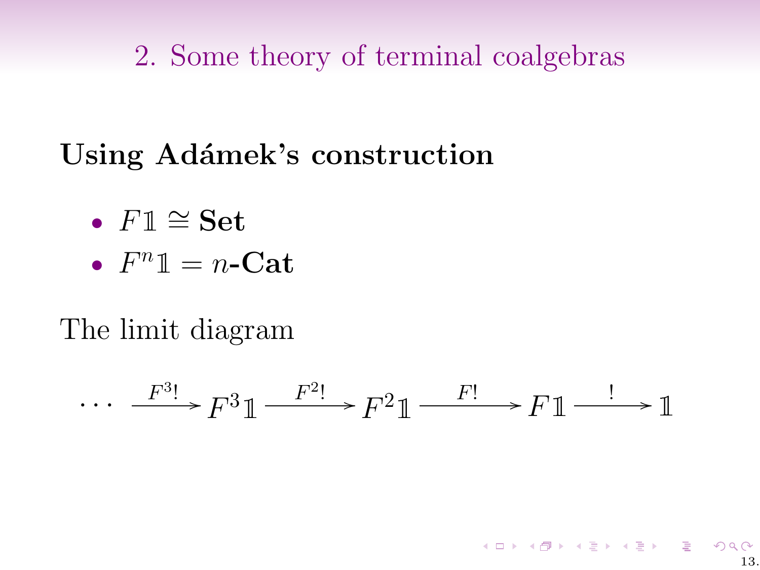## 2. Some theory of terminal coalgebras

### Using Adámek's construction

- $F\mathbb{1} \cong \mathbf{Set}$
- $F^n\mathbb{1} = n\text{-}\mathbf{Cat}$

The limit diagram

$$\cdots \xrightarrow{F^3!} F^3\mathbb{1} \xrightarrow{F^2!} F^2\mathbb{1} \xrightarrow{F!} F\mathbb{1} \xrightarrow{!} \mathbb{1}$$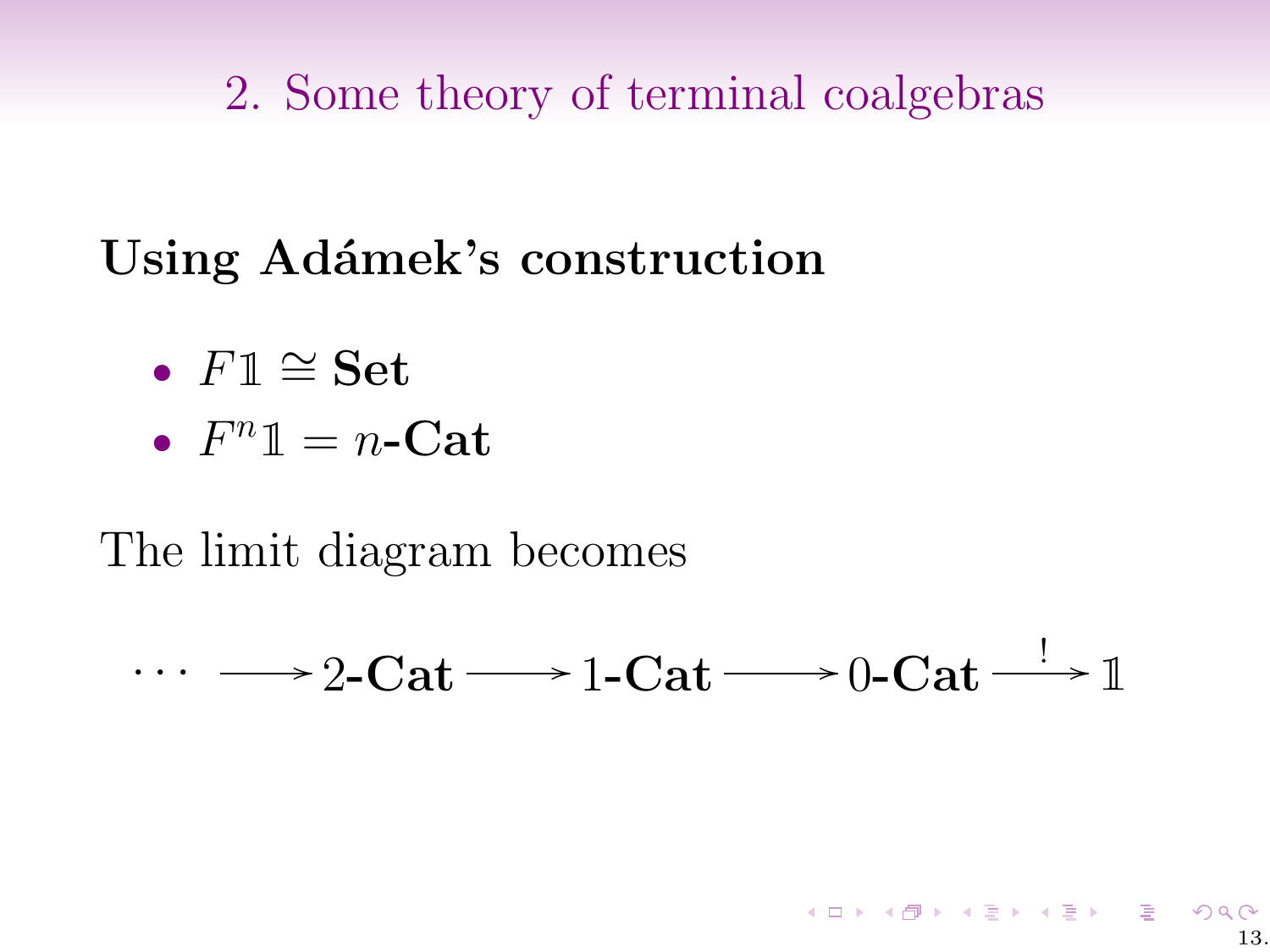## 2. Some theory of terminal coalgebras

**Using Adámek's construction**

- $F\mathbb{1} \cong \mathbf{Set}$
- $F^n\mathbb{1} = n\text{-}\mathbf{Cat}$

The limit diagram becomes

$$\cdots \longrightarrow 2\text{-}\mathbf{Cat} \longrightarrow 1\text{-}\mathbf{Cat} \longrightarrow 0\text{-}\mathbf{Cat} \xrightarrow{\;!\;} \mathbb{1}$$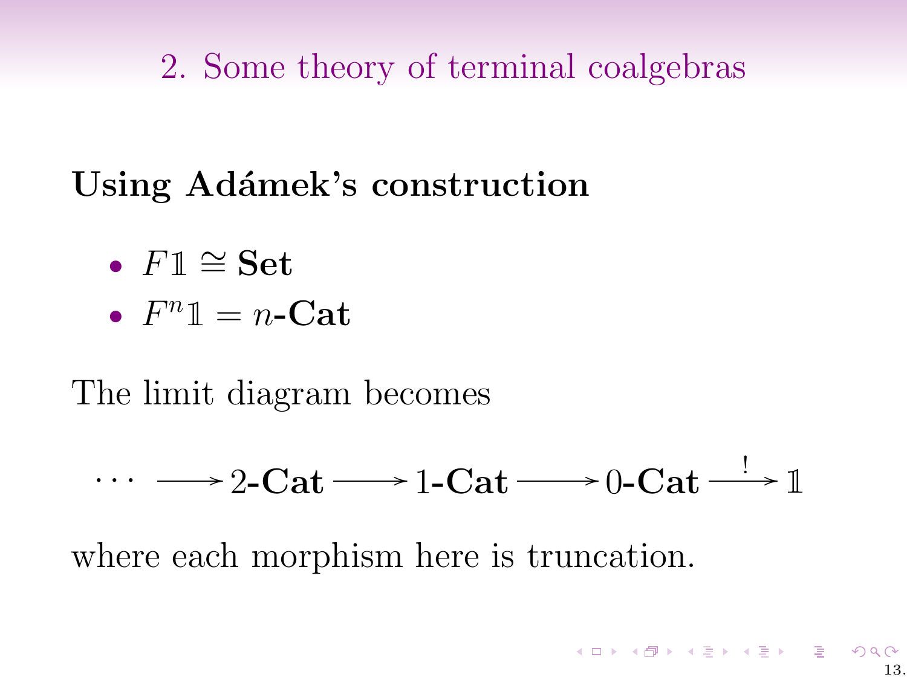## 2. Some theory of terminal coalgebras

**Using Adámek's construction**

- $F\mathbb{1} \cong \mathbf{Set}$
- $F^n\mathbb{1} = n\text{-}\mathbf{Cat}$

The limit diagram becomes

$$\cdots \longrightarrow 2\text{-}\mathbf{Cat} \longrightarrow 1\text{-}\mathbf{Cat} \longrightarrow 0\text{-}\mathbf{Cat} \xrightarrow{\ !\ } \mathbb{1}$$

where each morphism here is truncation.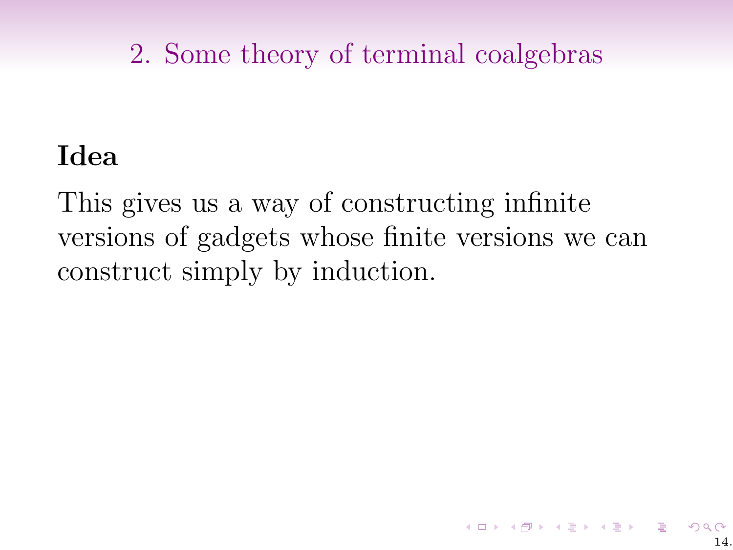## 2. Some theory of terminal coalgebras

**Idea**

This gives us a way of constructing infinite versions of gadgets whose finite versions we can construct simply by induction.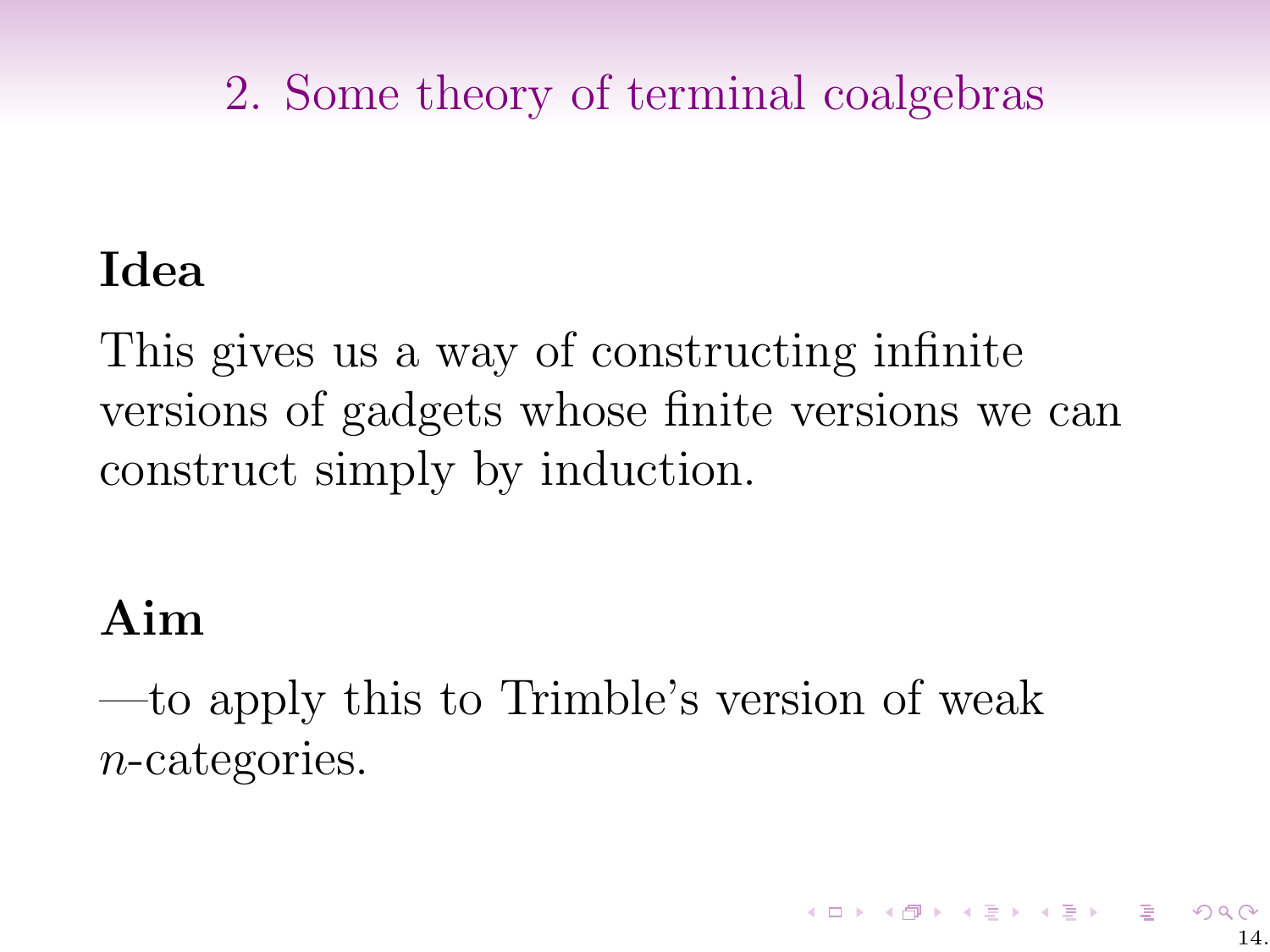## 2. Some theory of terminal coalgebras

**Idea**

This gives us a way of constructing infinite versions of gadgets whose finite versions we can construct simply by induction.

**Aim**

—to apply this to Trimble's version of weak $n$-categories.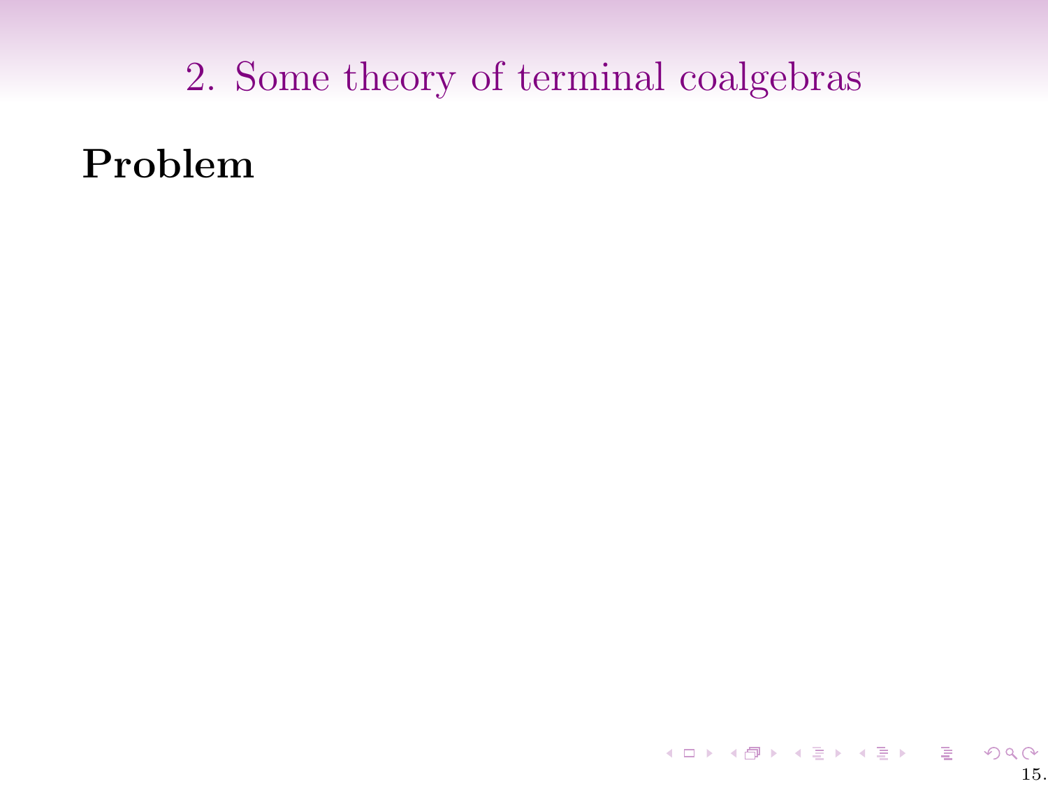## 2. Some theory of terminal coalgebras

**Problem**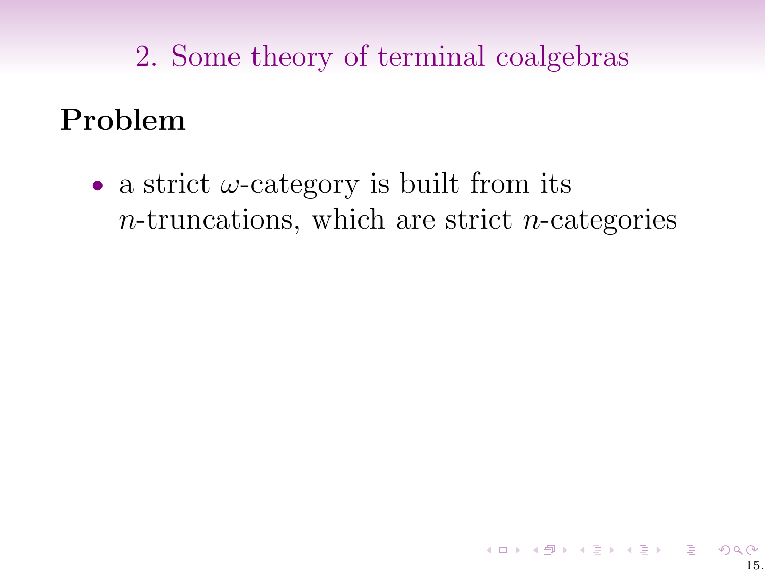## 2. Some theory of terminal coalgebras

### Problem

- a strict $\omega$-category is built from its $n$-truncations, which are strict $n$-categories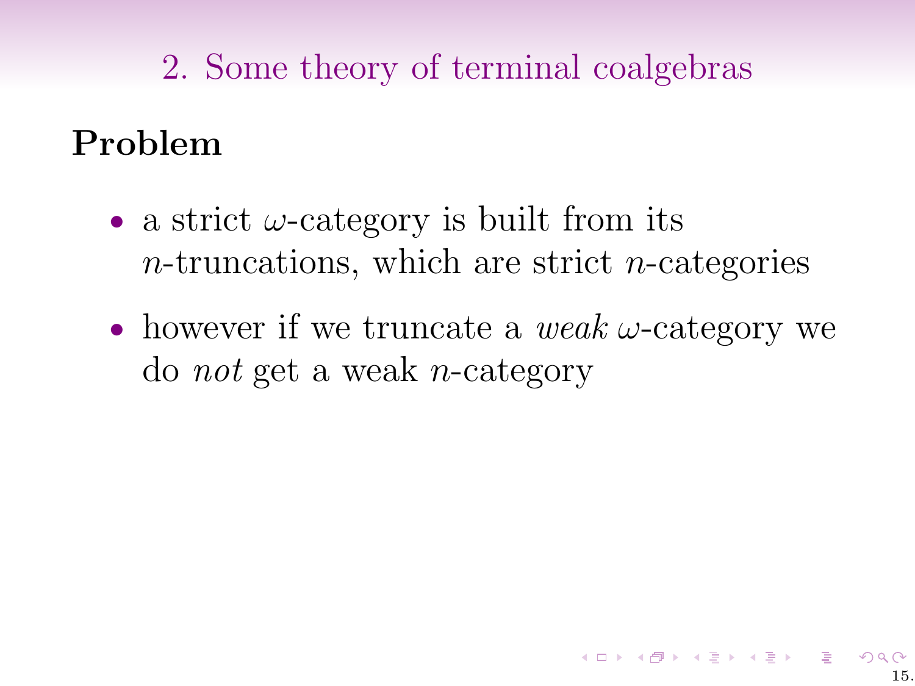## 2. Some theory of terminal coalgebras

### Problem

- a strict $\omega$-category is built from its $n$-truncations, which are strict $n$-categories
- however if we truncate a *weak* $\omega$-category we do *not* get a weak $n$-category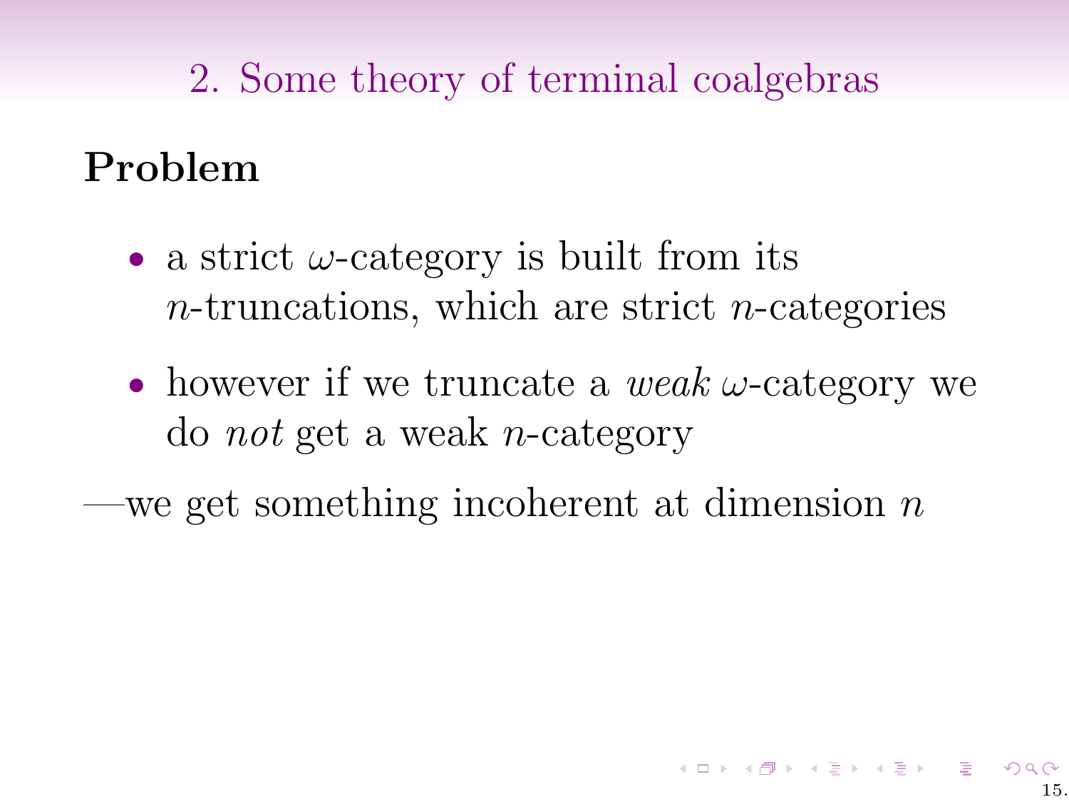## 2. Some theory of terminal coalgebras

**Problem**

- a strict $\omega$-category is built from its $n$-truncations, which are strict $n$-categories
- however if we truncate a *weak* $\omega$-category we do *not* get a weak $n$-category

—we get something incoherent at dimension $n$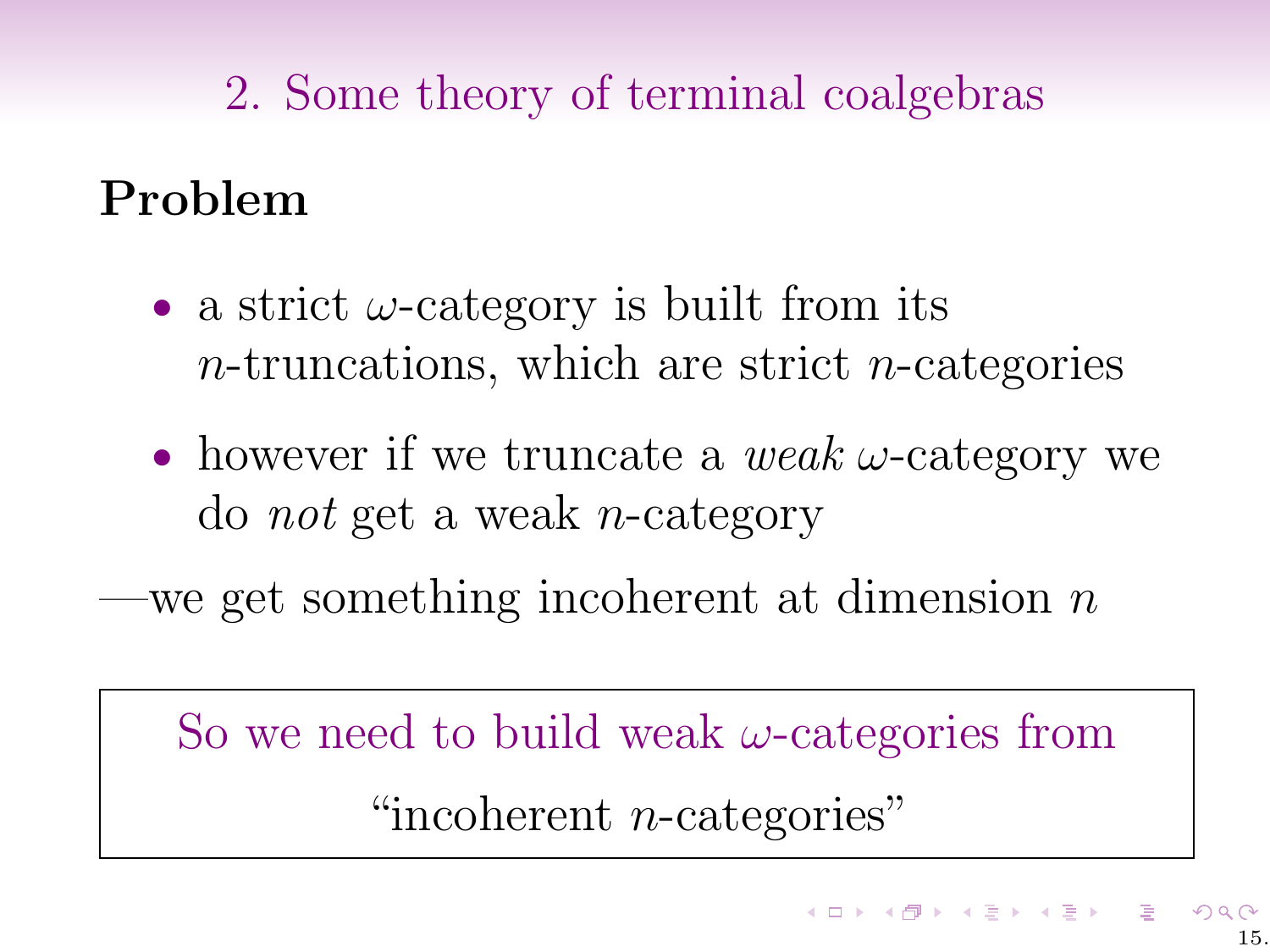## 2. Some theory of terminal coalgebras

**Problem**

- a strict $\omega$-category is built from its $n$-truncations, which are strict $n$-categories
- however if we truncate a *weak* $\omega$-category we do *not* get a weak $n$-category

—we get something incoherent at dimension $n$

So we need to build weak $\omega$-categories from "incoherent $n$-categories"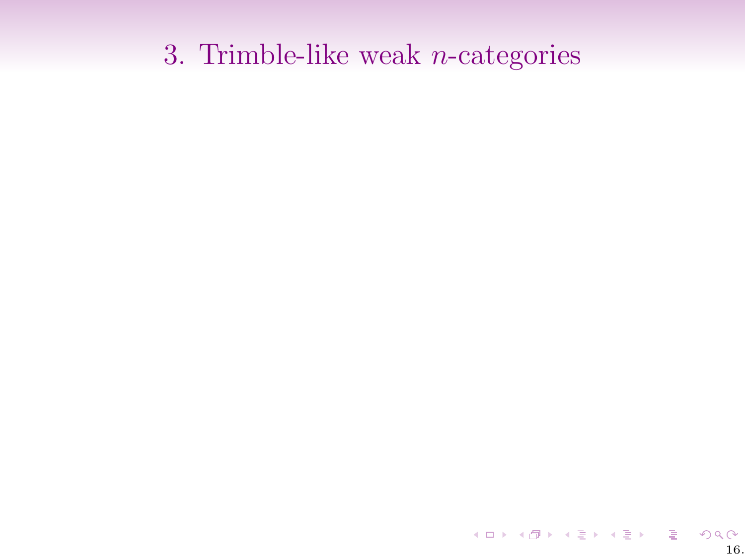# 3. Trimble-like weak $n$-categories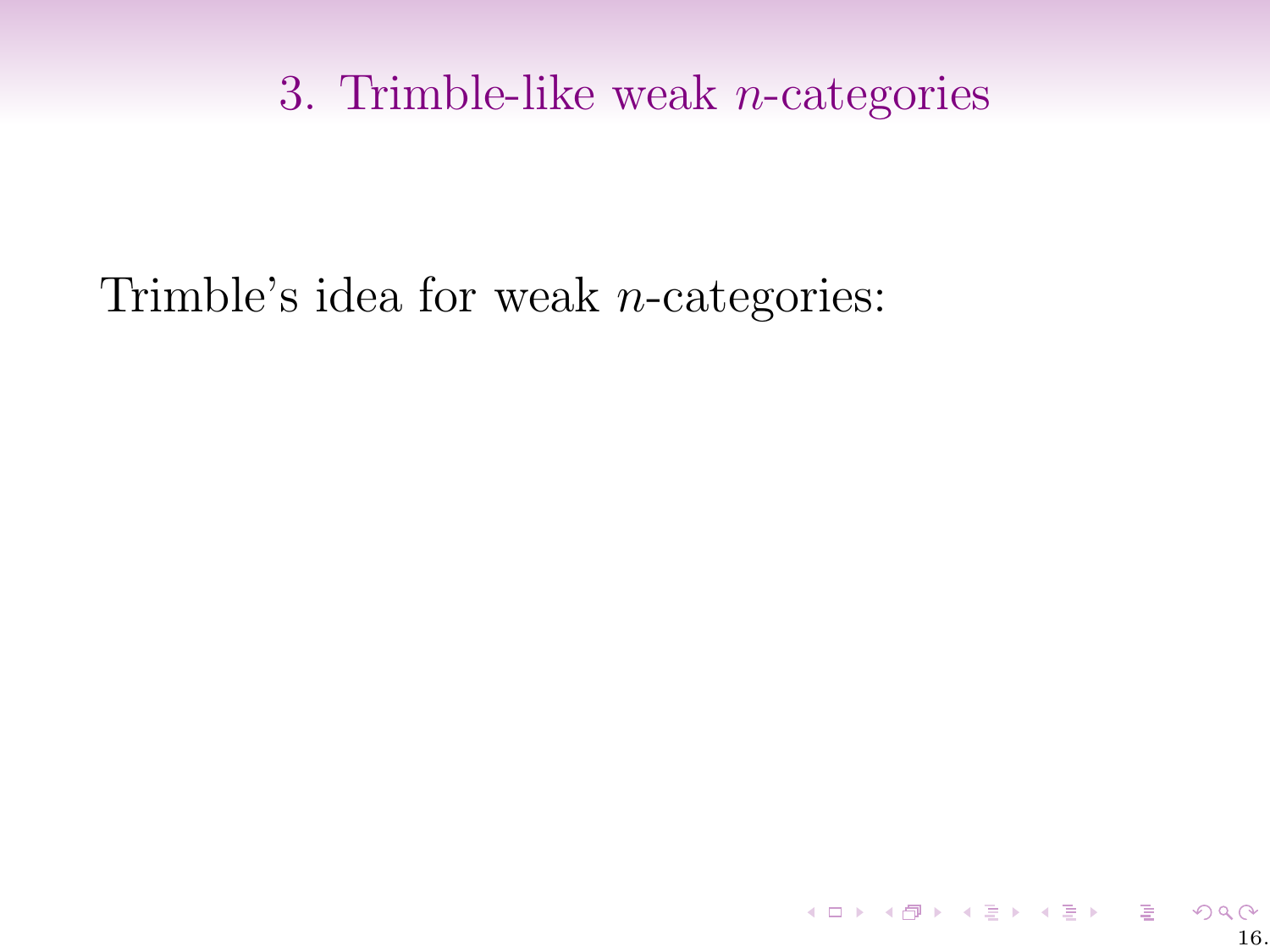# 3. Trimble-like weak $n$-categories

Trimble's idea for weak $n$-categories: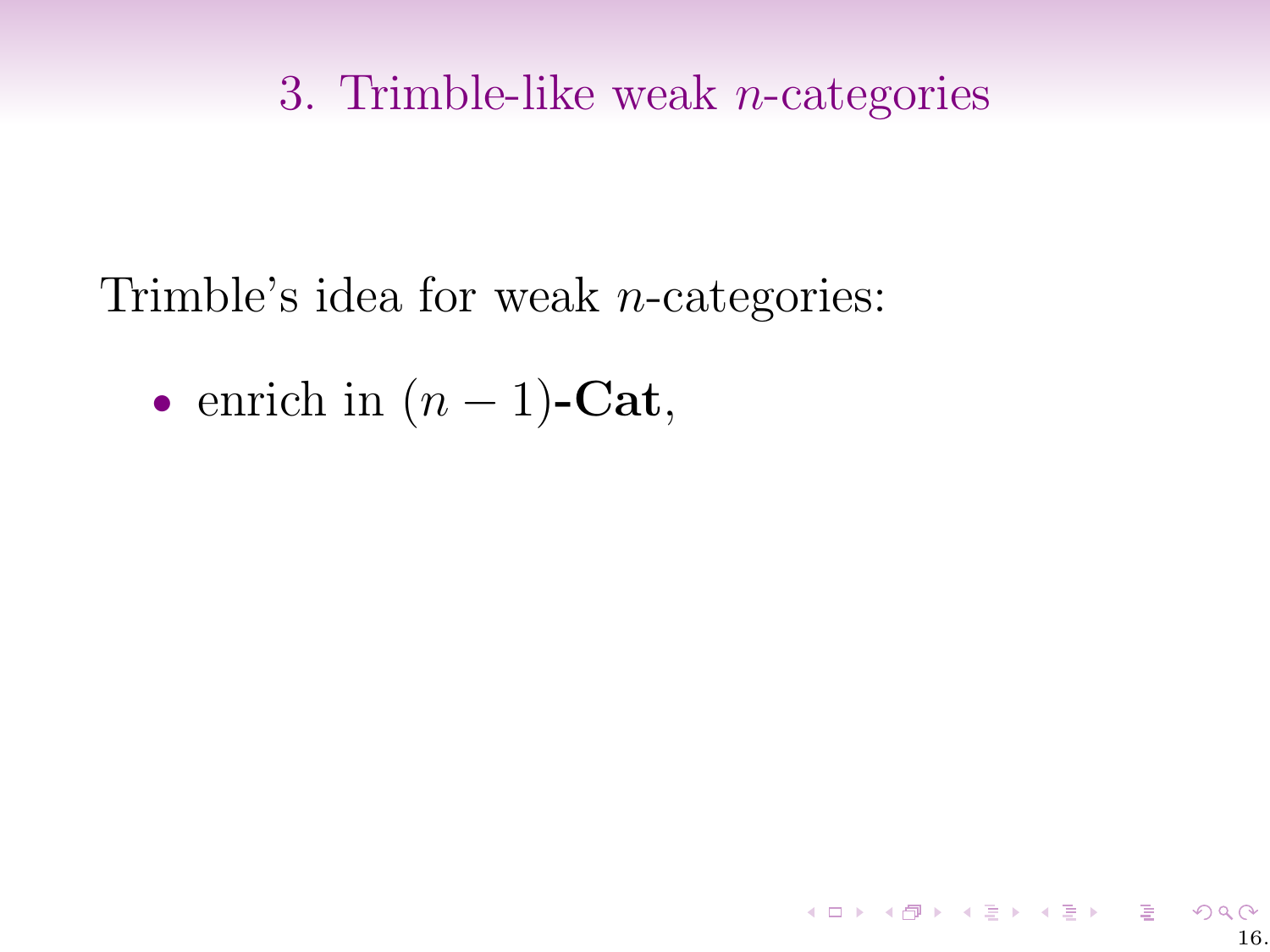# 3. Trimble-like weak $n$-categories

Trimble's idea for weak $n$-categories:

- enrich in $(n-1)$-**Cat**,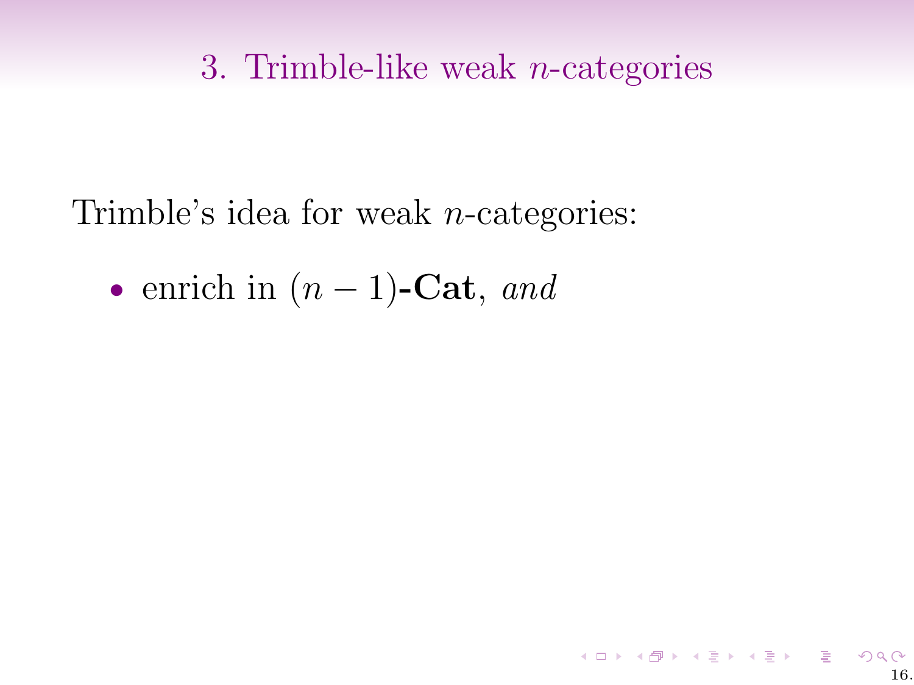## 3. Trimble-like weak $n$-categories

Trimble's idea for weak $n$-categories:

- enrich in $(n-1)$-**Cat**, *and*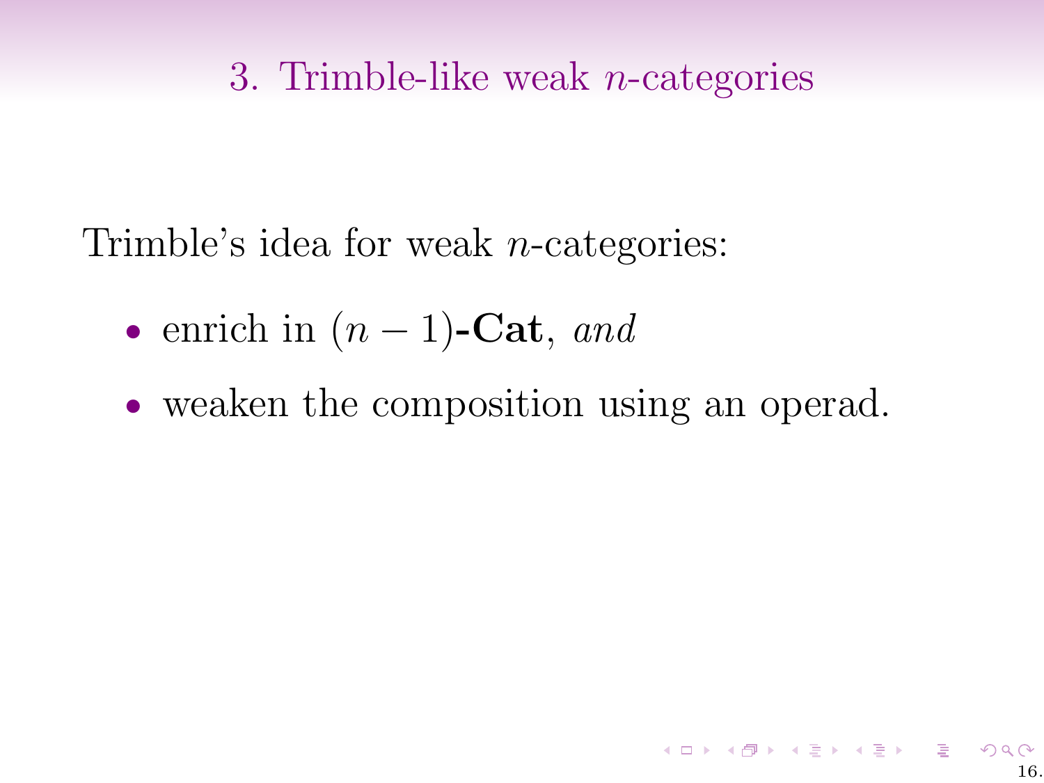## 3. Trimble-like weak $n$-categories

Trimble's idea for weak $n$-categories:

- enrich in $(n-1)$-**Cat**, *and*
- weaken the composition using an operad.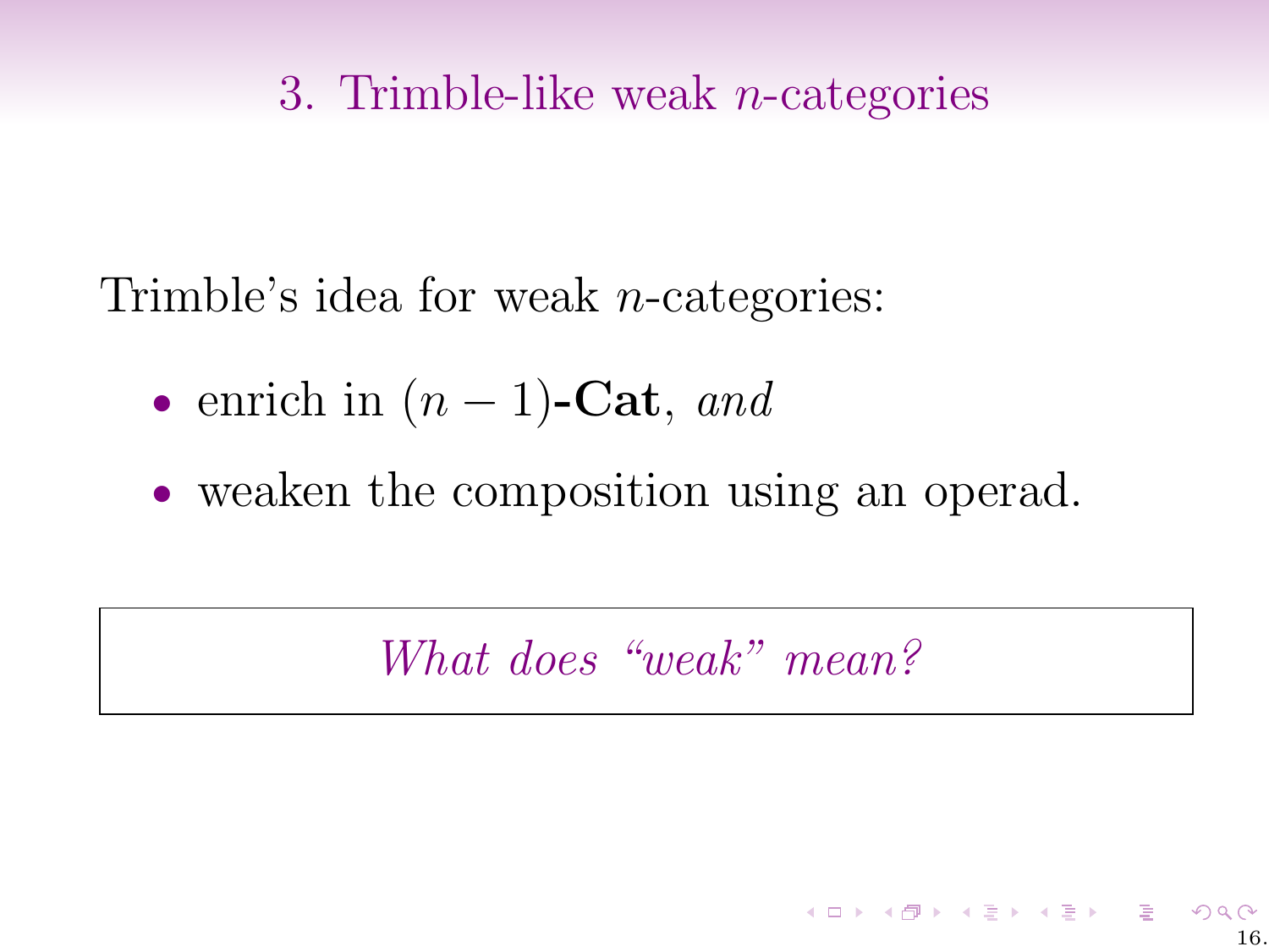## 3. Trimble-like weak $n$-categories

Trimble's idea for weak $n$-categories:

- enrich in $(n-1)$-**Cat**, *and*
- weaken the composition using an operad.

*What does "weak" mean?*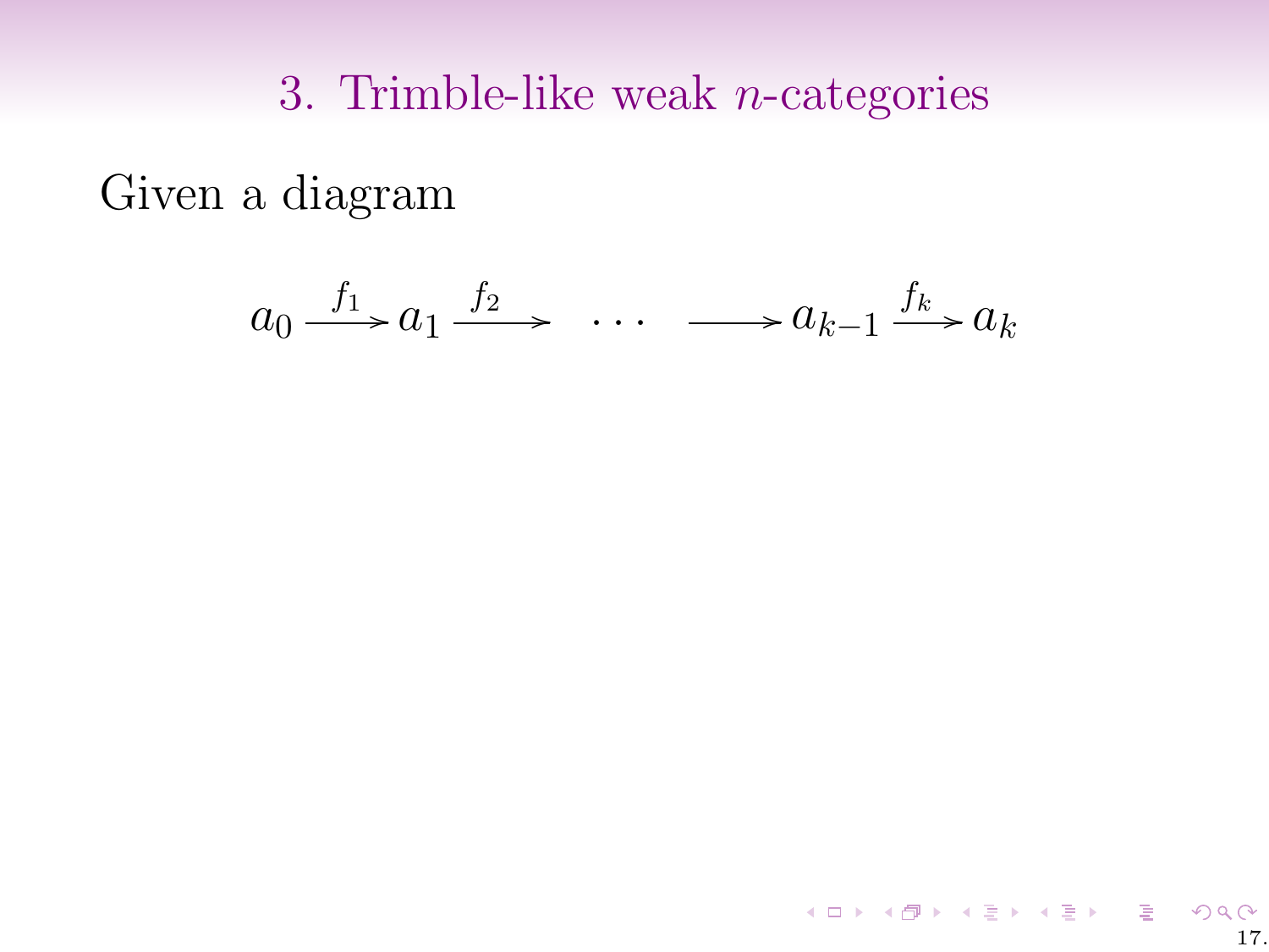# 3. Trimble-like weak $n$-categories

Given a diagram

$$a_0 \xrightarrow{f_1} a_1 \xrightarrow{f_2} \quad \cdots \quad \longrightarrow a_{k-1} \xrightarrow{f_k} a_k$$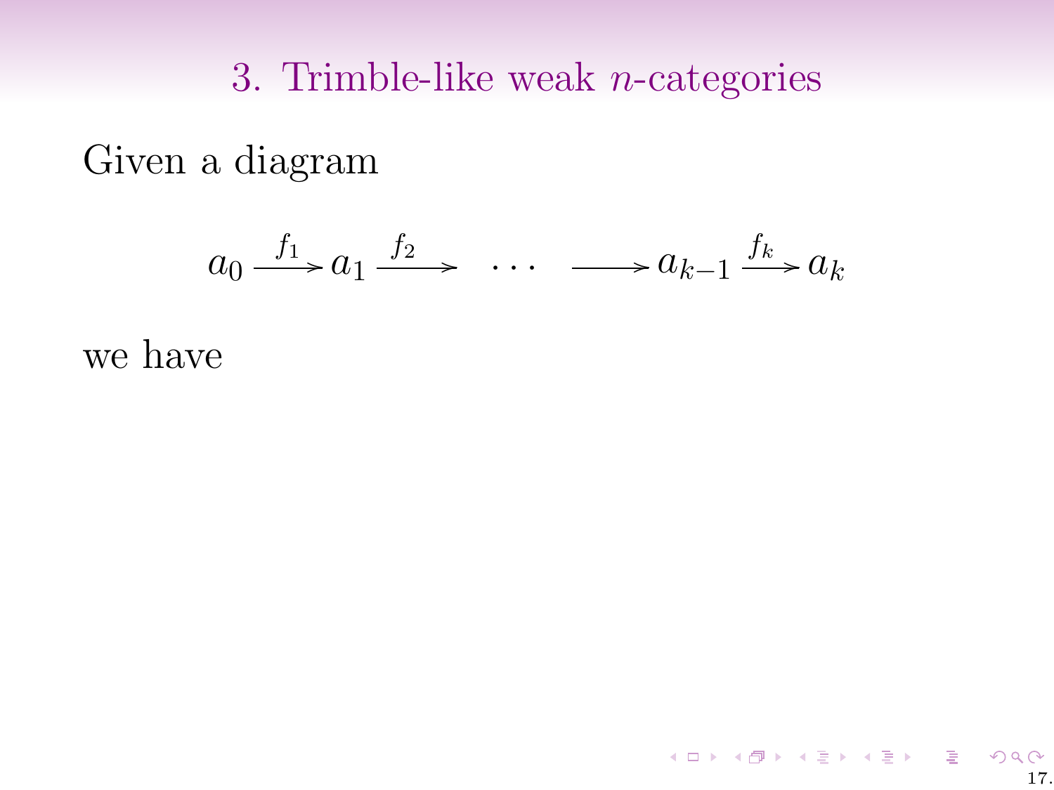# 3. Trimble-like weak $n$-categories

Given a diagram

$$a_0 \xrightarrow{f_1} a_1 \xrightarrow{f_2} \quad \cdots \quad \longrightarrow a_{k-1} \xrightarrow{f_k} a_k$$

we have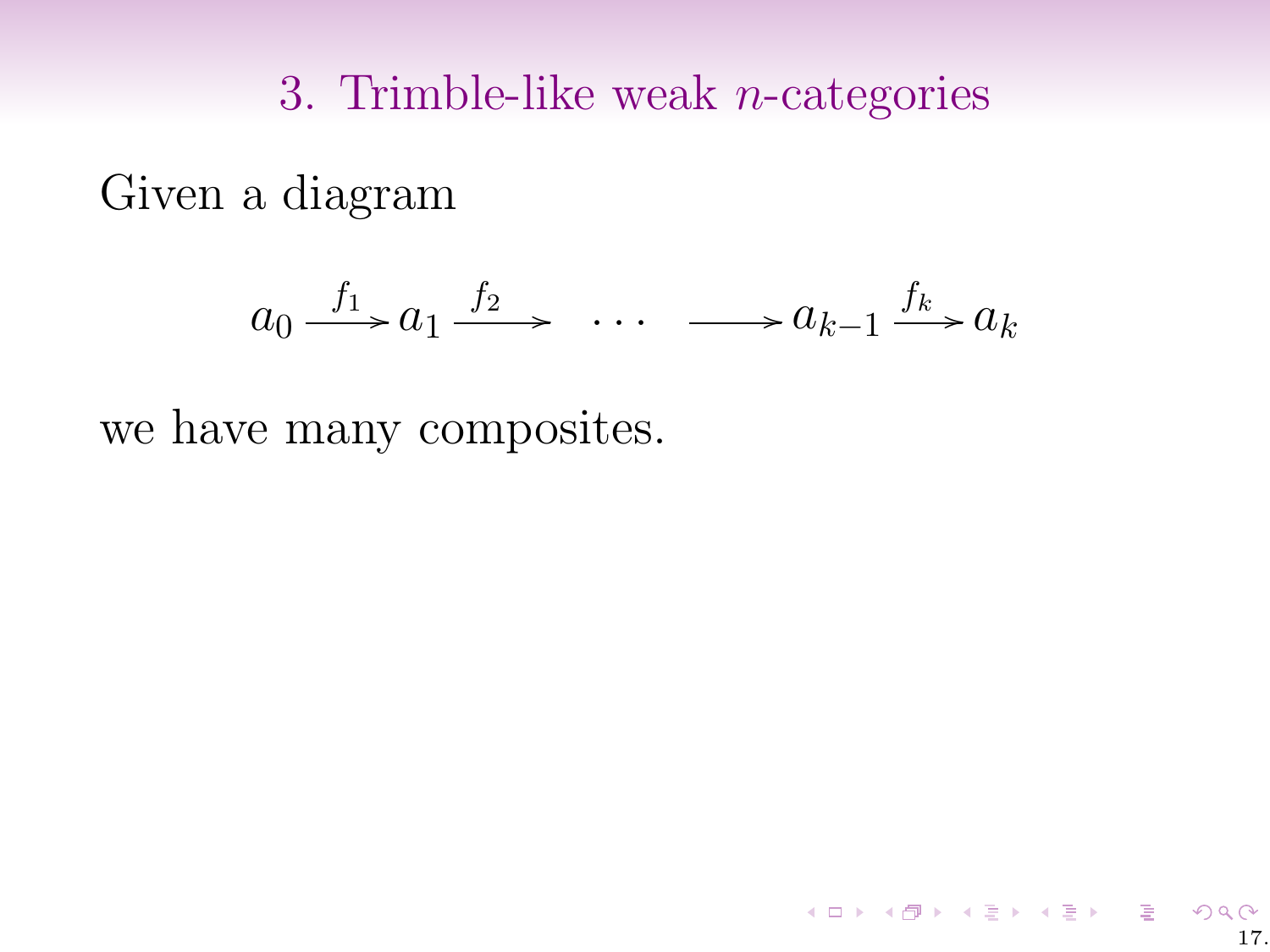# 3. Trimble-like weak $n$-categories

Given a diagram

$$a_0 \xrightarrow{f_1} a_1 \xrightarrow{f_2} \quad \cdots \quad \longrightarrow a_{k-1} \xrightarrow{f_k} a_k$$

we have many composites.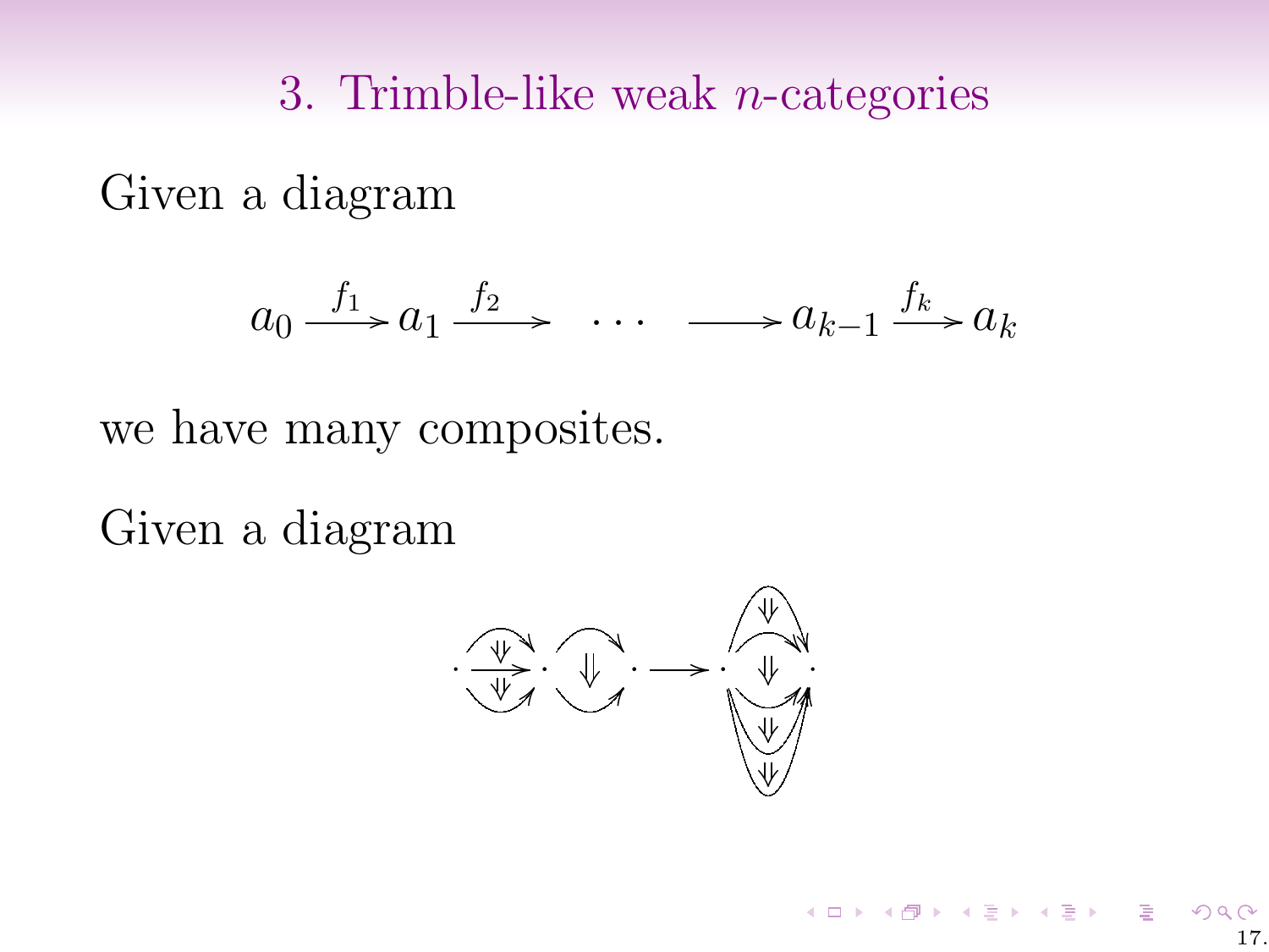# 3. Trimble-like weak $n$-categories

Given a diagram

$$a_0 \xrightarrow{f_1} a_1 \xrightarrow{f_2} \quad \cdots \quad \longrightarrow a_{k-1} \xrightarrow{f_k} a_k$$

we have many composites.

Given a diagram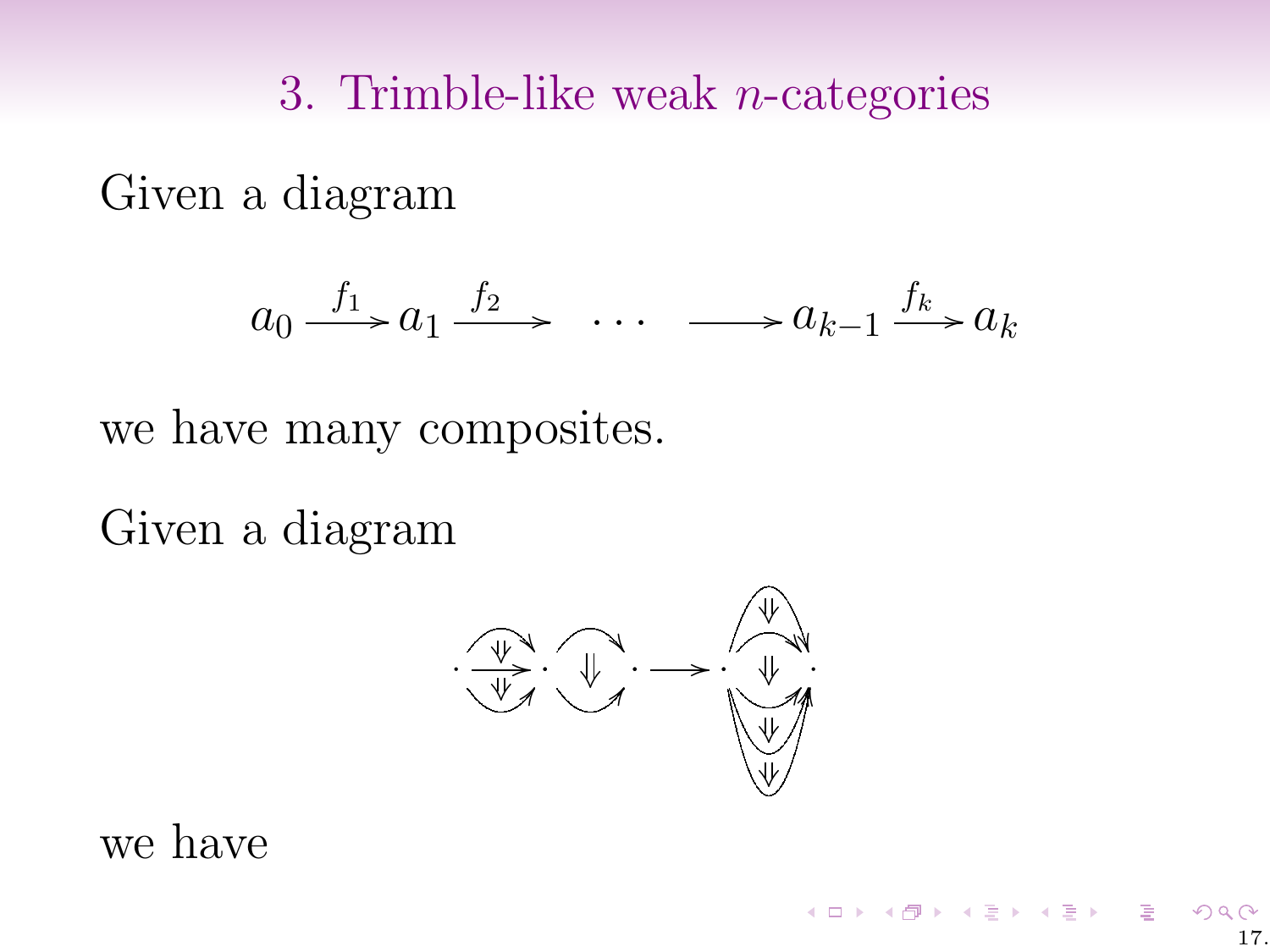# 3. Trimble-like weak $n$-categories

Given a diagram

$$a_0 \xrightarrow{f_1} a_1 \xrightarrow{f_2} \quad \cdots \quad \longrightarrow a_{k-1} \xrightarrow{f_k} a_k$$

we have many composites.

Given a diagram

we have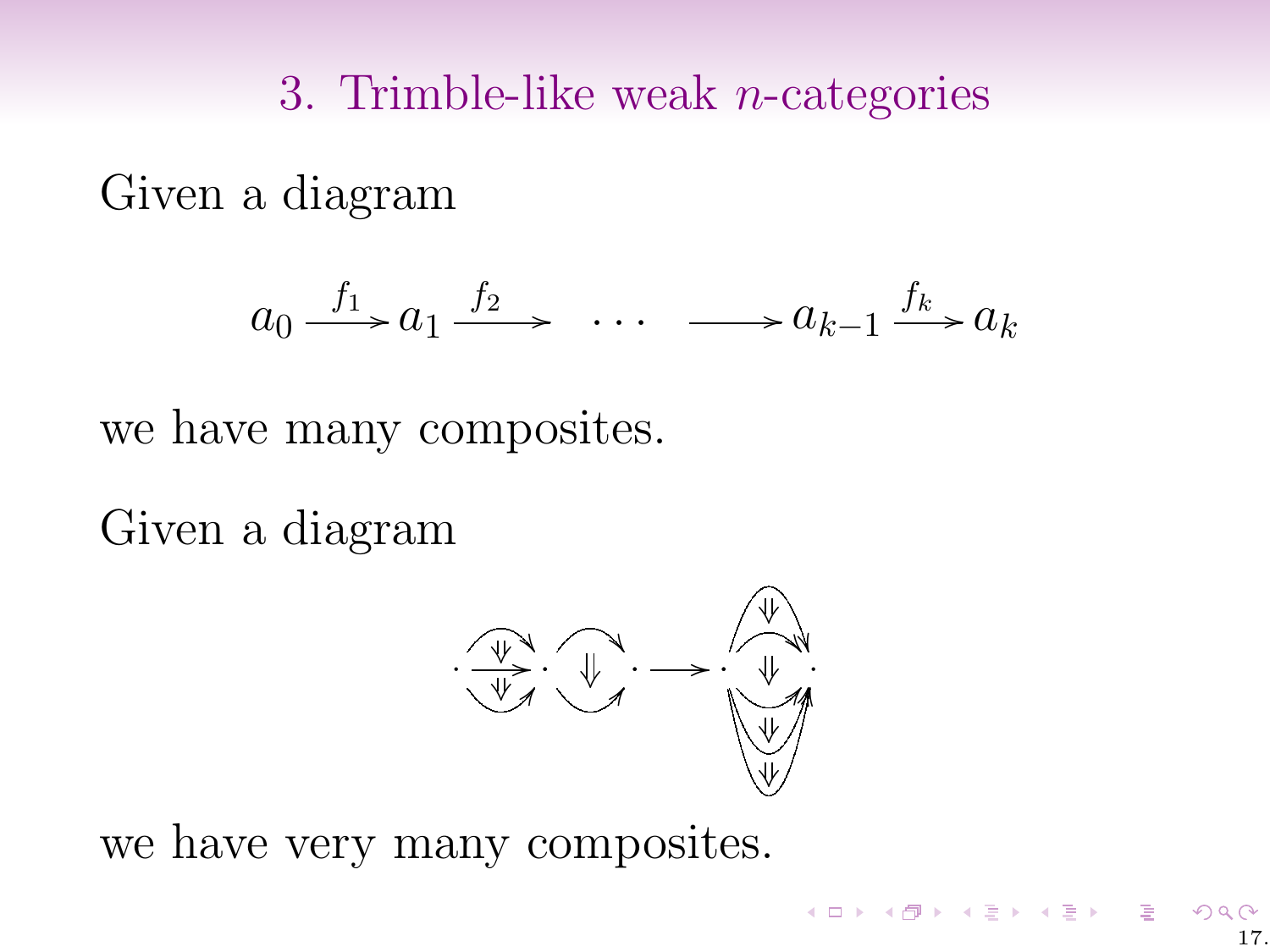# 3. Trimble-like weak $n$-categories

Given a diagram

$$a_0 \xrightarrow{f_1} a_1 \xrightarrow{f_2} \quad \cdots \quad \longrightarrow a_{k-1} \xrightarrow{f_k} a_k$$

we have many composites.

Given a diagram

we have very many composites.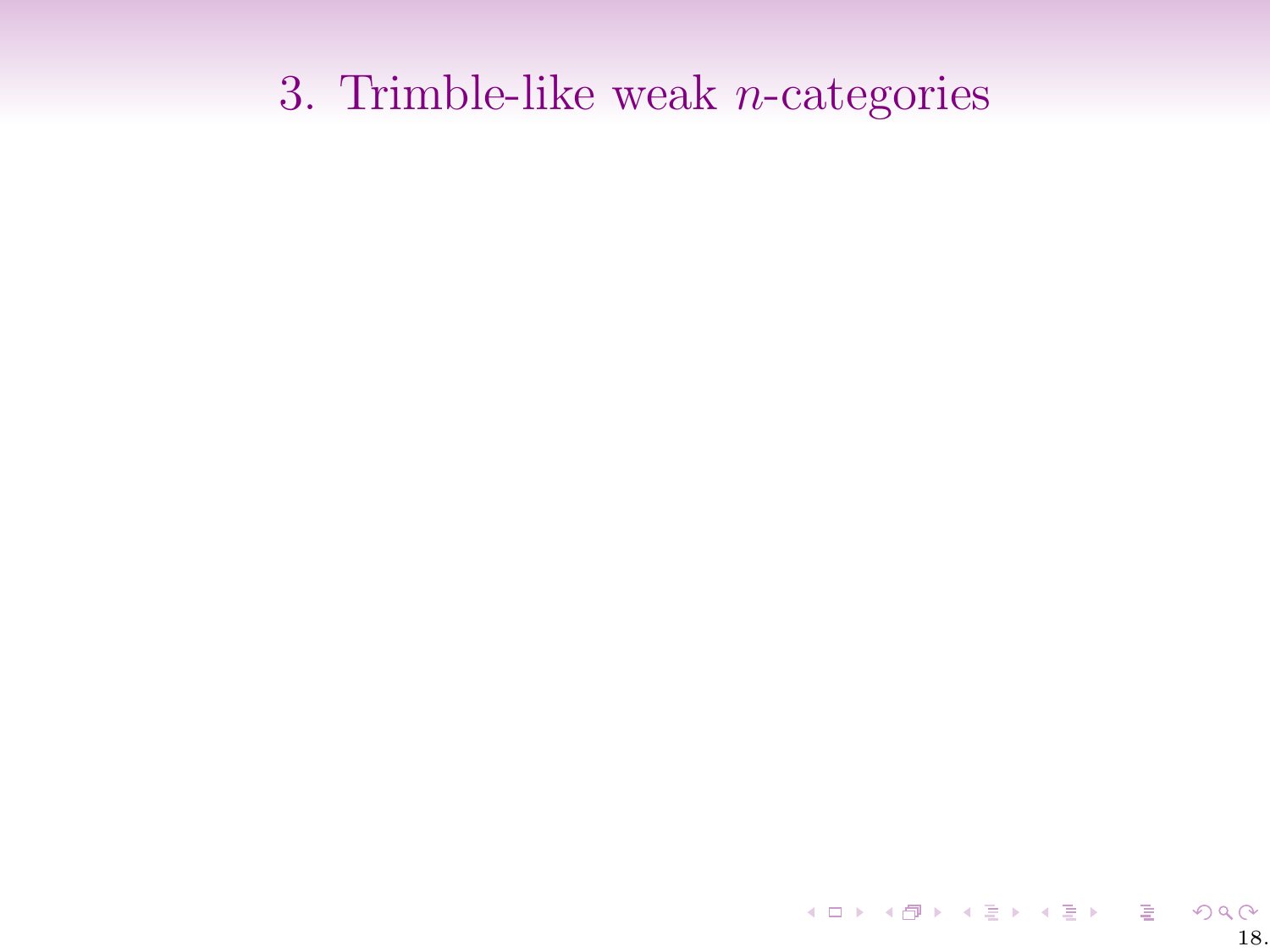# 3. Trimble-like weak $n$-categories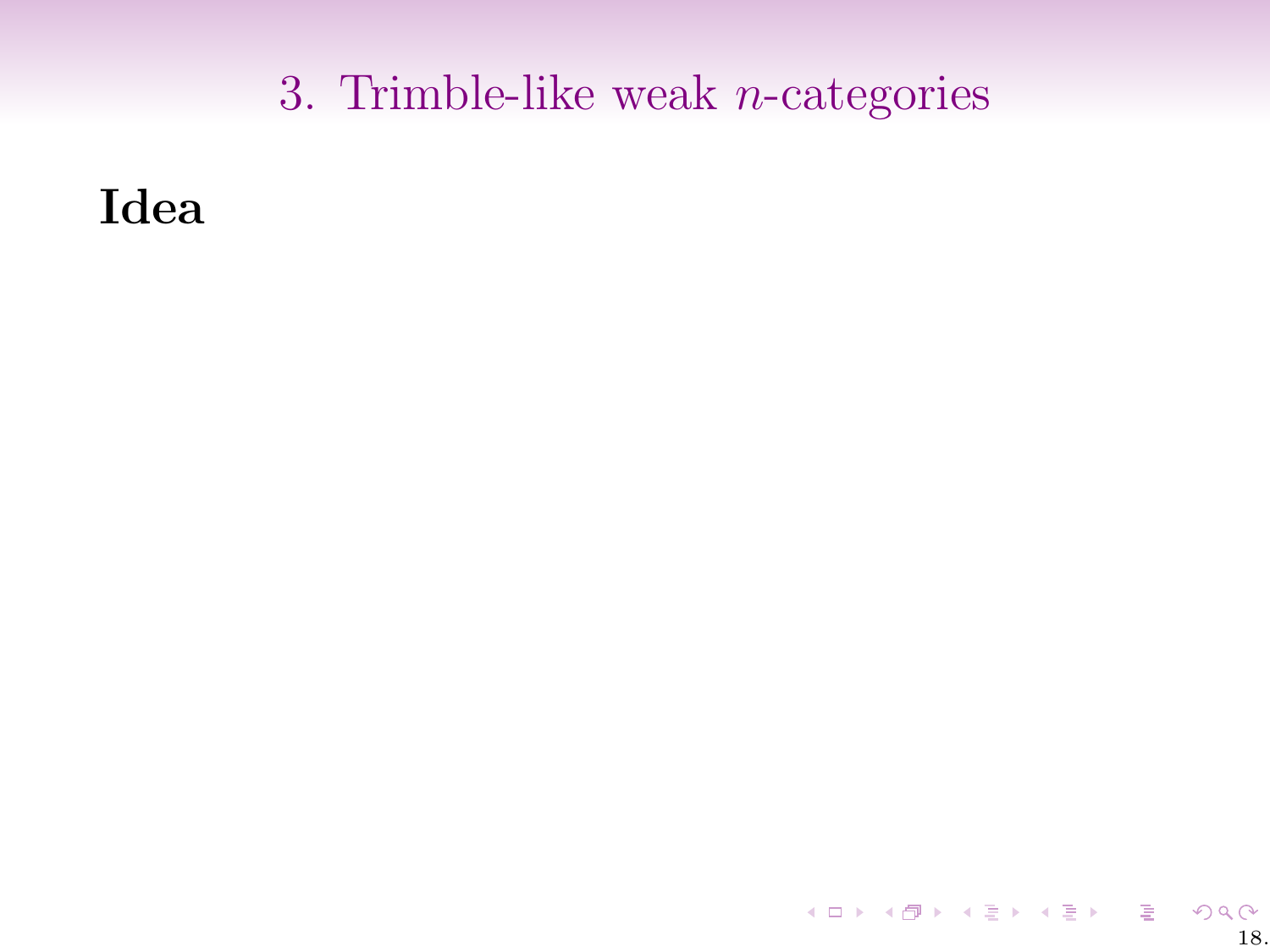# 3. Trimble-like weak $n$-categories

**Idea**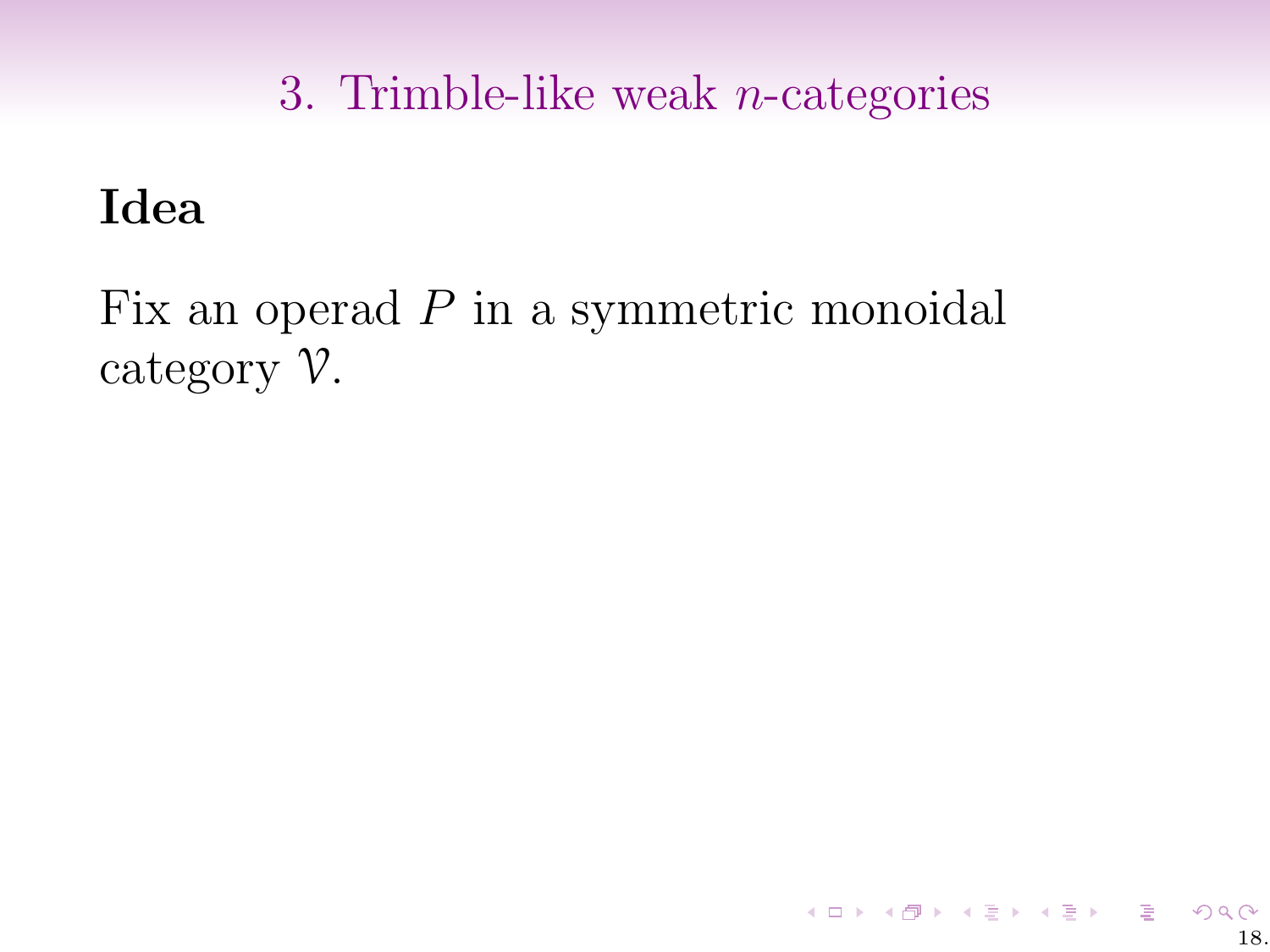# 3. Trimble-like weak $n$-categories

## Idea

Fix an operad $P$ in a symmetric monoidal category $\mathcal{V}$.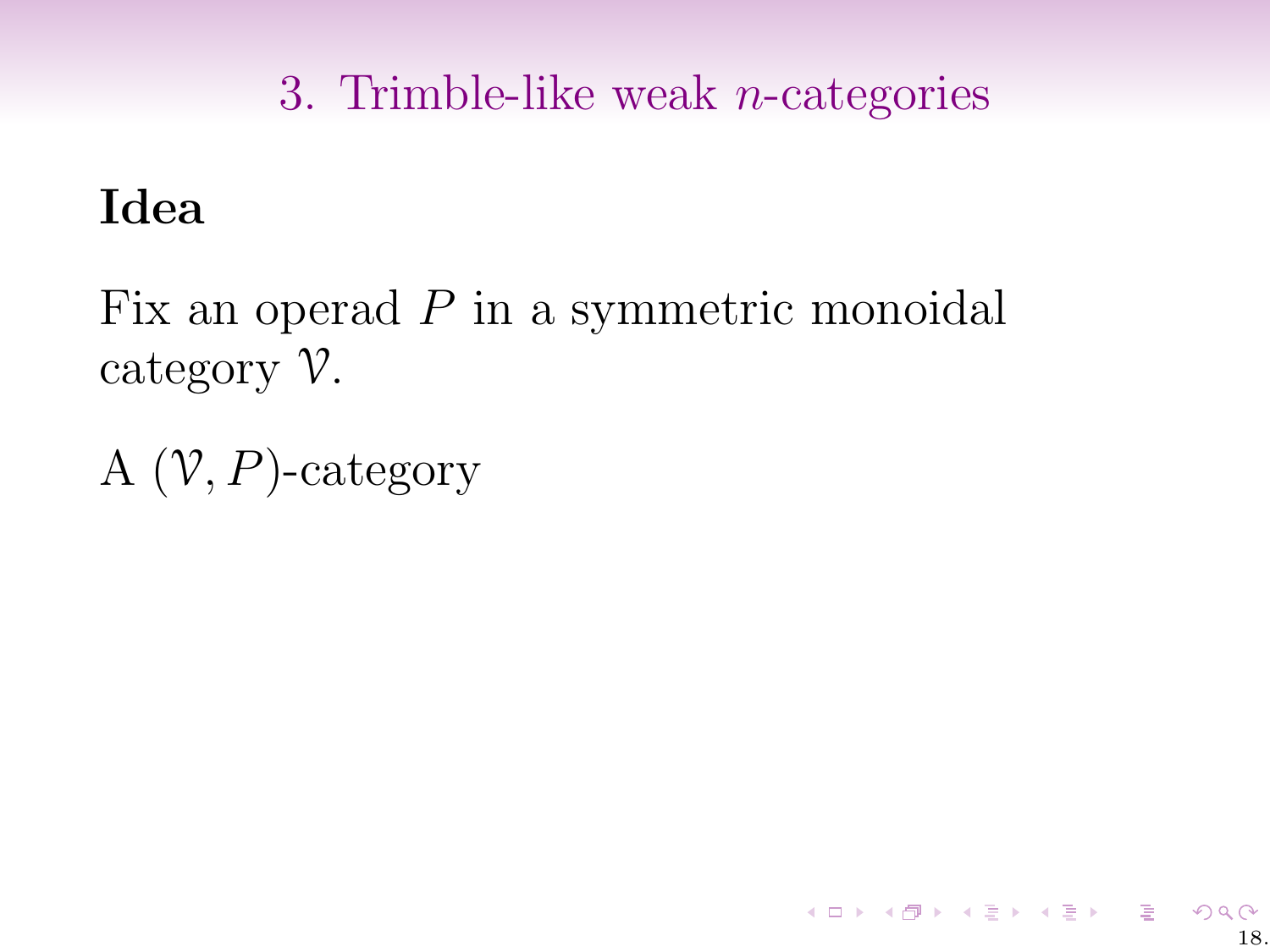# 3. Trimble-like weak $n$-categories

**Idea**

Fix an operad $P$ in a symmetric monoidal category $\mathcal{V}$.

A $(\mathcal{V}, P)$-category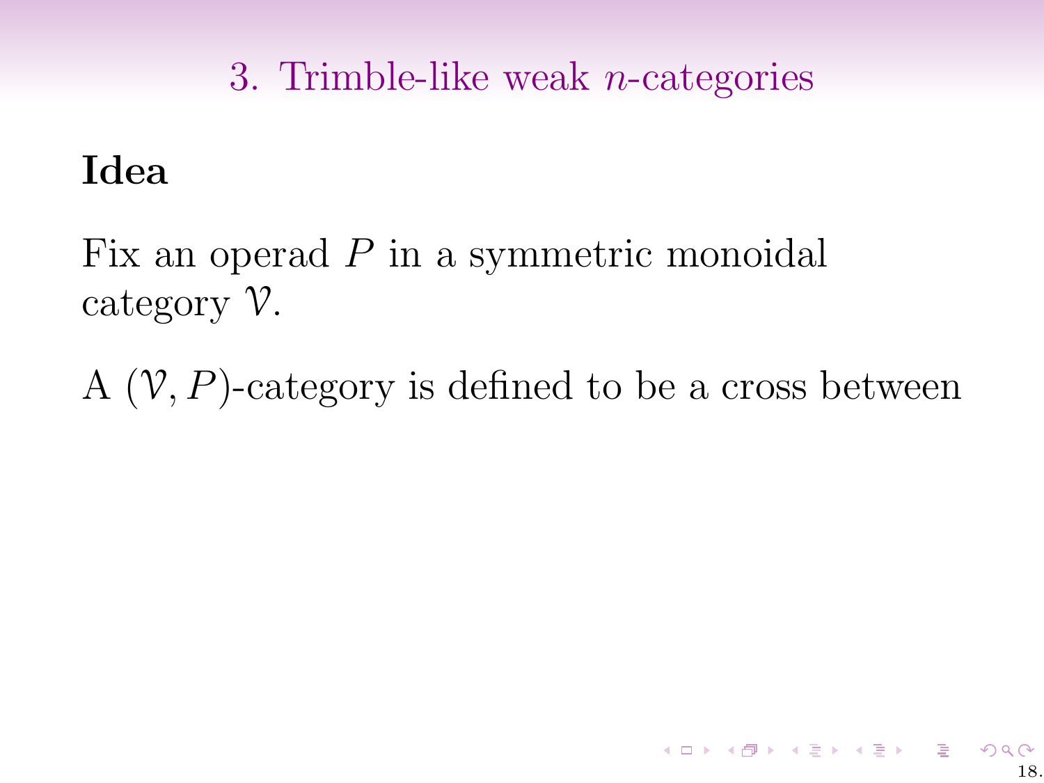## 3. Trimble-like weak $n$-categories

**Idea**

Fix an operad $P$ in a symmetric monoidal category $\mathcal{V}$.

A $(\mathcal{V}, P)$-category is defined to be a cross between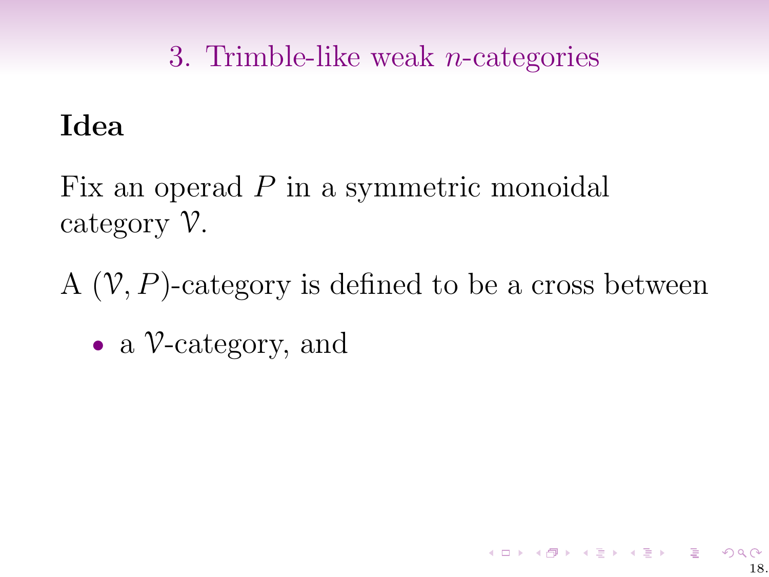## 3. Trimble-like weak $n$-categories

**Idea**

Fix an operad $P$ in a symmetric monoidal category $\mathcal{V}$.

A $(\mathcal{V}, P)$-category is defined to be a cross between

- a $\mathcal{V}$-category, and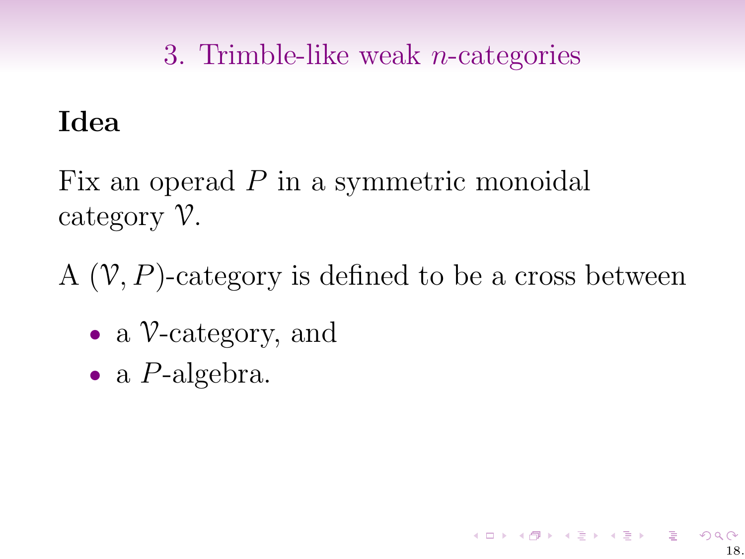# 3. Trimble-like weak $n$-categories

**Idea**

Fix an operad $P$ in a symmetric monoidal category $\mathcal{V}$.

A $(\mathcal{V}, P)$-category is defined to be a cross between

- a $\mathcal{V}$-category, and
- a $P$-algebra.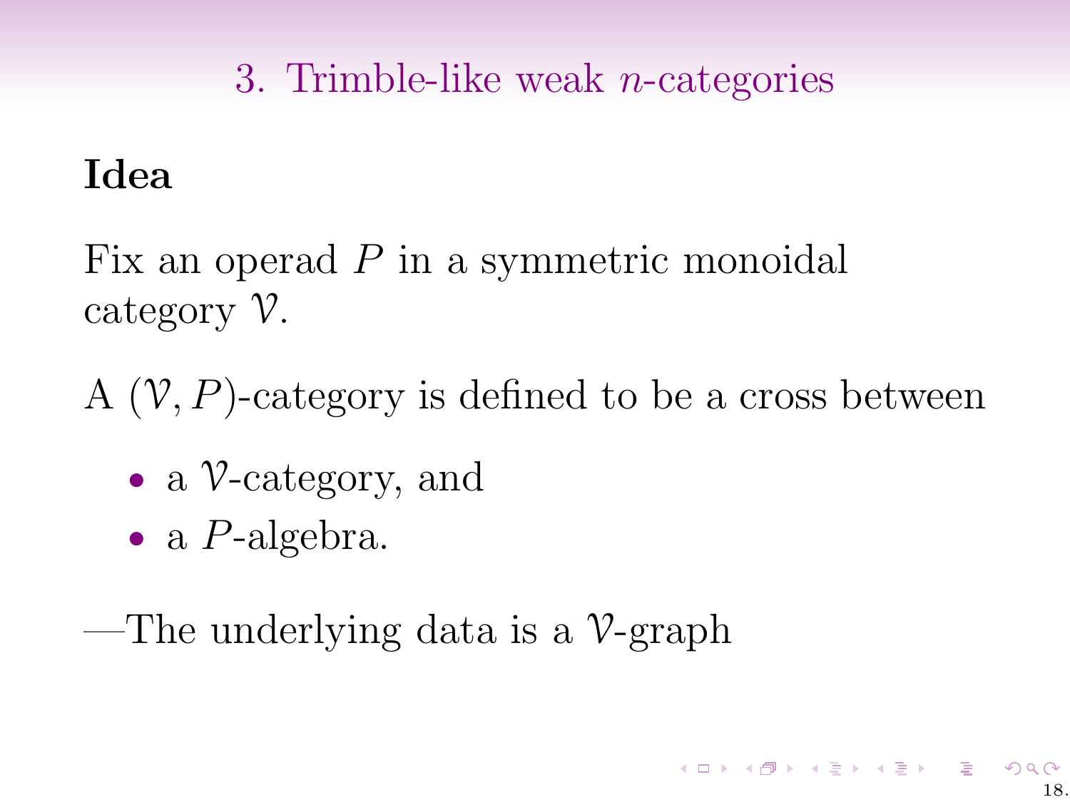## 3. Trimble-like weak $n$-categories

**Idea**

Fix an operad $P$ in a symmetric monoidal category $\mathcal{V}$.

A $(\mathcal{V}, P)$-category is defined to be a cross between

- a $\mathcal{V}$-category, and
- a $P$-algebra.

—The underlying data is a $\mathcal{V}$-graph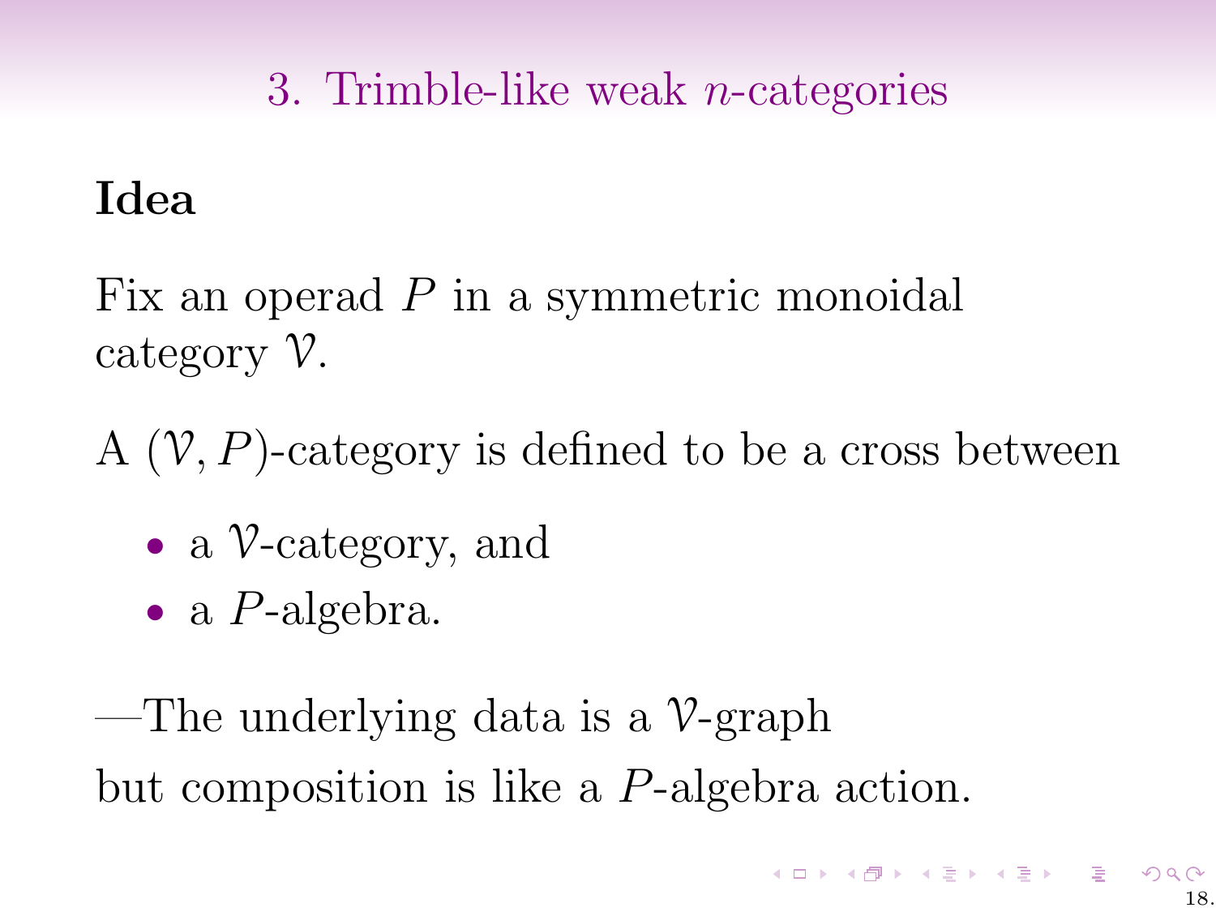# 3. Trimble-like weak $n$-categories

**Idea**

Fix an operad $P$ in a symmetric monoidal category $\mathcal{V}$.

A $(\mathcal{V}, P)$-category is defined to be a cross between

- a $\mathcal{V}$-category, and
- a $P$-algebra.

—The underlying data is a $\mathcal{V}$-graph but composition is like a $P$-algebra action.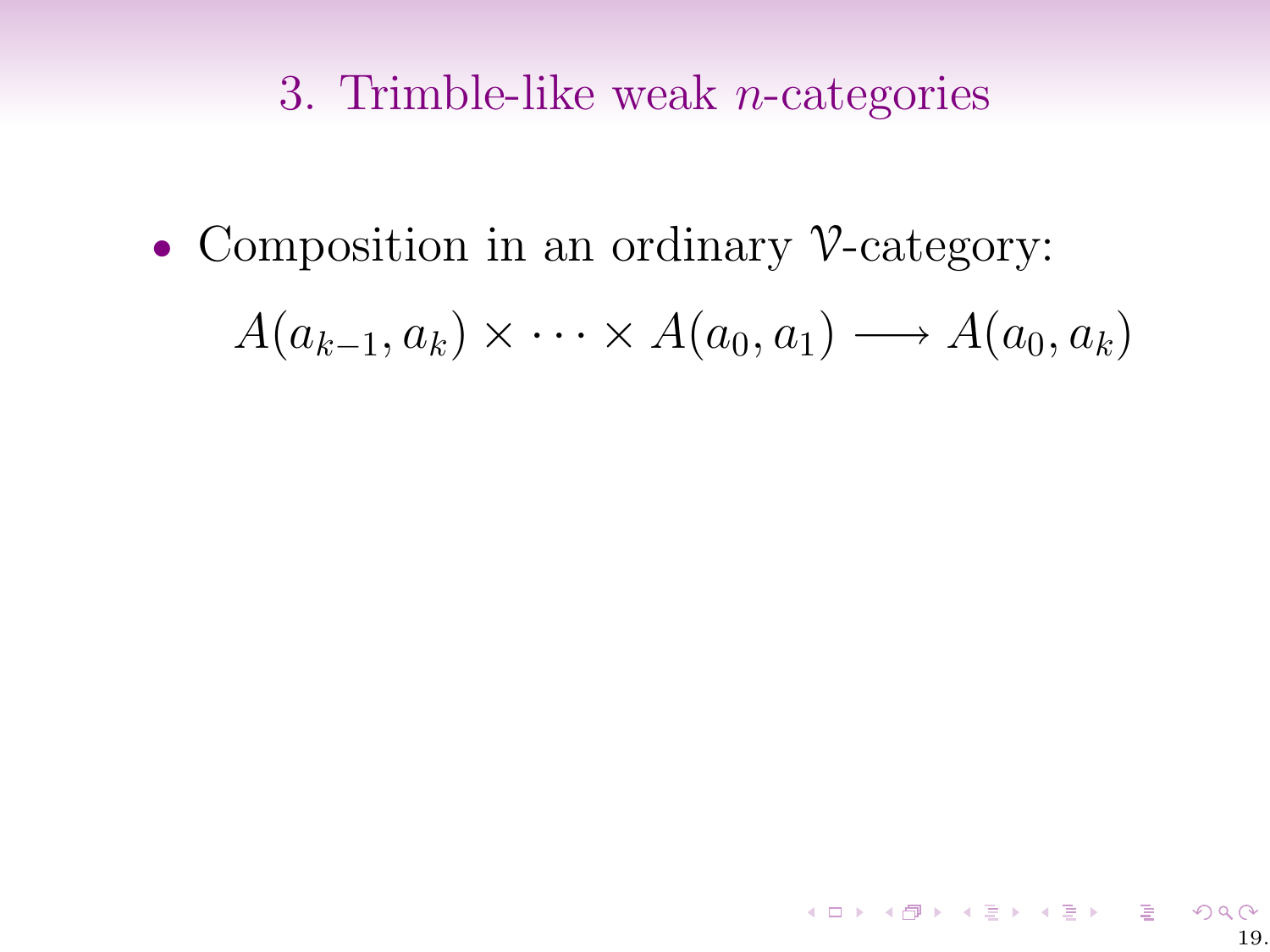# 3. Trimble-like weak $n$-categories

- Composition in an ordinary $\mathcal{V}$-category:

$$A(a_{k-1}, a_k) \times \cdots \times A(a_0, a_1) \longrightarrow A(a_0, a_k)$$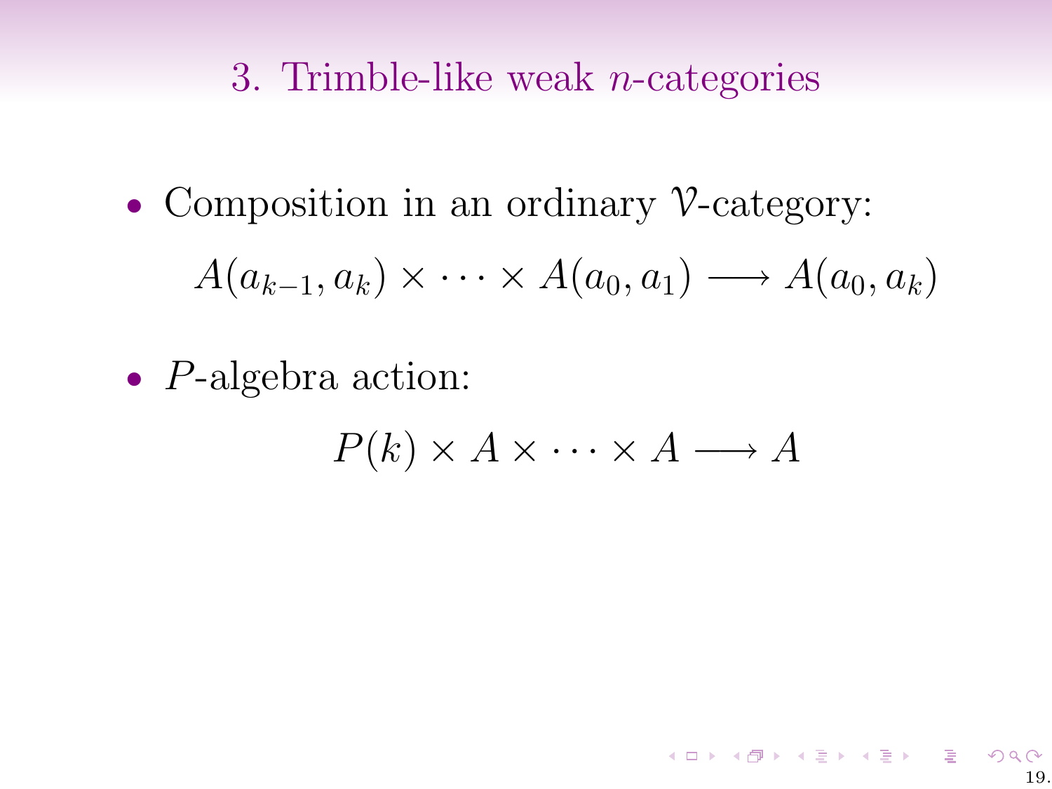## 3. Trimble-like weak $n$-categories

- Composition in an ordinary $\mathcal{V}$-category:

$$A(a_{k-1}, a_k) \times \cdots \times A(a_0, a_1) \longrightarrow A(a_0, a_k)$$

- $P$-algebra action:

$$P(k) \times A \times \cdots \times A \longrightarrow A$$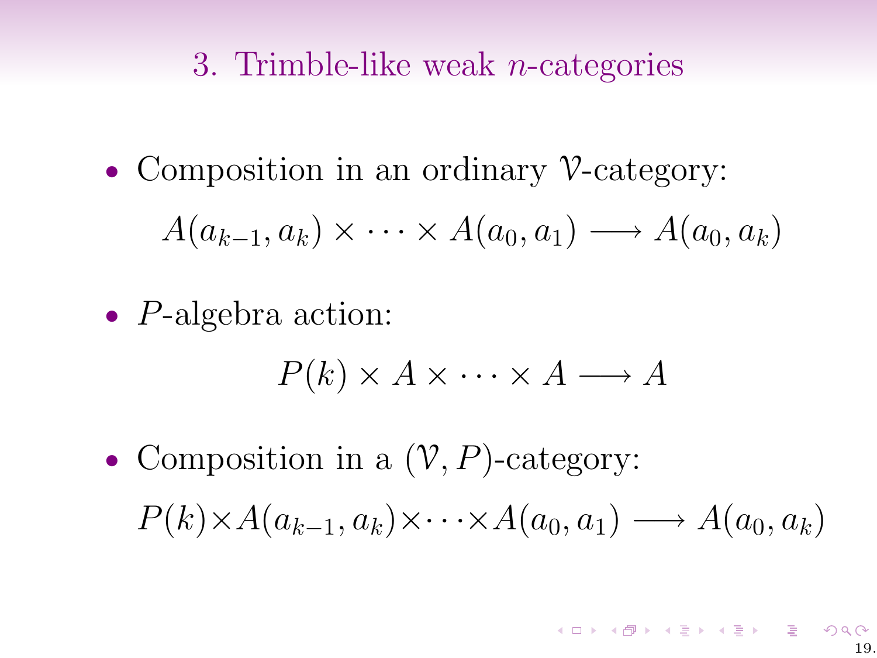## 3. Trimble-like weak $n$-categories

- Composition in an ordinary $\mathcal{V}$-category:

$$A(a_{k-1}, a_k) \times \cdots \times A(a_0, a_1) \longrightarrow A(a_0, a_k)$$

- $P$-algebra action:

$$P(k) \times A \times \cdots \times A \longrightarrow A$$

- Composition in a $(\mathcal{V}, P)$-category:

$$P(k) \times A(a_{k-1}, a_k) \times \cdots \times A(a_0, a_1) \longrightarrow A(a_0, a_k)$$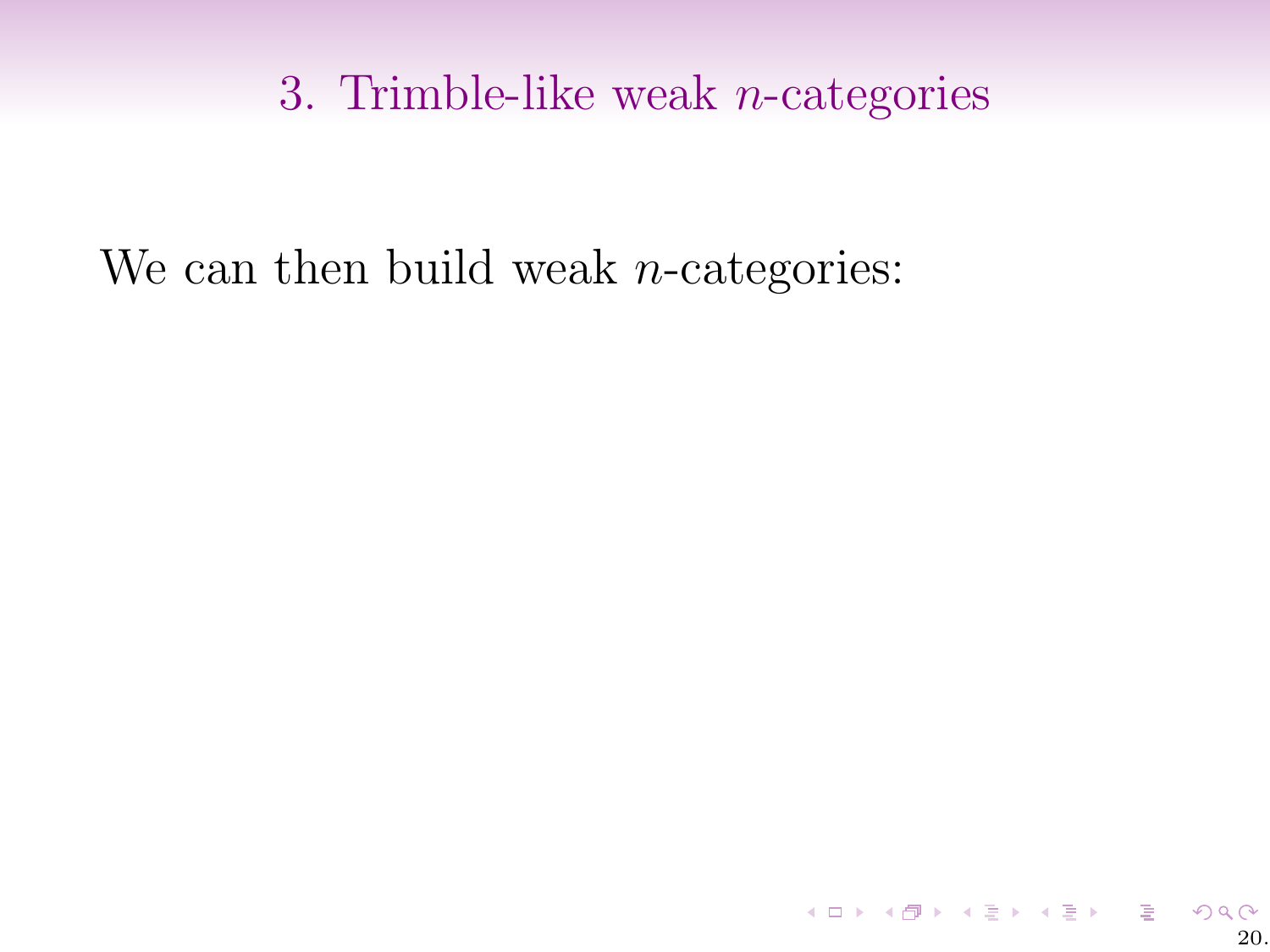# 3. Trimble-like weak $n$-categories

We can then build weak $n$-categories: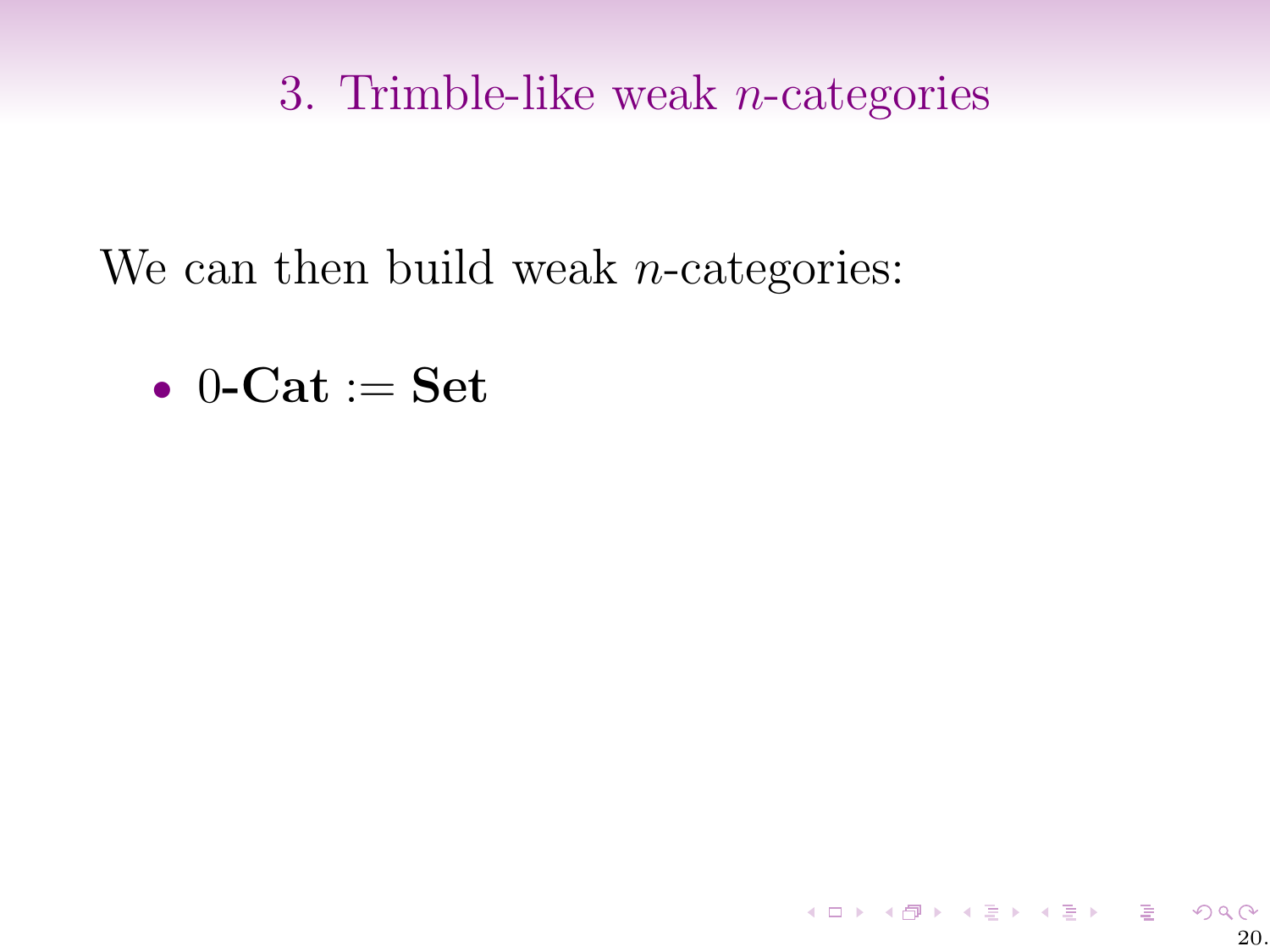# 3. Trimble-like weak $n$-categories

We can then build weak $n$-categories:

- $0\text{-}\mathbf{Cat} := \mathbf{Set}$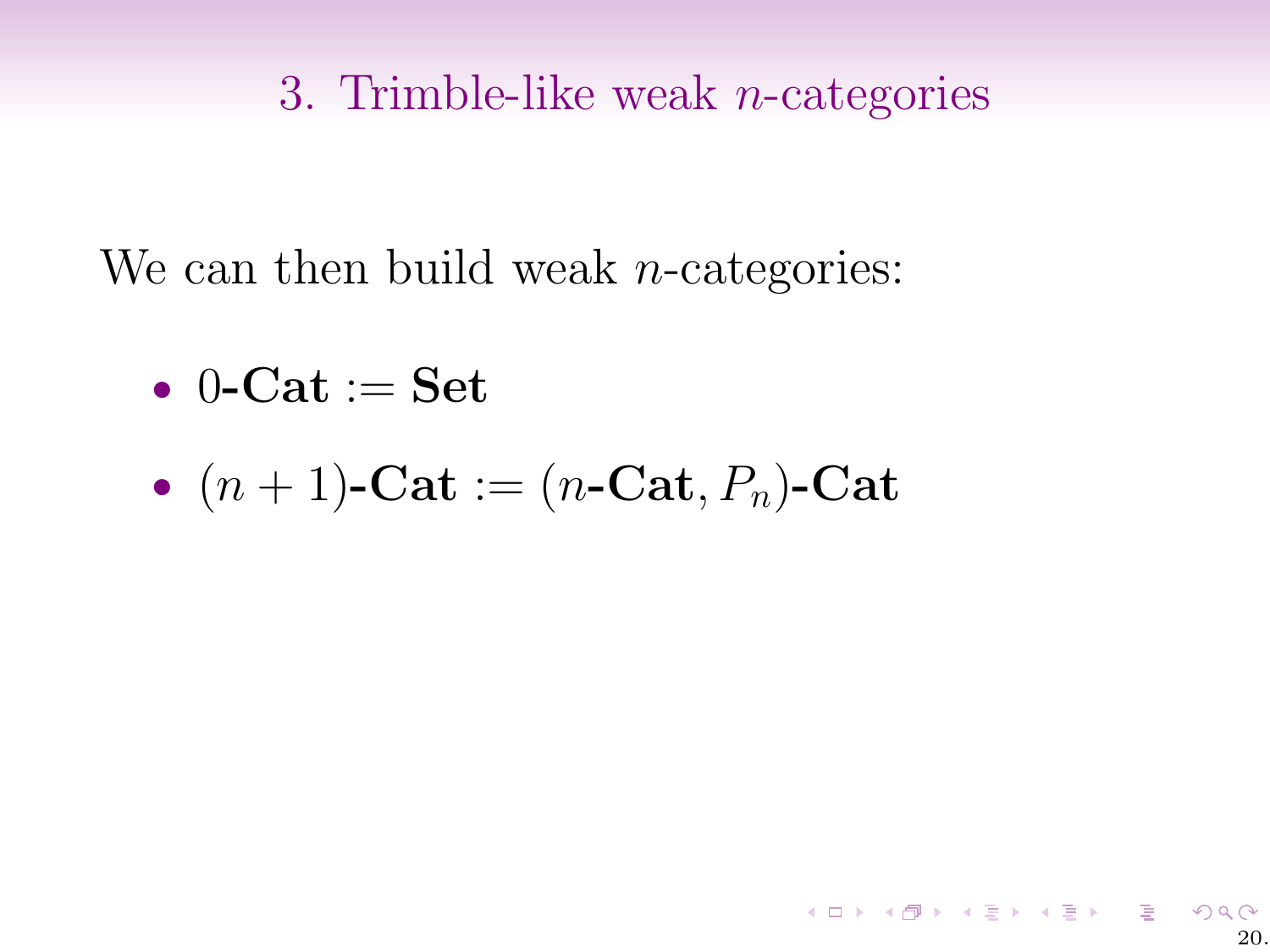## 3. Trimble-like weak $n$-categories

We can then build weak $n$-categories:

- $0\textbf{-Cat} := \textbf{Set}$
- $(n+1)\textbf{-Cat} := (n\textbf{-Cat}, P_n)\textbf{-Cat}$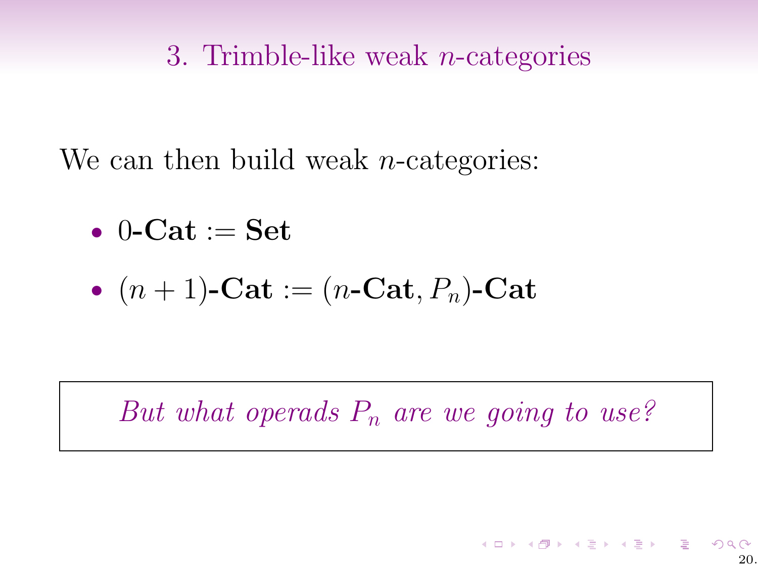## 3. Trimble-like weak $n$-categories

We can then build weak $n$-categories:

- $0$-**Cat** $:=$ **Set**
- $(n+1)$-**Cat** $:= (n$-**Cat**$, P_n)$-**Cat**

*But what operads $P_n$ are we going to use?*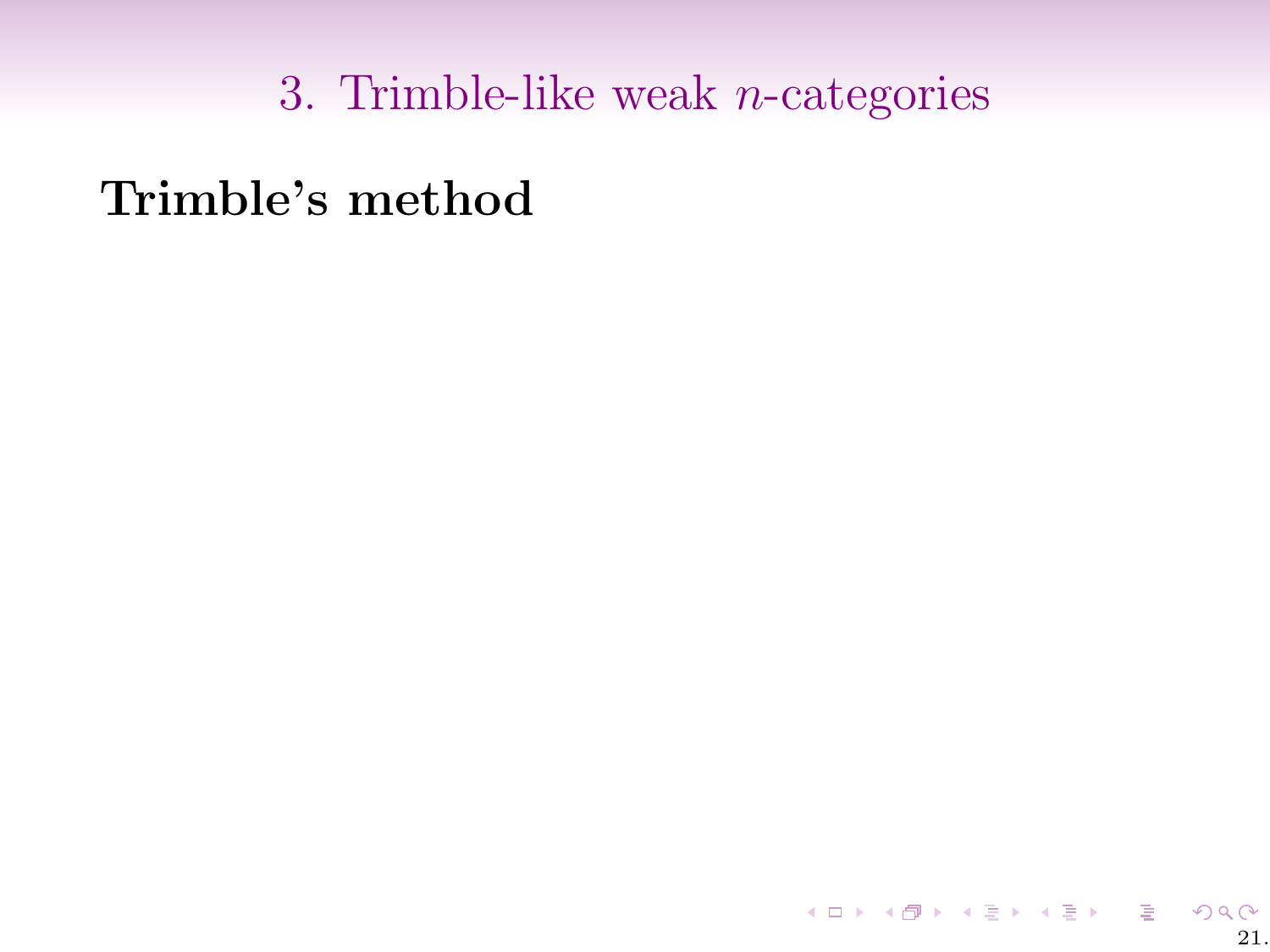# 3. Trimble-like weak $n$-categories

**Trimble's method**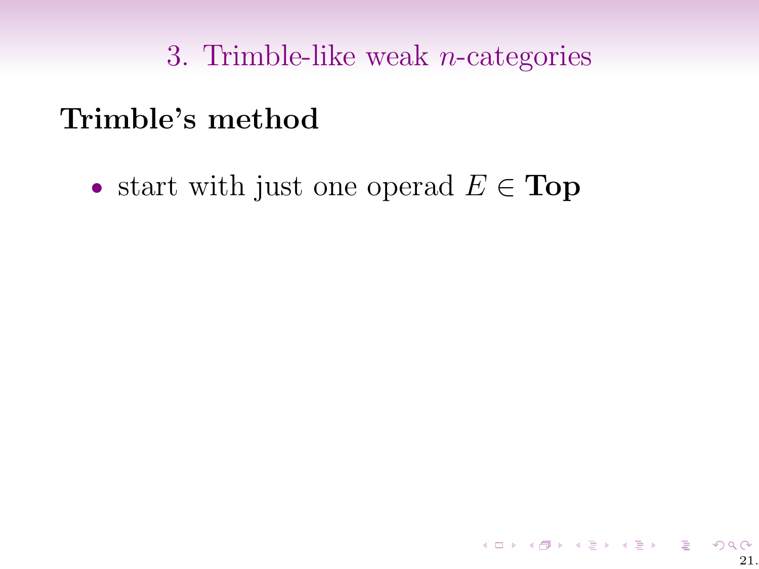# 3. Trimble-like weak $n$-categories

## Trimble's method

- start with just one operad $E \in \mathbf{Top}$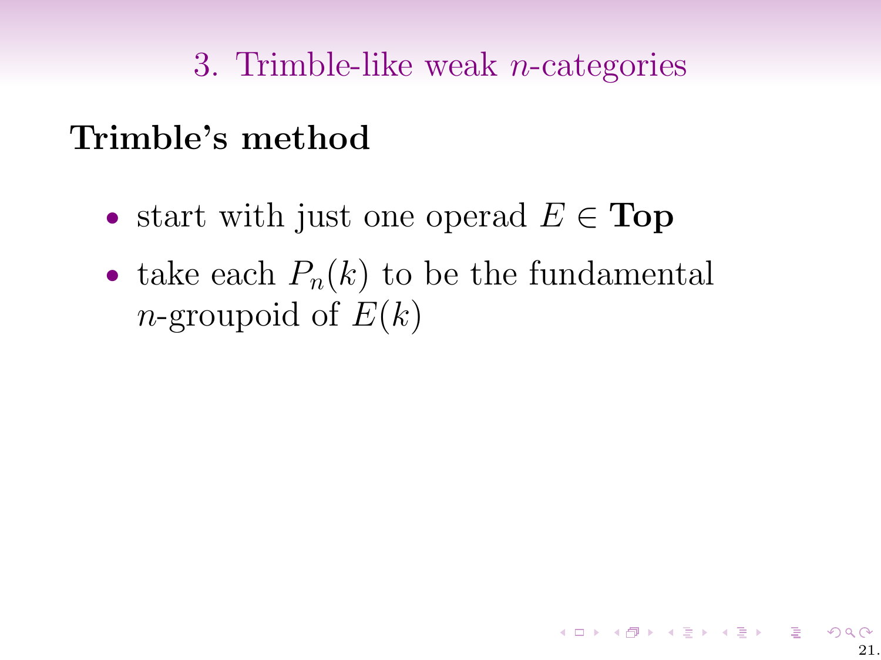## 3. Trimble-like weak $n$-categories

### Trimble's method

- start with just one operad $E \in \mathbf{Top}$
- take each $P_n(k)$ to be the fundamental $n$-groupoid of $E(k)$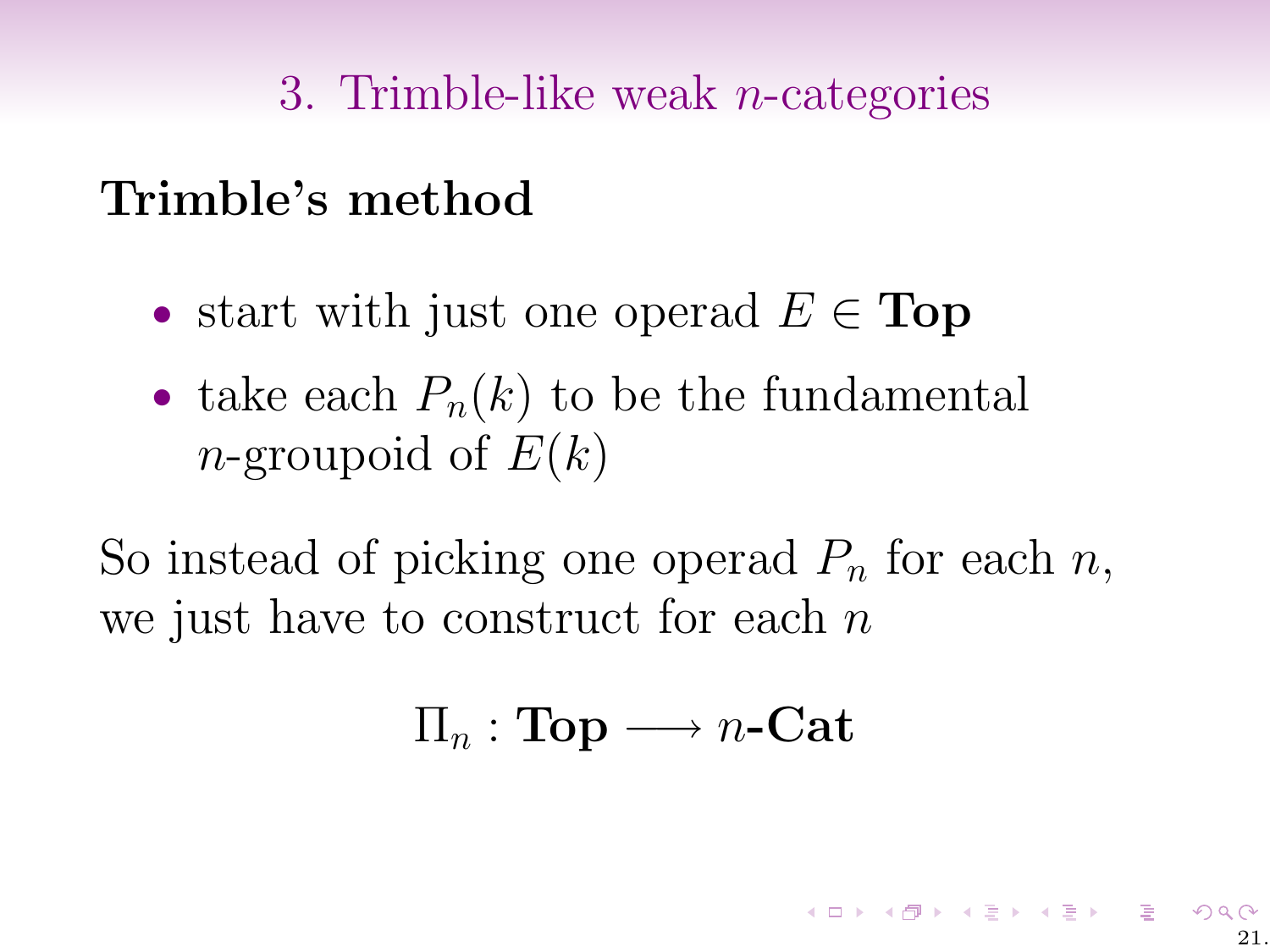# 3. Trimble-like weak $n$-categories

## Trimble's method

- start with just one operad $E \in \mathbf{Top}$
- take each $P_n(k)$ to be the fundamental $n$-groupoid of $E(k)$

So instead of picking one operad $P_n$ for each $n$, we just have to construct for each $n$

$$\Pi_n : \mathbf{Top} \longrightarrow n\text{-}\mathbf{Cat}$$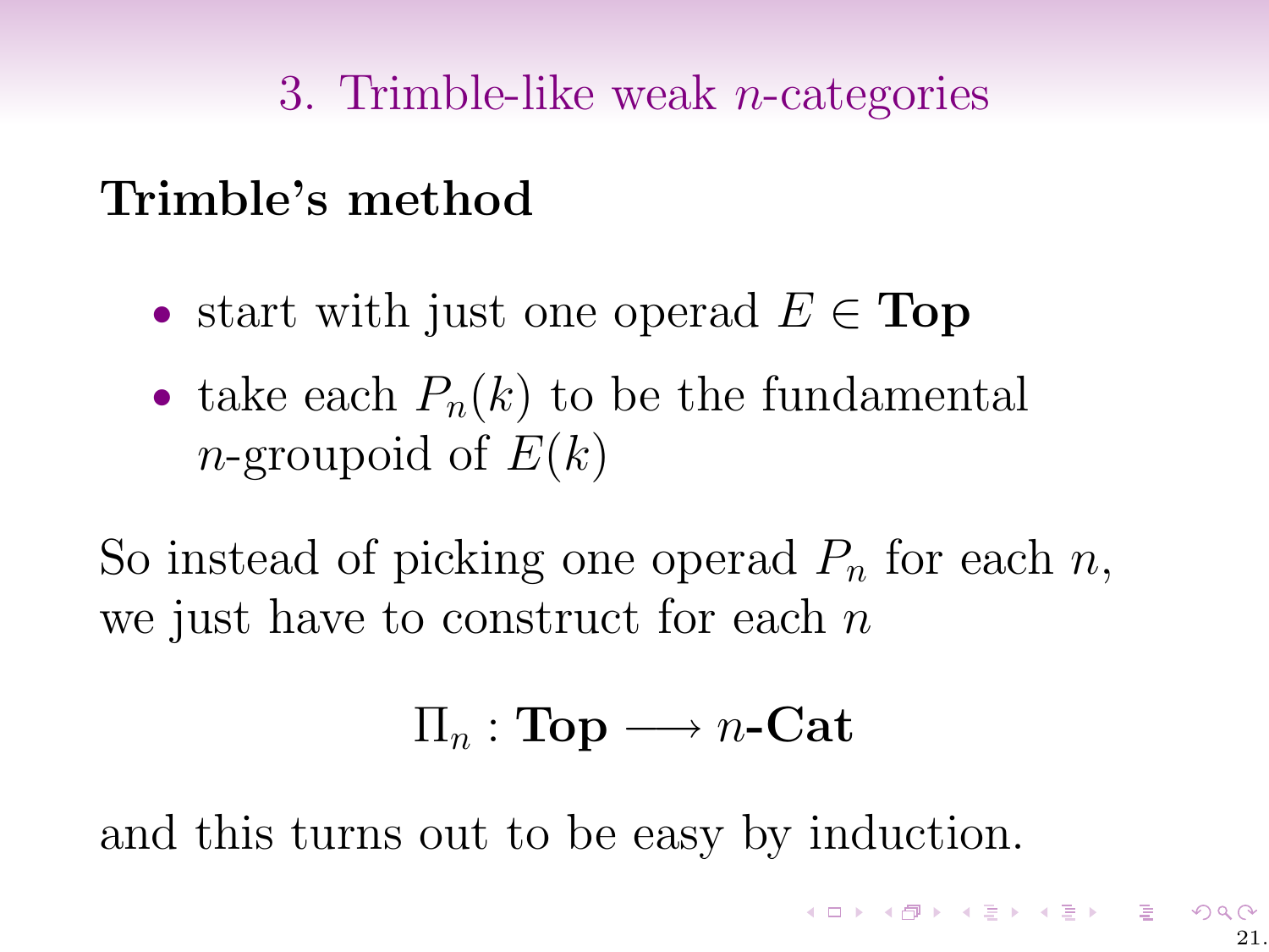## 3. Trimble-like weak $n$-categories

### Trimble's method

- start with just one operad $E \in \mathbf{Top}$
- take each $P_n(k)$ to be the fundamental $n$-groupoid of $E(k)$

So instead of picking one operad $P_n$ for each $n$, we just have to construct for each $n$

$$\Pi_n : \mathbf{Top} \longrightarrow n\text{-}\mathbf{Cat}$$

and this turns out to be easy by induction.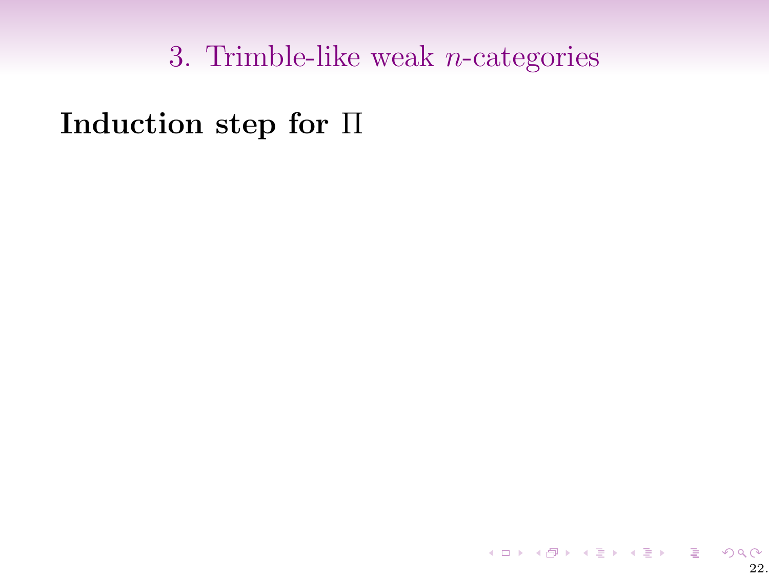**Induction step for $\Pi$**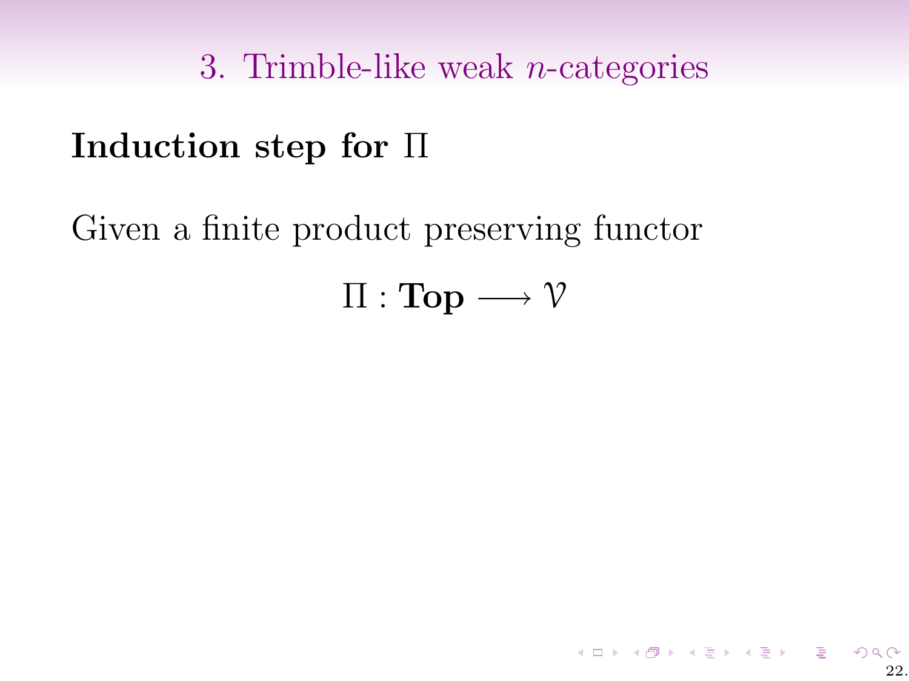## Induction step for $\Pi$

Given a finite product preserving functor

$$\Pi : \mathbf{Top} \longrightarrow \mathcal{V}$$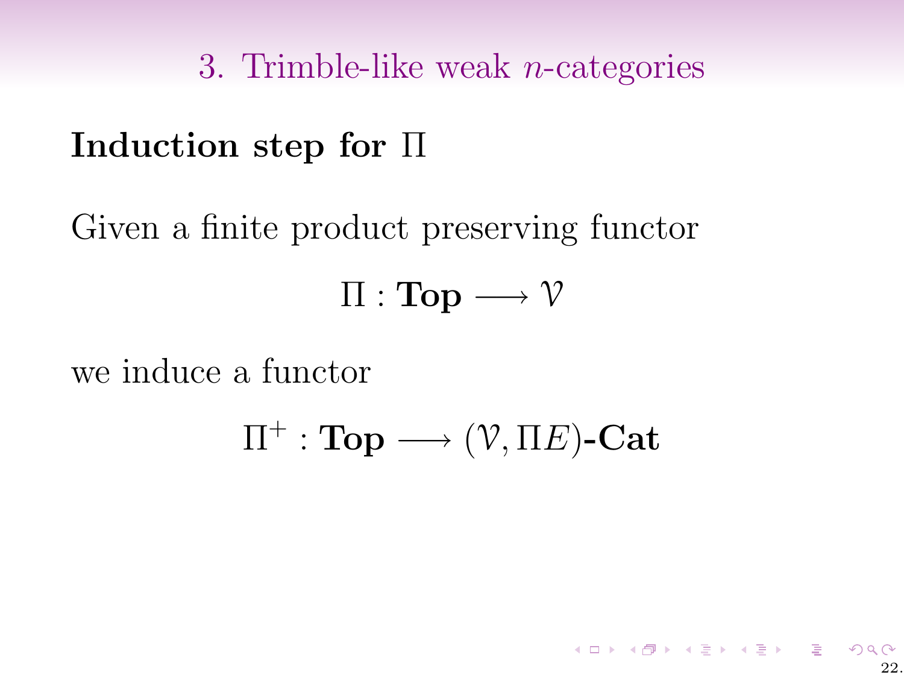## 3. Trimble-like weak $n$-categories

**Induction step for $\Pi$**

Given a finite product preserving functor

$$\Pi : \mathbf{Top} \longrightarrow \mathcal{V}$$

we induce a functor

$$\Pi^+ : \mathbf{Top} \longrightarrow (\mathcal{V}, \Pi E)\textbf{-Cat}$$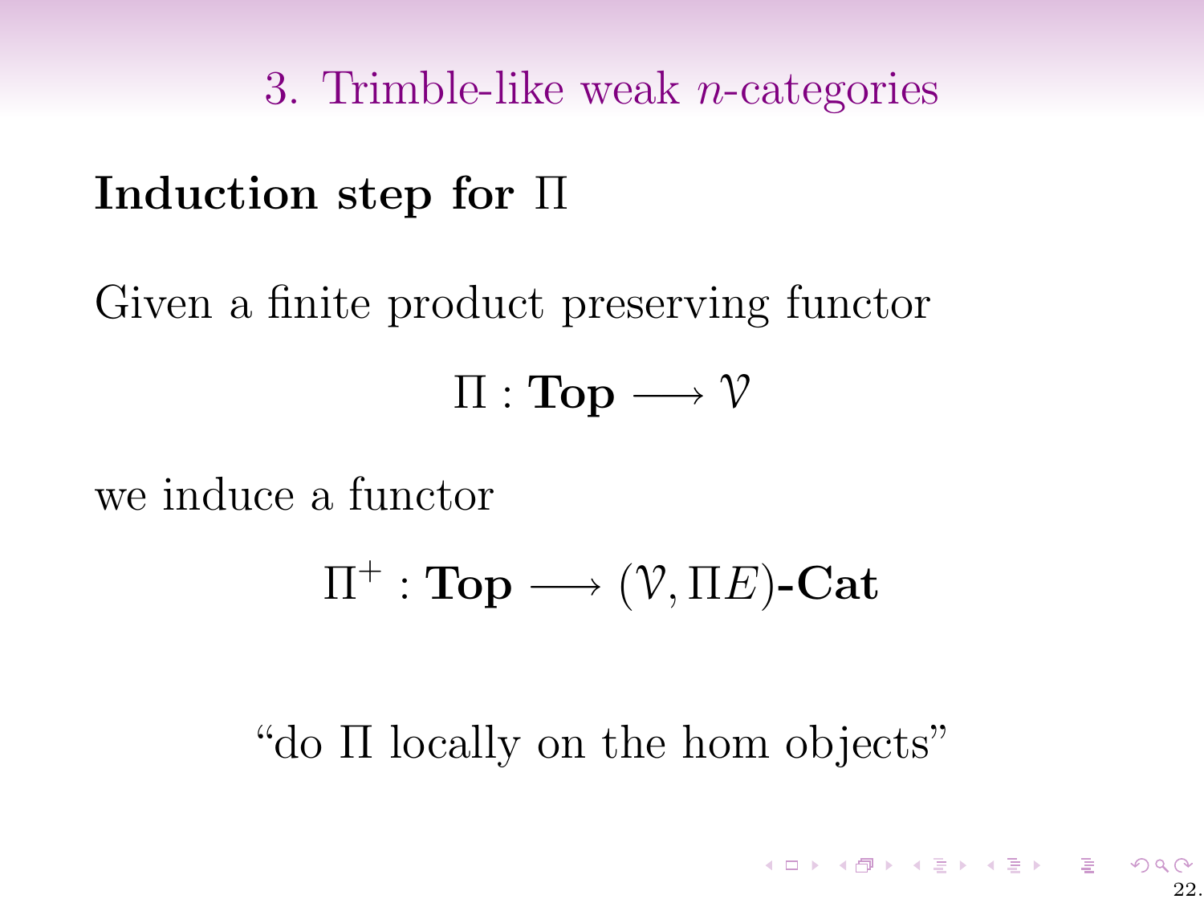# 3. Trimble-like weak $n$-categories

**Induction step for $\Pi$**

Given a finite product preserving functor

$$\Pi : \mathbf{Top} \longrightarrow \mathcal{V}$$

we induce a functor

$$\Pi^{+} : \mathbf{Top} \longrightarrow (\mathcal{V}, \Pi E)\text{-}\mathbf{Cat}$$

"do $\Pi$ locally on the hom objects"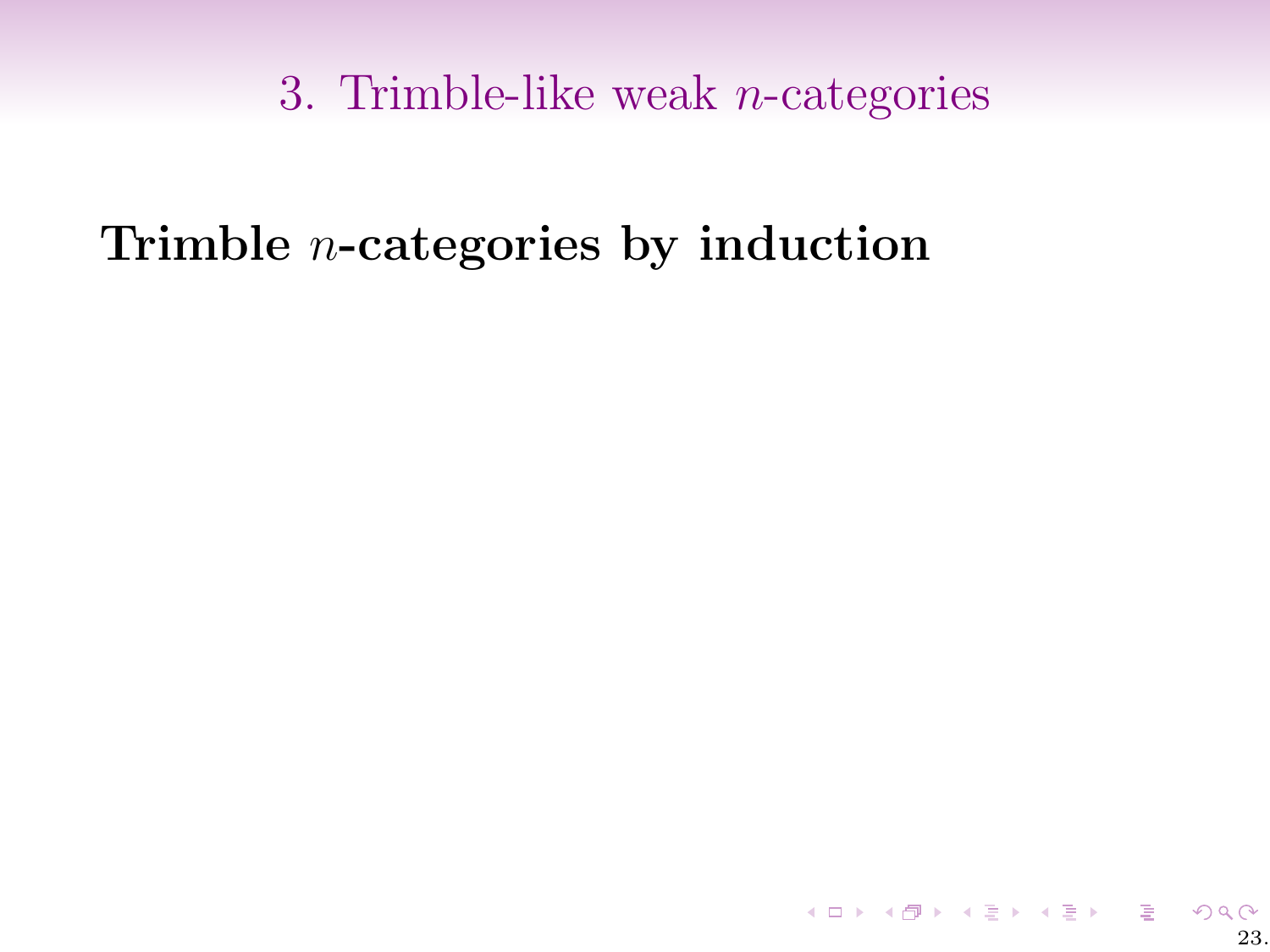# 3. Trimble-like weak $n$-categories

**Trimble $n$-categories by induction**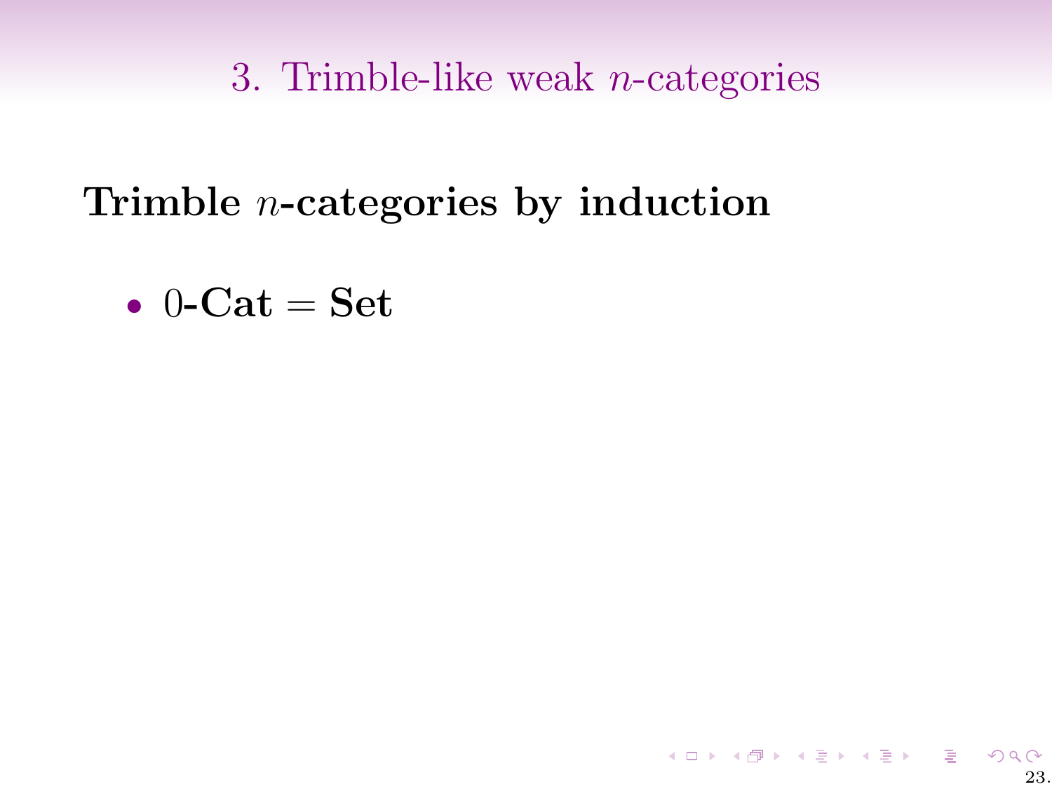# 3. Trimble-like weak $n$-categories

**Trimble $n$-categories by induction**

- $0\text{-}\mathbf{Cat} = \mathbf{Set}$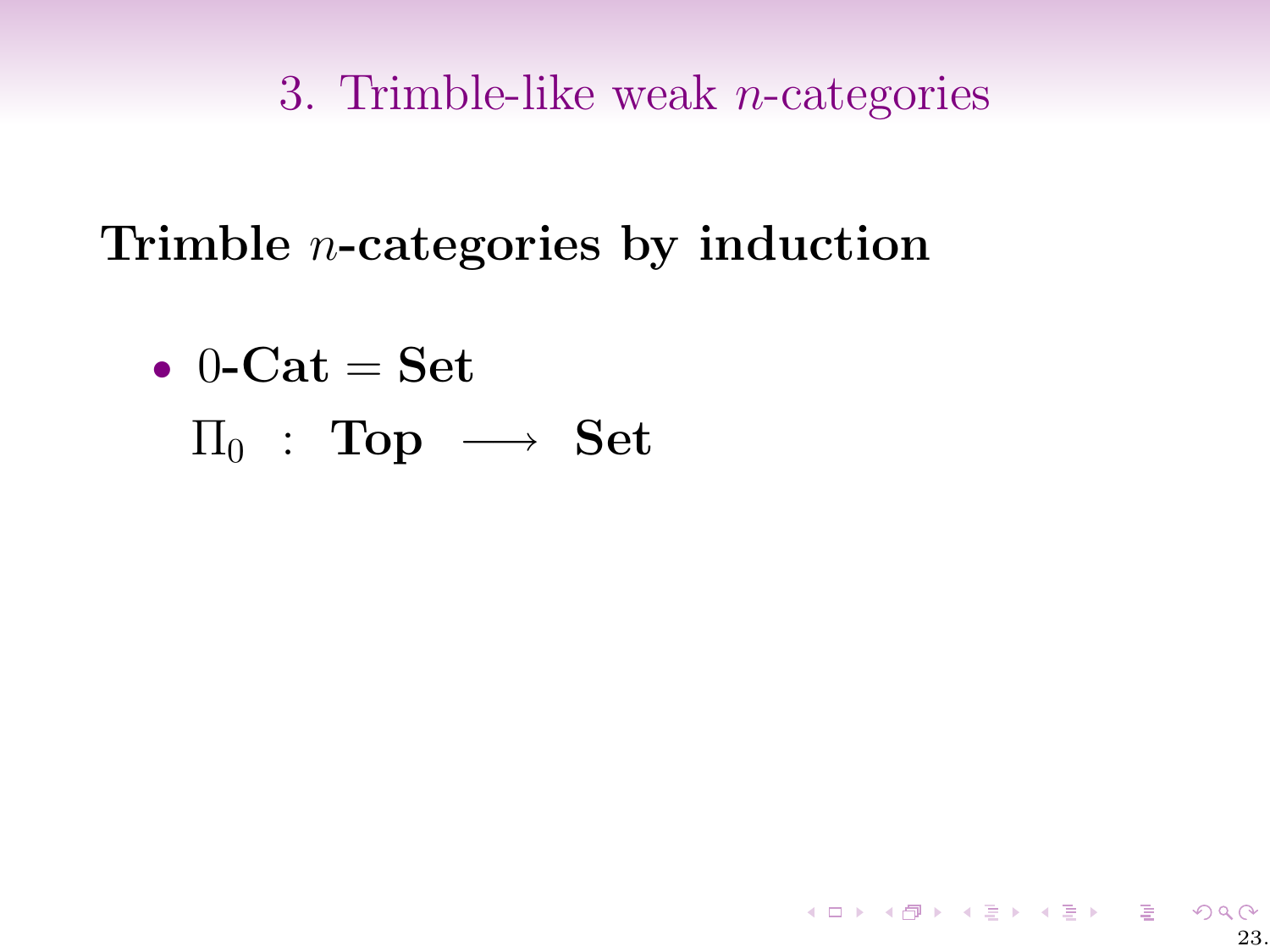# 3. Trimble-like weak $n$-categories

**Trimble $n$-categories by induction**

- $0$-$\mathbf{Cat} = \mathbf{Set}$

  $\Pi_0 \;:\; \mathbf{Top} \longrightarrow \mathbf{Set}$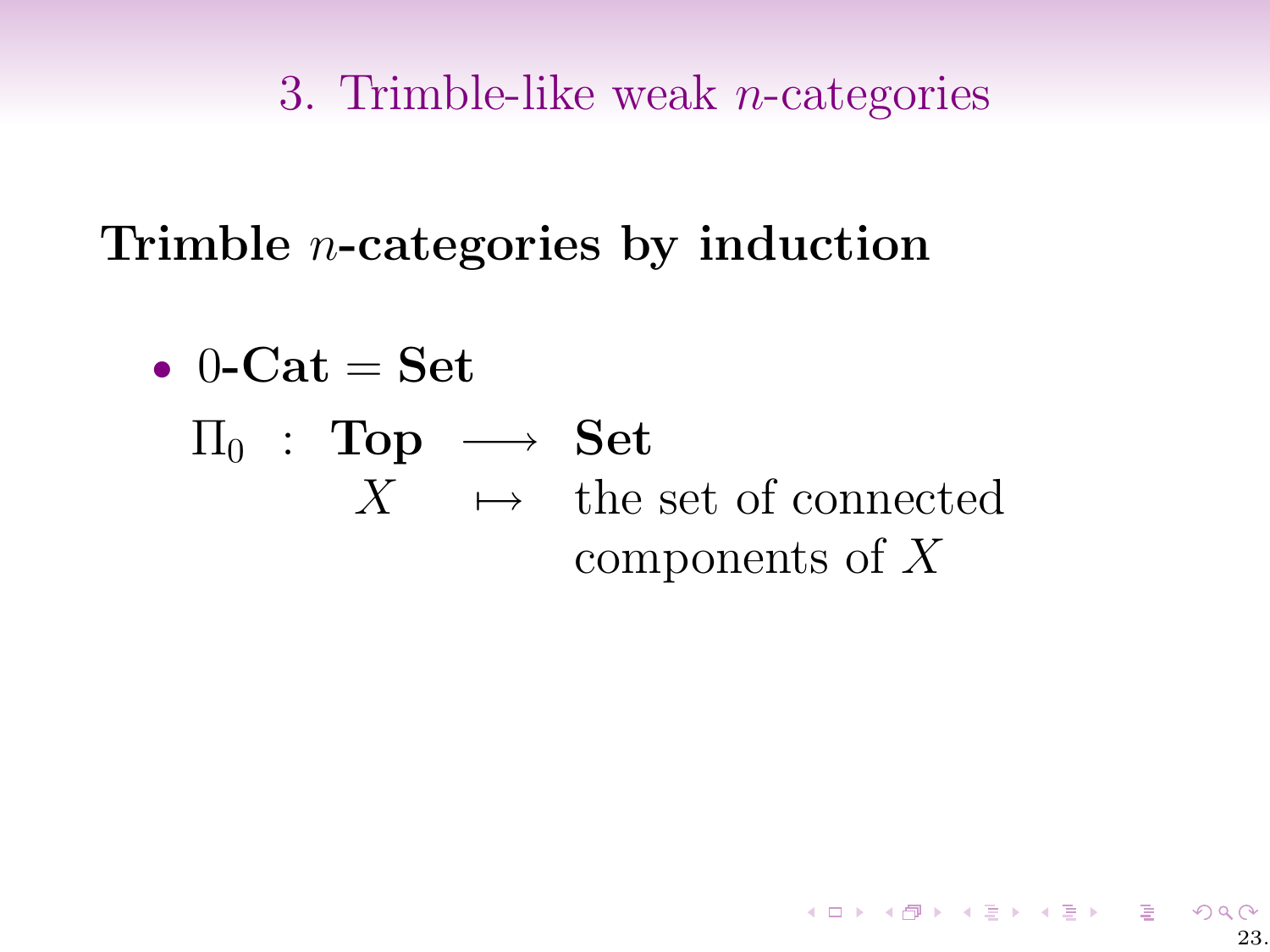# 3. Trimble-like weak $n$-categories

## Trimble $n$-categories by induction

- $0$-**Cat** $=$ **Set**

$$
\begin{array}{rcl}
\Pi_0 \;:\; \textbf{Top} & \longrightarrow & \textbf{Set} \\
X & \mapsto & \text{the set of connected} \\
 & & \text{components of } X
\end{array}
$$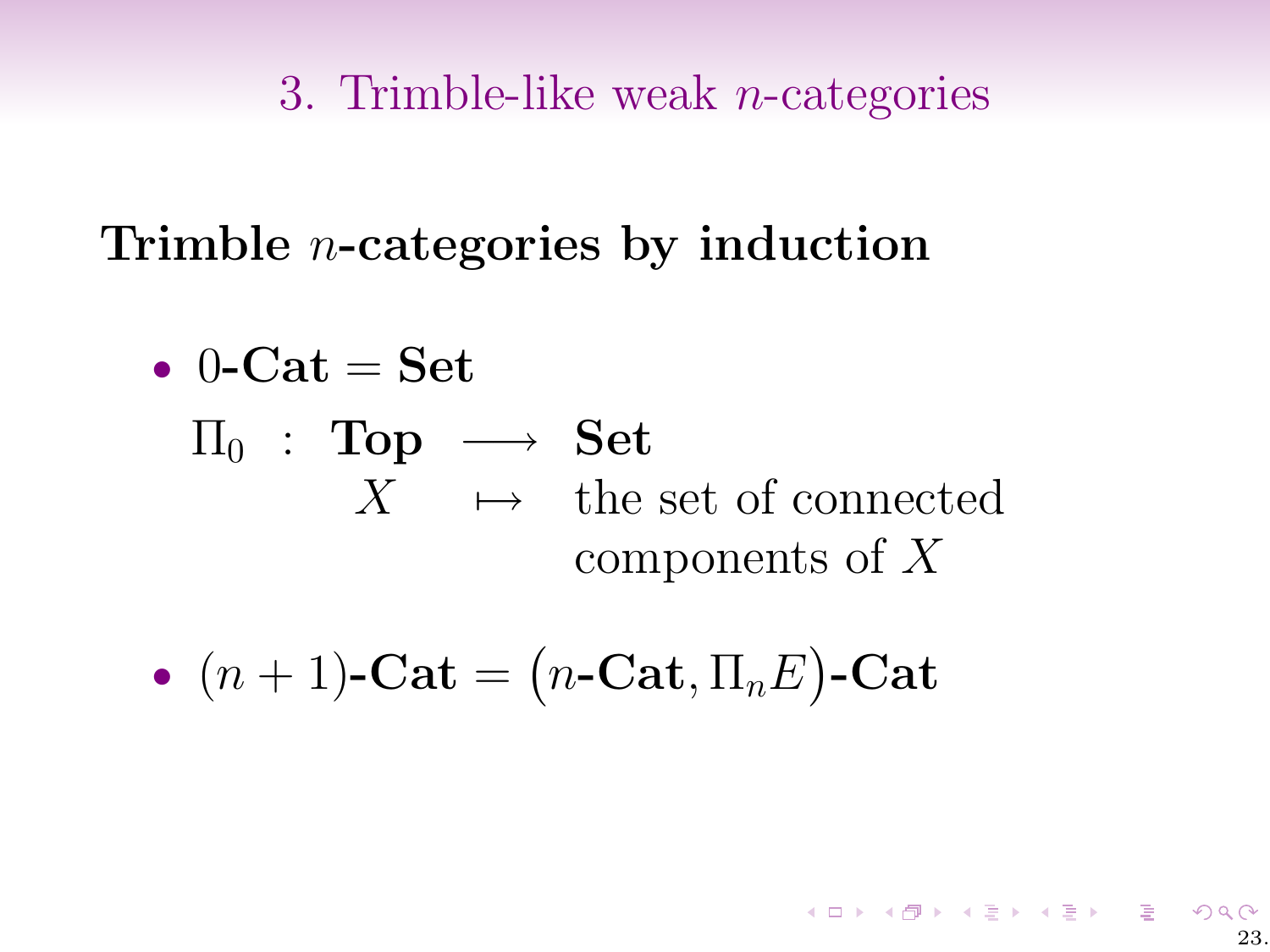## 3. Trimble-like weak $n$-categories

### Trimble $n$-categories by induction

- $0\text{-}\mathbf{Cat} = \mathbf{Set}$

$$
\begin{array}{rcl}
\Pi_0 \ : \ \mathbf{Top} & \longrightarrow & \mathbf{Set} \\
X & \mapsto & \text{the set of connected} \\
 & & \text{components of } X
\end{array}
$$

- $(n+1)\text{-}\mathbf{Cat} = \big(n\text{-}\mathbf{Cat}, \Pi_n E\big)\text{-}\mathbf{Cat}$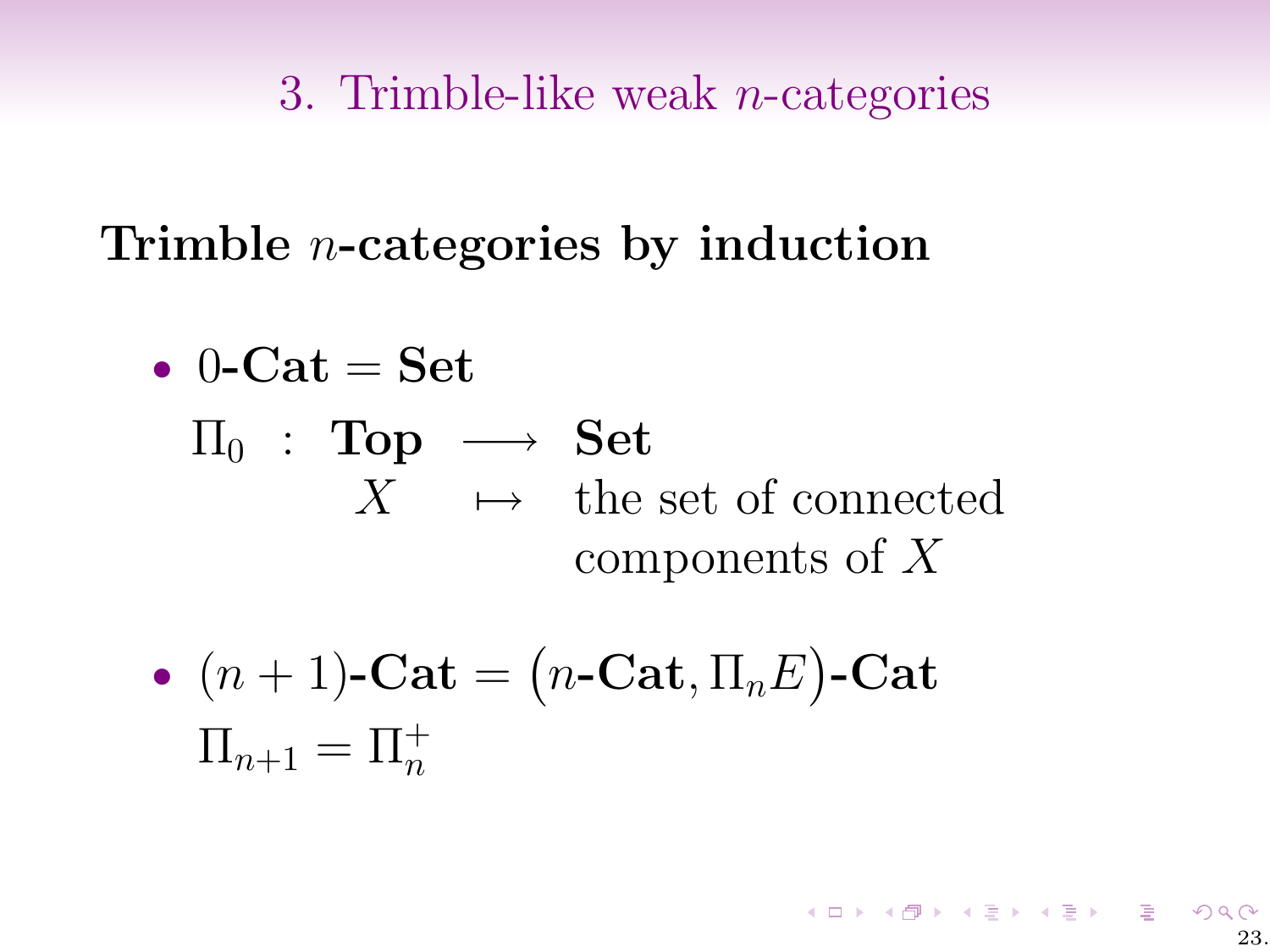# 3. Trimble-like weak $n$-categories

**Trimble $n$-categories by induction**

- $0\textbf{-Cat} = \textbf{Set}$

$$\begin{array}{cccl} \Pi_0 & : & \textbf{Top} & \longrightarrow & \textbf{Set} \\ & & X & \longmapsto & \text{the set of connected} \\ & & & & \text{components of } X \end{array}$$

- $(n+1)\textbf{-Cat} = \big(n\textbf{-Cat}, \Pi_n E\big)\textbf{-Cat}$

  $\Pi_{n+1} = \Pi_n^+$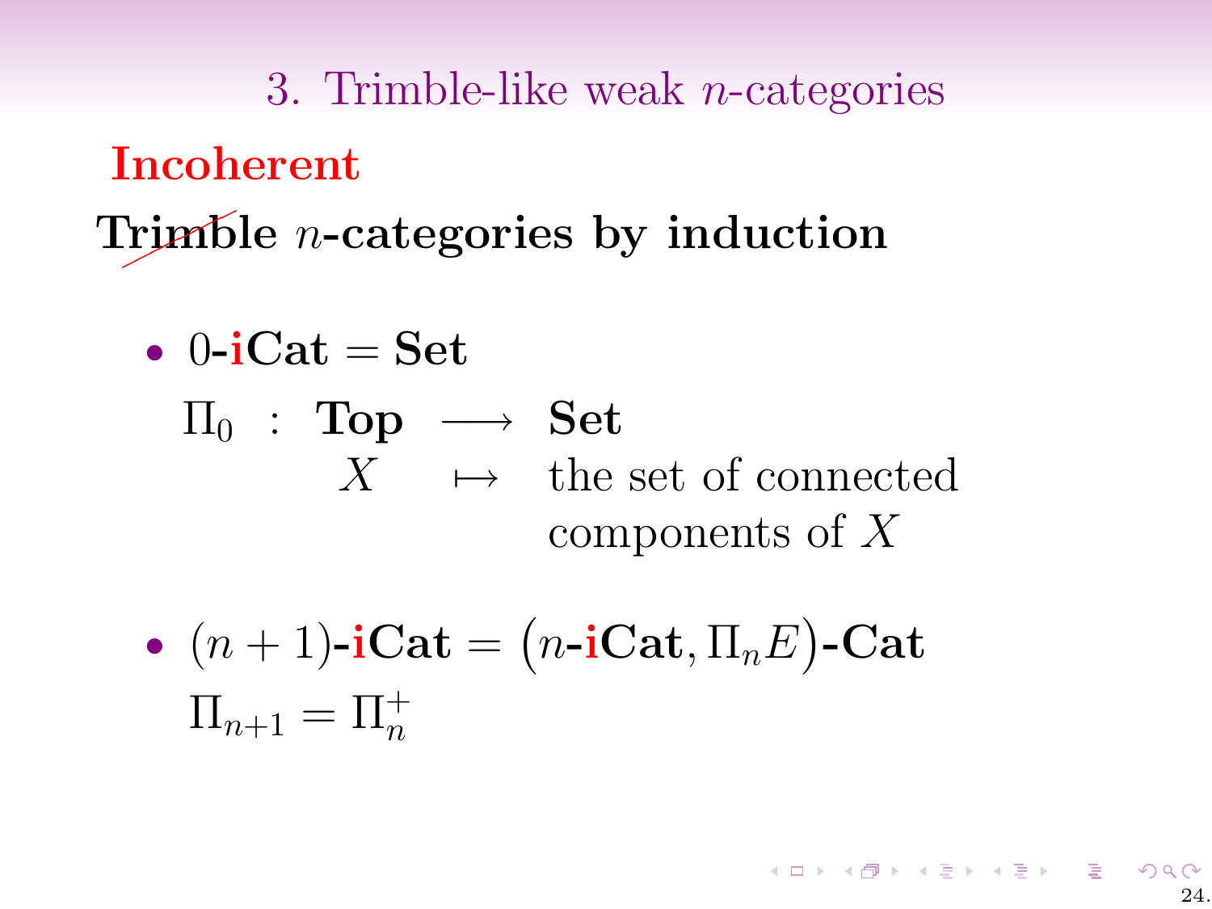## 3. Trimble-like weak $n$-categories

**Incoherent**

**~~Trimble~~ $n$-categories by induction**

- $0$-**iCat** $=$ **Set**

$$\begin{array}{rcccl} \Pi_0 & : & \mathbf{Top} & \longrightarrow & \mathbf{Set} \\ & & X & \mapsto & \text{the set of connected} \\ & & & & \text{components of } X \end{array}$$

- $(n+1)$-**iCat** $= \big(n\text{-}\mathbf{iCat}, \Pi_n E\big)$-**Cat**

  $\Pi_{n+1} = \Pi_n^+$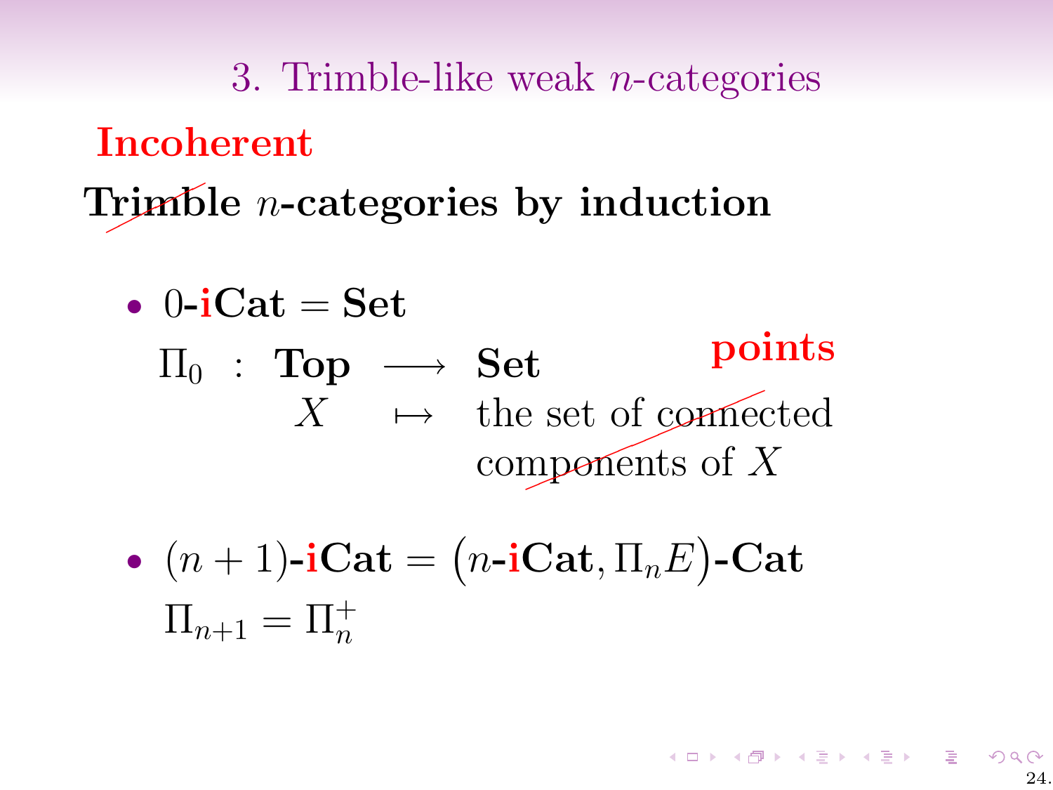## 3. Trimble-like weak $n$-categories

**Incoherent**

**~~Trimble~~ $n$-categories by induction**

- $0$-**iCat** = **Set**

  $$\Pi_0 \;:\; \mathbf{Top} \longrightarrow \mathbf{Set}$$
  $$X \mapsto \text{the set of ~~connected components~~ **points** of } X$$

- $(n+1)$-**iCat** $= \big(n$-**iCat**$, \Pi_n E\big)$-**Cat**

  $$\Pi_{n+1} = \Pi_n^+$$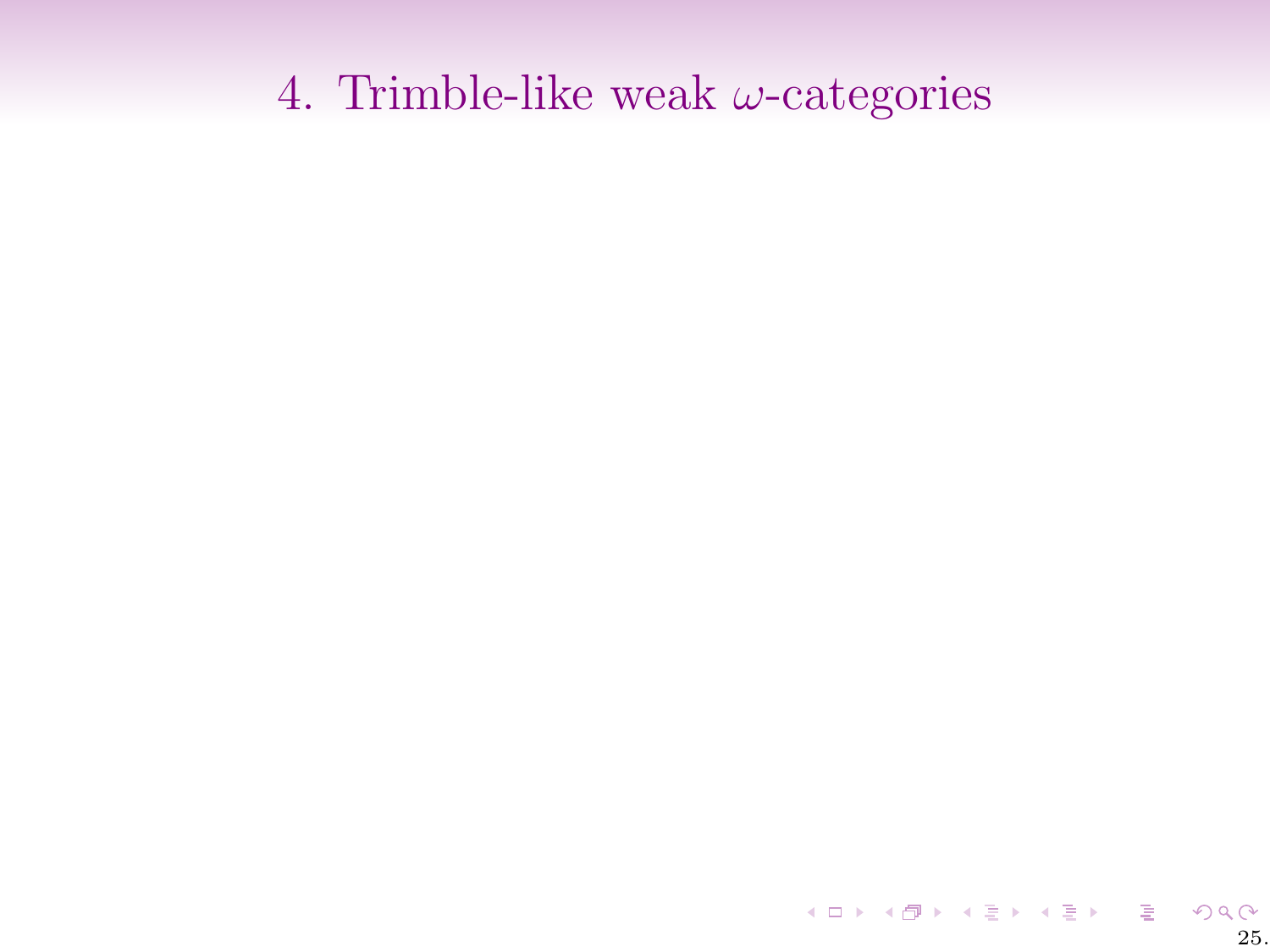# 4. Trimble-like weak $\omega$-categories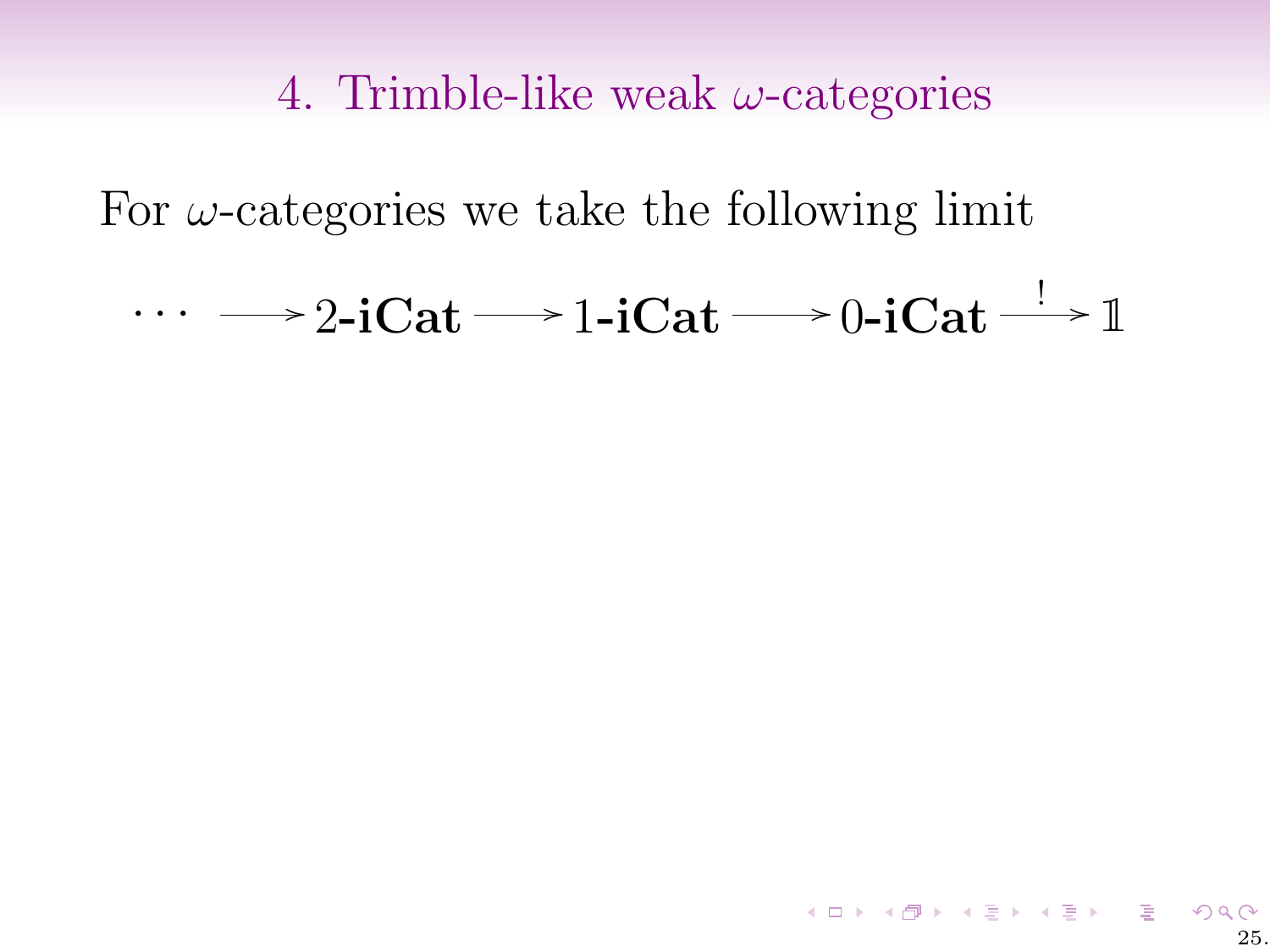# 4. Trimble-like weak $\omega$-categories

For $\omega$-categories we take the following limit

$$\cdots \longrightarrow 2\text{-}\mathbf{iCat} \longrightarrow 1\text{-}\mathbf{iCat} \longrightarrow 0\text{-}\mathbf{iCat} \xrightarrow{\;!\;} \mathbb{1}$$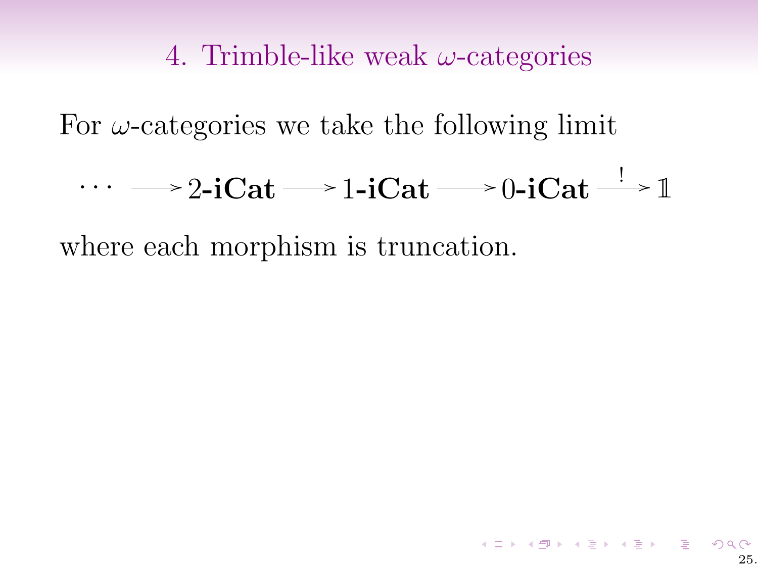# 4. Trimble-like weak $\omega$-categories

For $\omega$-categories we take the following limit

$$\cdots \longrightarrow \mathbf{2\text{-}iCat} \longrightarrow \mathbf{1\text{-}iCat} \longrightarrow \mathbf{0\text{-}iCat} \xrightarrow{\;!\;} \mathbb{1}$$

where each morphism is truncation.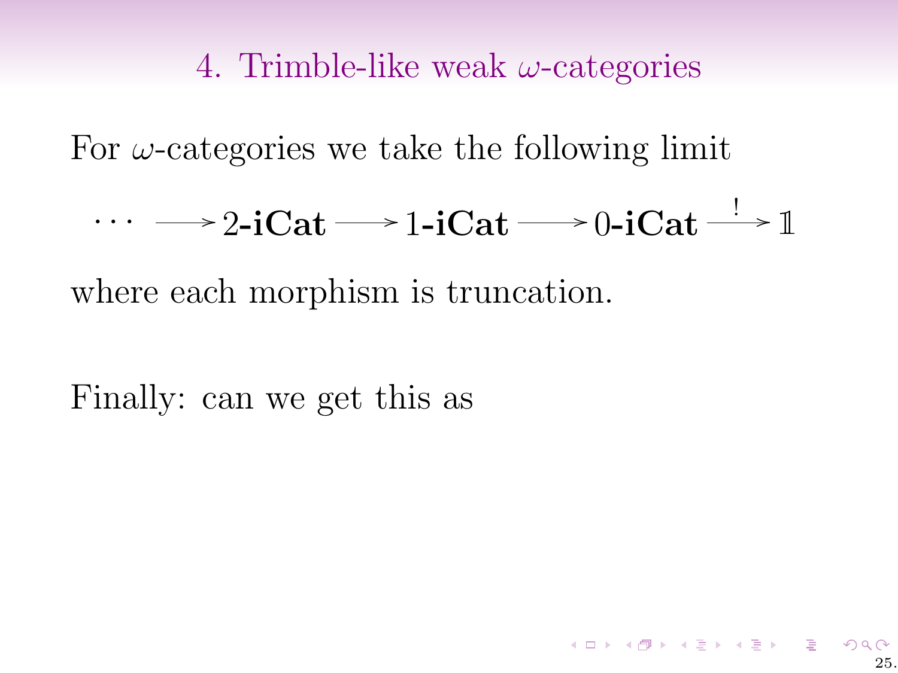# 4. Trimble-like weak $\omega$-categories

For $\omega$-categories we take the following limit

$$\cdots \longrightarrow 2\text{-}\mathbf{iCat} \longrightarrow 1\text{-}\mathbf{iCat} \longrightarrow 0\text{-}\mathbf{iCat} \xrightarrow{\;!\;} \mathbb{1}$$

where each morphism is truncation.

Finally: can we get this as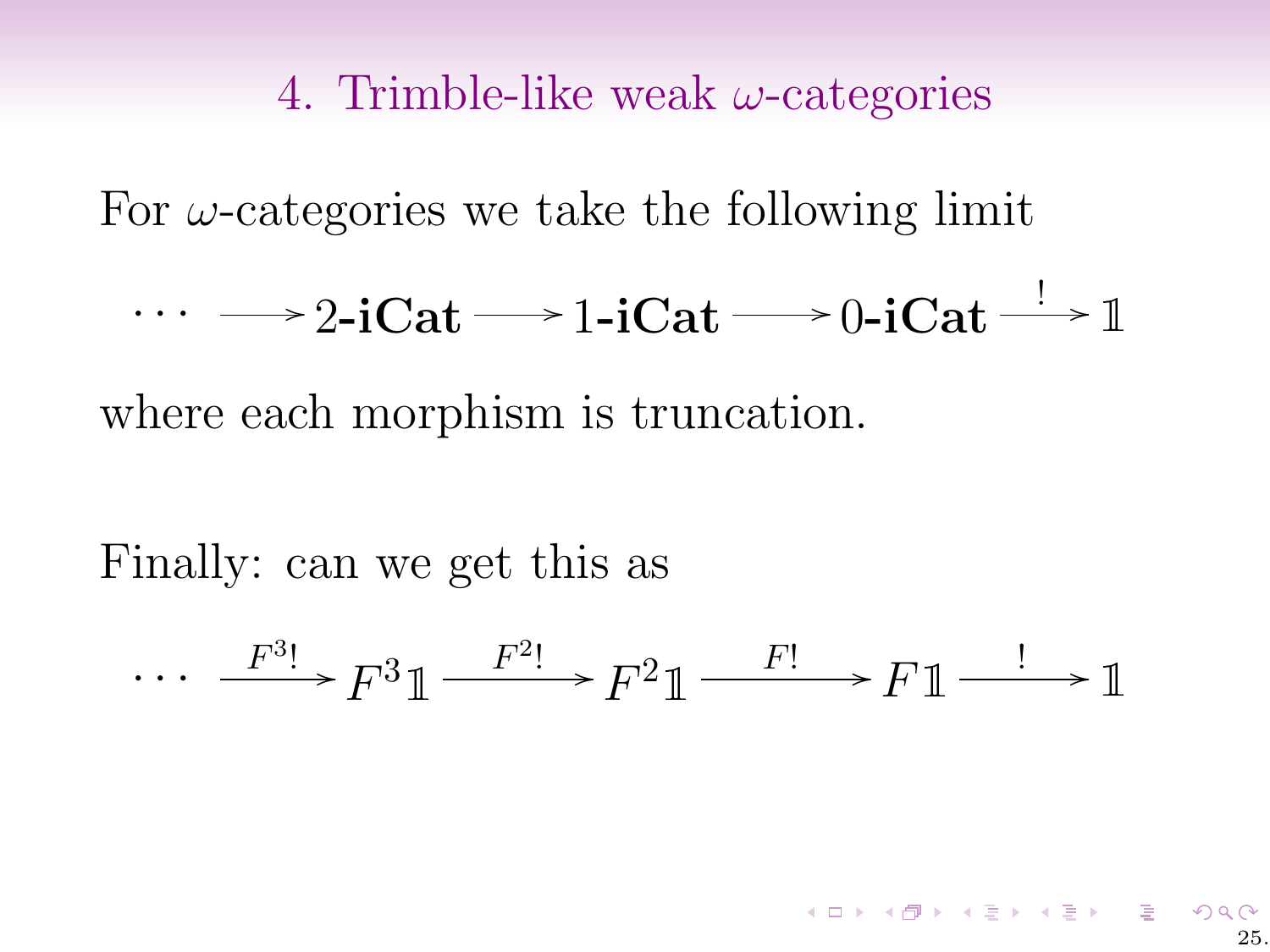## 4. Trimble-like weak $\omega$-categories

For $\omega$-categories we take the following limit

$$\cdots \longrightarrow \mathbf{2\text{-}iCat} \longrightarrow \mathbf{1\text{-}iCat} \longrightarrow \mathbf{0\text{-}iCat} \xrightarrow{\ !\ } \mathbb{1}$$

where each morphism is truncation.

Finally: can we get this as

$$\cdots \xrightarrow{F^3!} F^3\mathbb{1} \xrightarrow{F^2!} F^2\mathbb{1} \xrightarrow{F!} F\mathbb{1} \xrightarrow{\ !\ } \mathbb{1}$$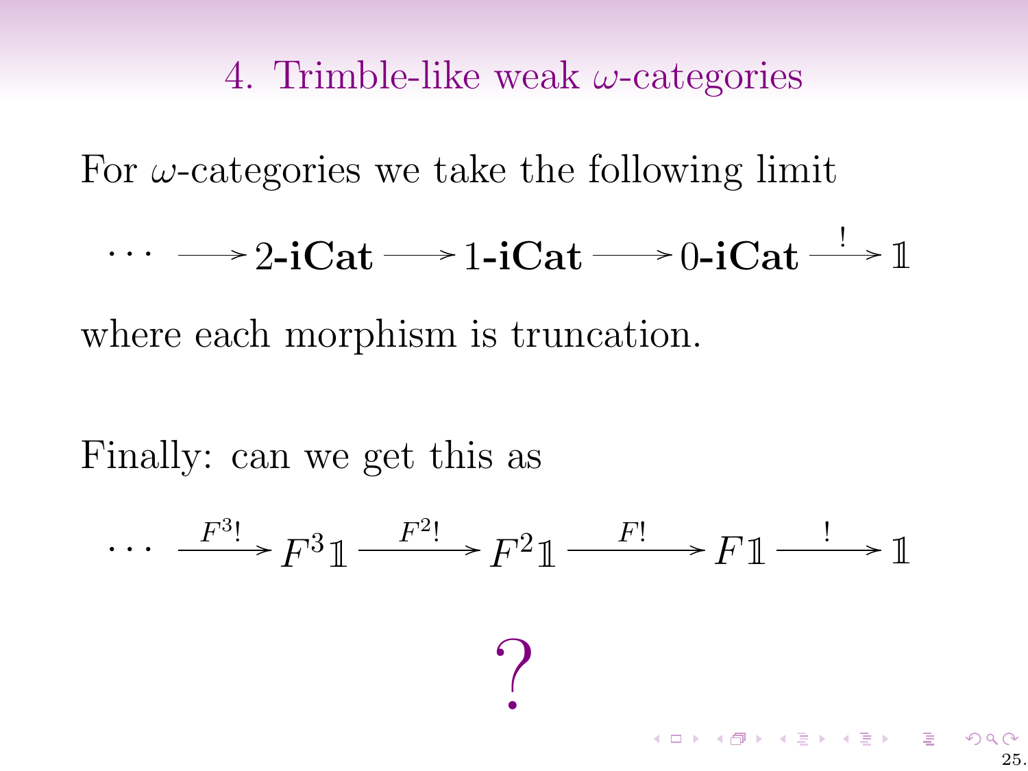# 4. Trimble-like weak $\omega$-categories

For $\omega$-categories we take the following limit

$$\cdots \longrightarrow \textbf{2-iCat} \longrightarrow \textbf{1-iCat} \longrightarrow \textbf{0-iCat} \xrightarrow{\ !\ } \mathbb{1}$$

where each morphism is truncation.

Finally: can we get this as

$$\cdots \xrightarrow{F^3!} F^3\mathbb{1} \xrightarrow{F^2!} F^2\mathbb{1} \xrightarrow{F!} F\mathbb{1} \xrightarrow{\ !\ } \mathbb{1}$$

?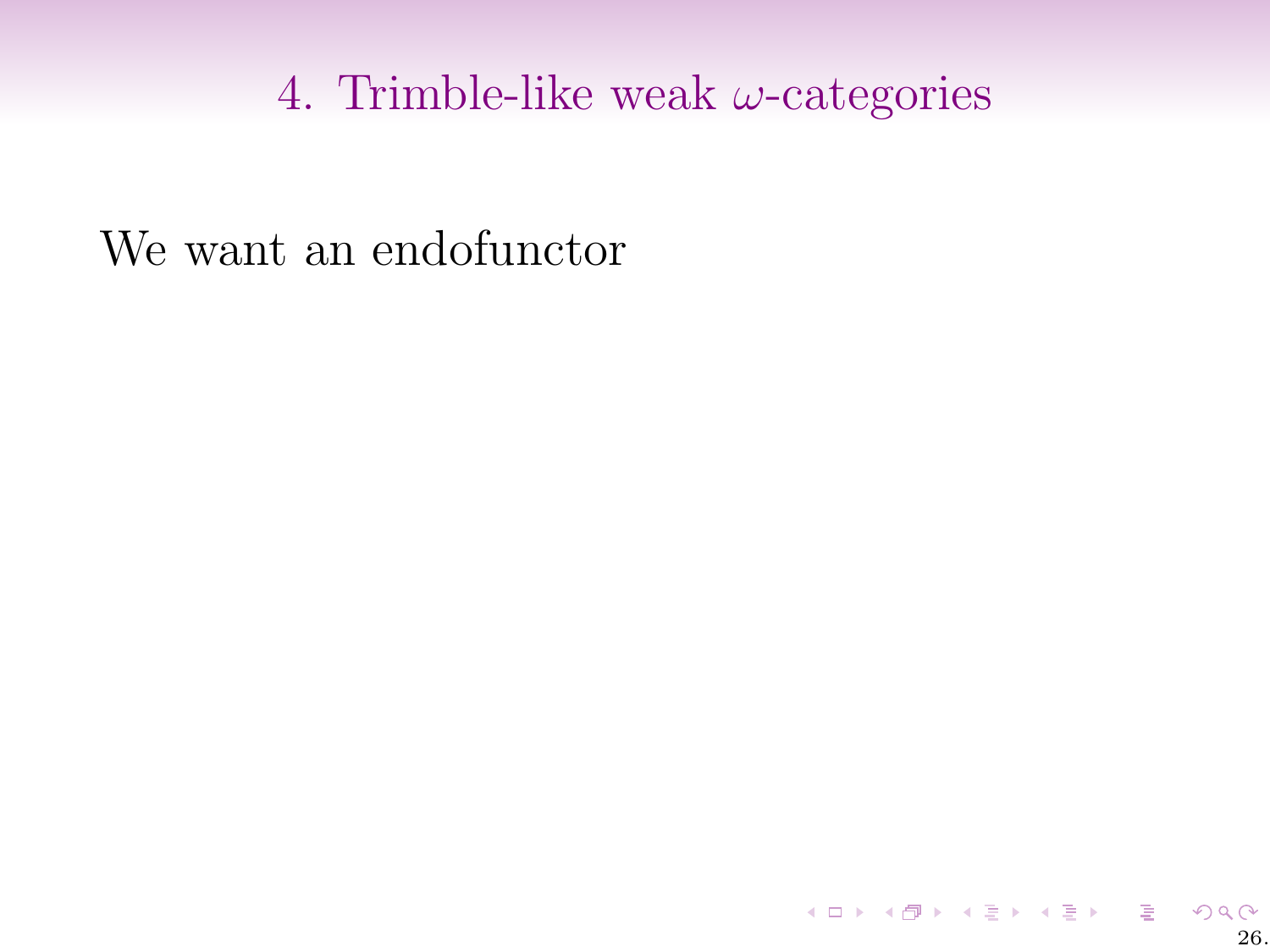# 4. Trimble-like weak $\omega$-categories

We want an endofunctor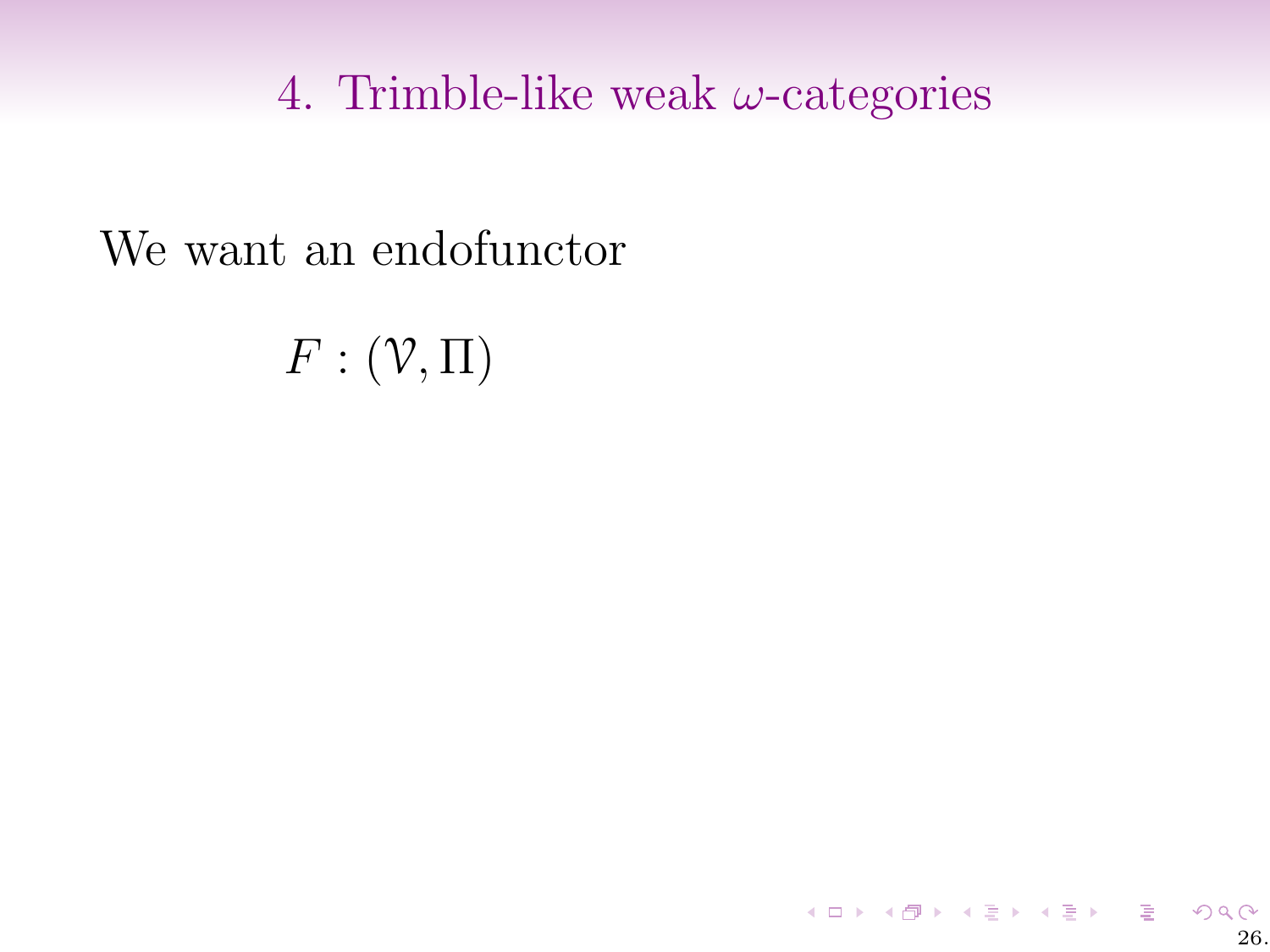# 4. Trimble-like weak $\omega$-categories

We want an endofunctor

$$F : (\mathcal{V}, \Pi)$$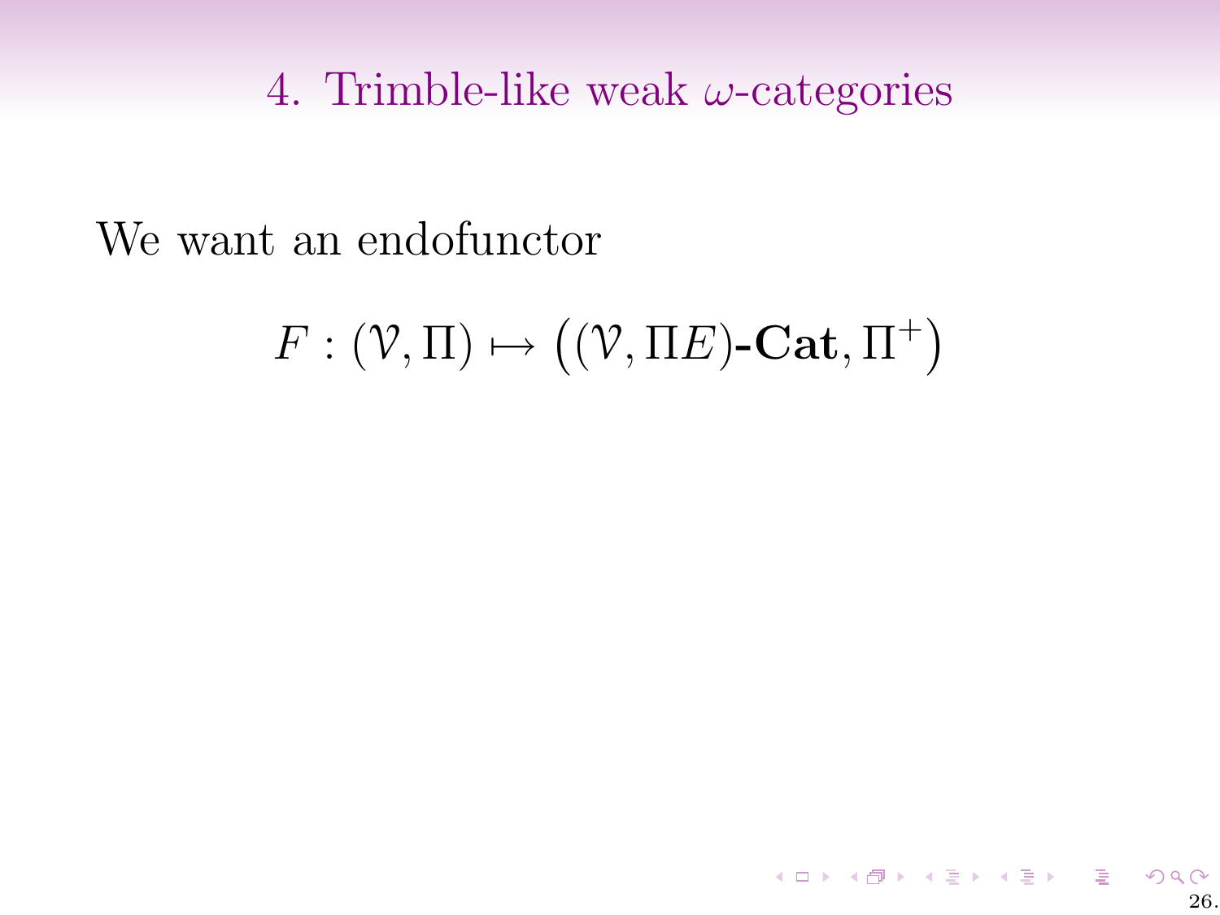# 4. Trimble-like weak $\omega$-categories

We want an endofunctor

$$F : (\mathcal{V}, \Pi) \mapsto \big((\mathcal{V}, \Pi E)\textbf{-Cat}, \Pi^{+}\big)$$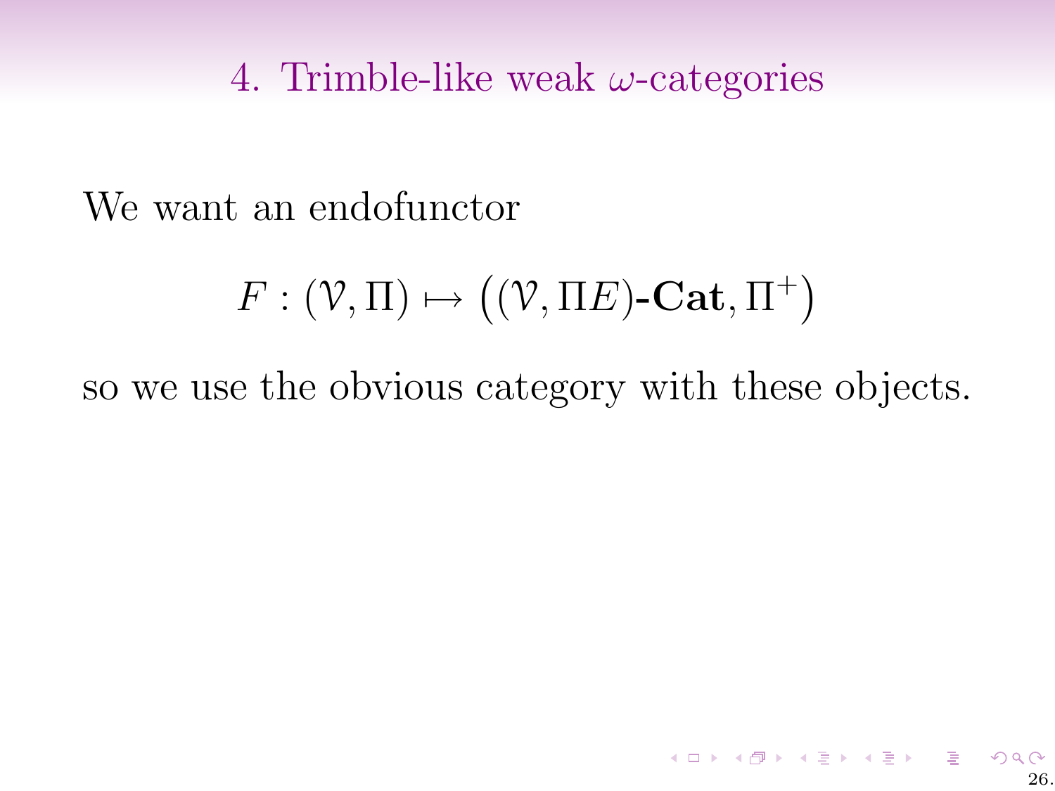## 4. Trimble-like weak $\omega$-categories

We want an endofunctor

$$F : (\mathcal{V}, \Pi) \mapsto \big((\mathcal{V}, \Pi E)\text{-}\mathbf{Cat}, \Pi^+\big)$$

so we use the obvious category with these objects.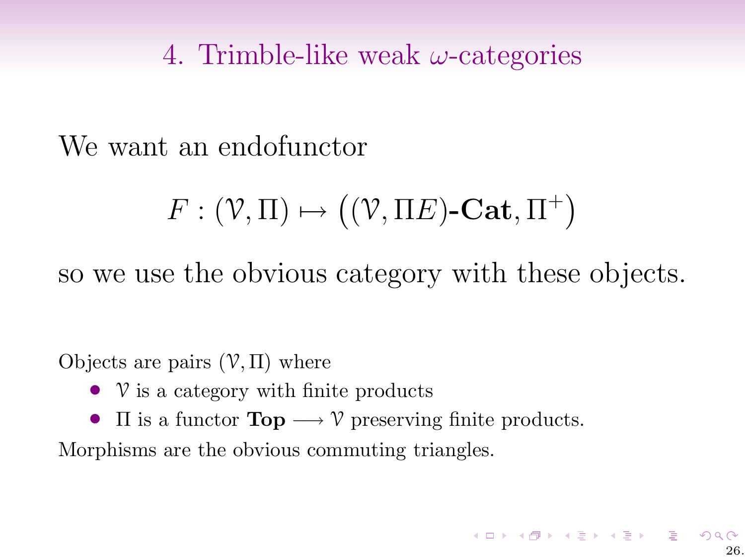# 4. Trimble-like weak $\omega$-categories

We want an endofunctor

$$F : (\mathcal{V}, \Pi) \mapsto \big((\mathcal{V}, \Pi E)\text{-}\mathbf{Cat}, \Pi^+\big)$$

so we use the obvious category with these objects.

Objects are pairs $(\mathcal{V}, \Pi)$ where

- $\mathcal{V}$ is a category with finite products
- $\Pi$ is a functor $\mathbf{Top} \longrightarrow \mathcal{V}$ preserving finite products.

Morphisms are the obvious commuting triangles.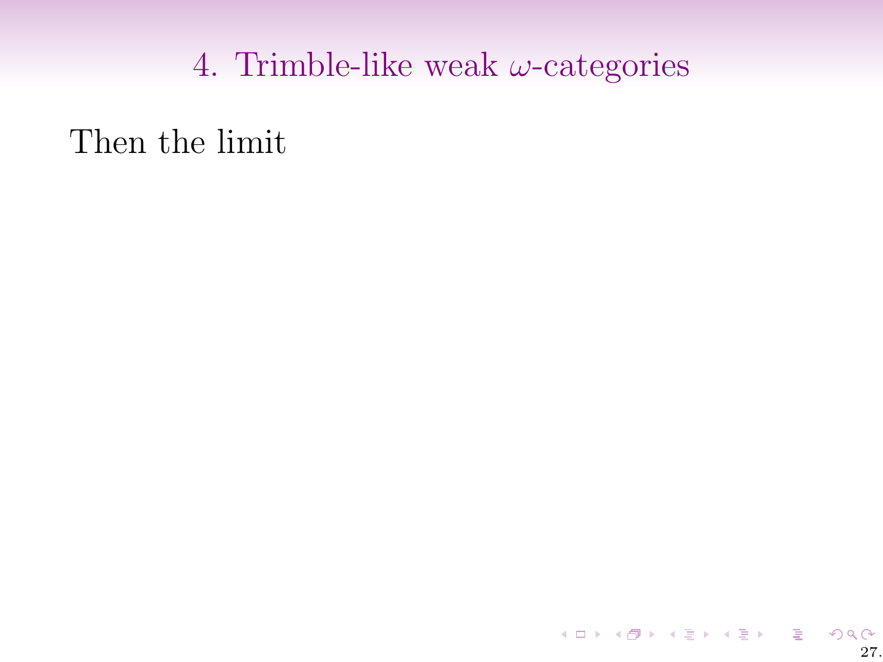## 4. Trimble-like weak $\omega$-categories

Then the limit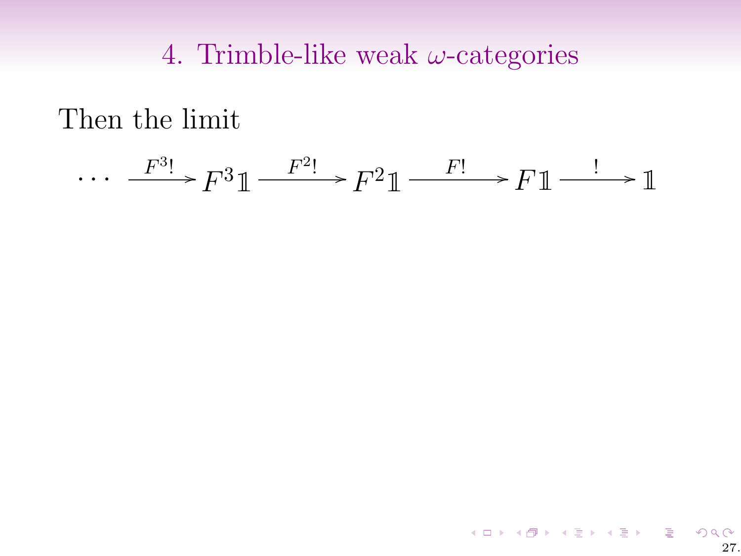# 4. Trimble-like weak $\omega$-categories

Then the limit

$$\cdots \xrightarrow{F^3!} F^3\mathbb{1} \xrightarrow{F^2!} F^2\mathbb{1} \xrightarrow{F!} F\mathbb{1} \xrightarrow{!} \mathbb{1}$$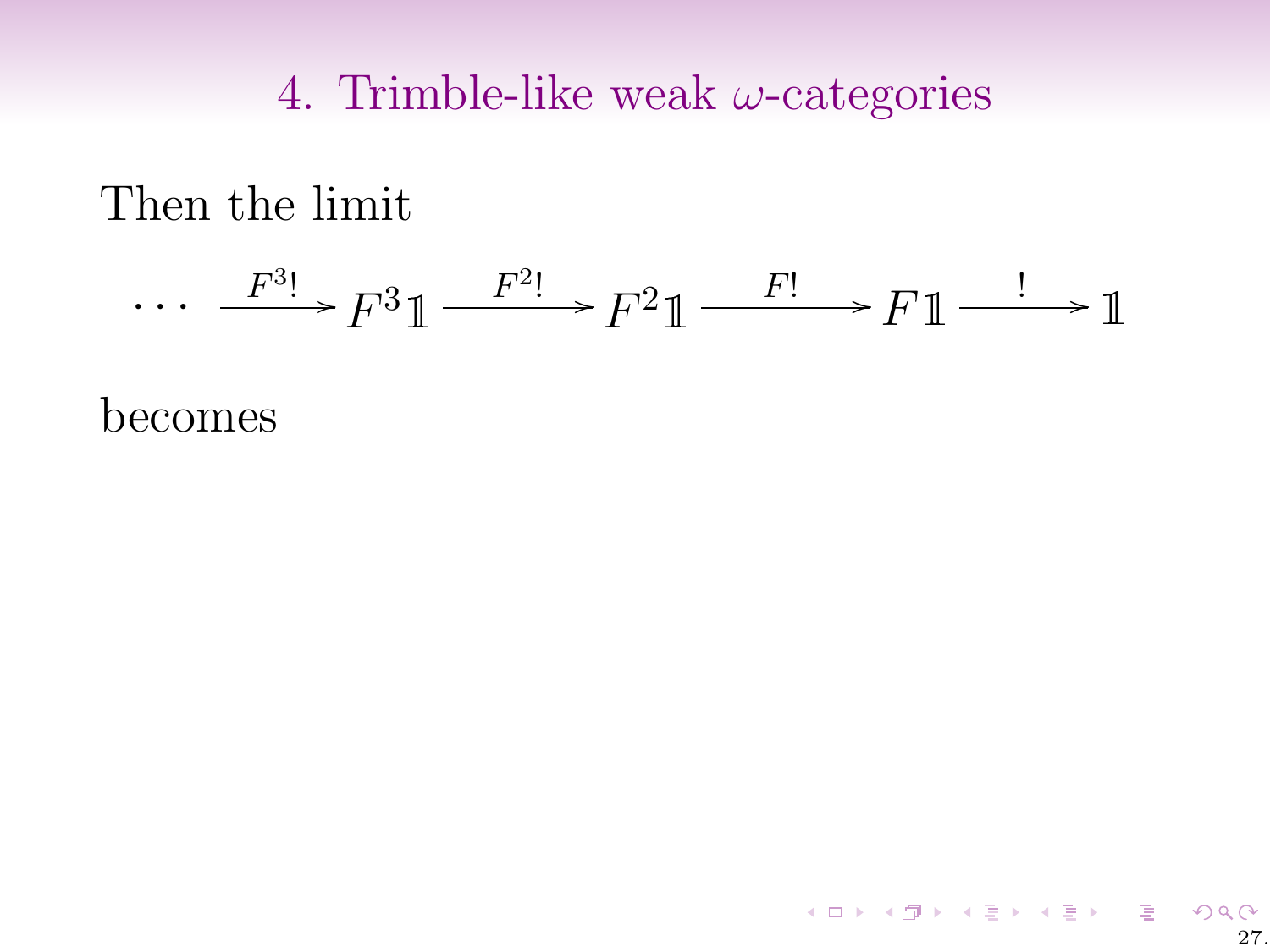# 4. Trimble-like weak $\omega$-categories

Then the limit

$$\cdots \xrightarrow{F^3!} F^3\mathbb{1} \xrightarrow{F^2!} F^2\mathbb{1} \xrightarrow{F!} F\mathbb{1} \xrightarrow{!} \mathbb{1}$$

becomes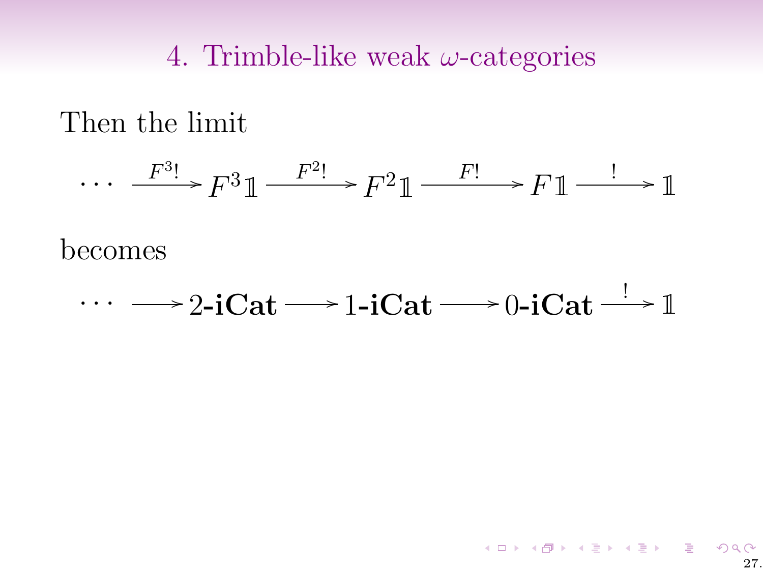# 4. Trimble-like weak $\omega$-categories

Then the limit

$$\cdots \xrightarrow{F^3!} F^3\mathbb{1} \xrightarrow{F^2!} F^2\mathbb{1} \xrightarrow{F!} F\mathbb{1} \xrightarrow{!} \mathbb{1}$$

becomes

$$\cdots \longrightarrow \mathbf{2\text{-}iCat} \longrightarrow \mathbf{1\text{-}iCat} \longrightarrow \mathbf{0\text{-}iCat} \xrightarrow{!} \mathbb{1}$$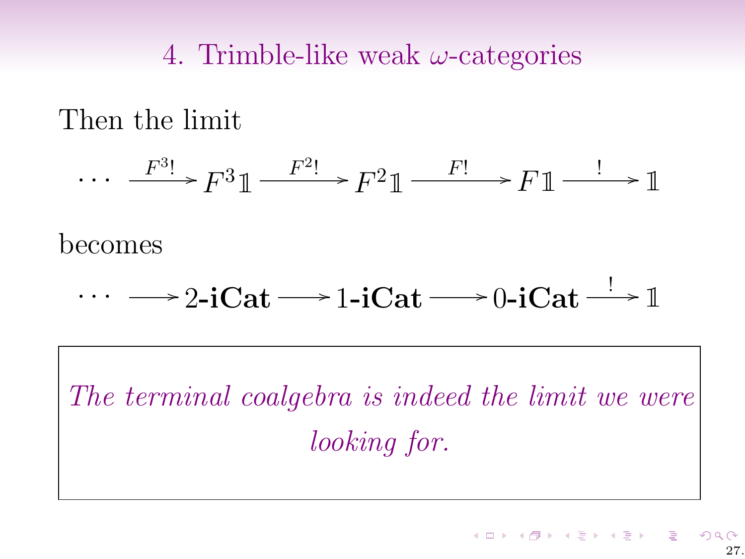## 4. Trimble-like weak $\omega$-categories

Then the limit

$$\cdots \xrightarrow{F^3!} F^3\mathbb{1} \xrightarrow{F^2!} F^2\mathbb{1} \xrightarrow{F!} F\mathbb{1} \xrightarrow{!} \mathbb{1}$$

becomes

$$\cdots \longrightarrow 2\textbf{-iCat} \longrightarrow 1\textbf{-iCat} \longrightarrow 0\textbf{-iCat} \xrightarrow{!} \mathbb{1}$$

*The terminal coalgebra is indeed the limit we were looking for.*